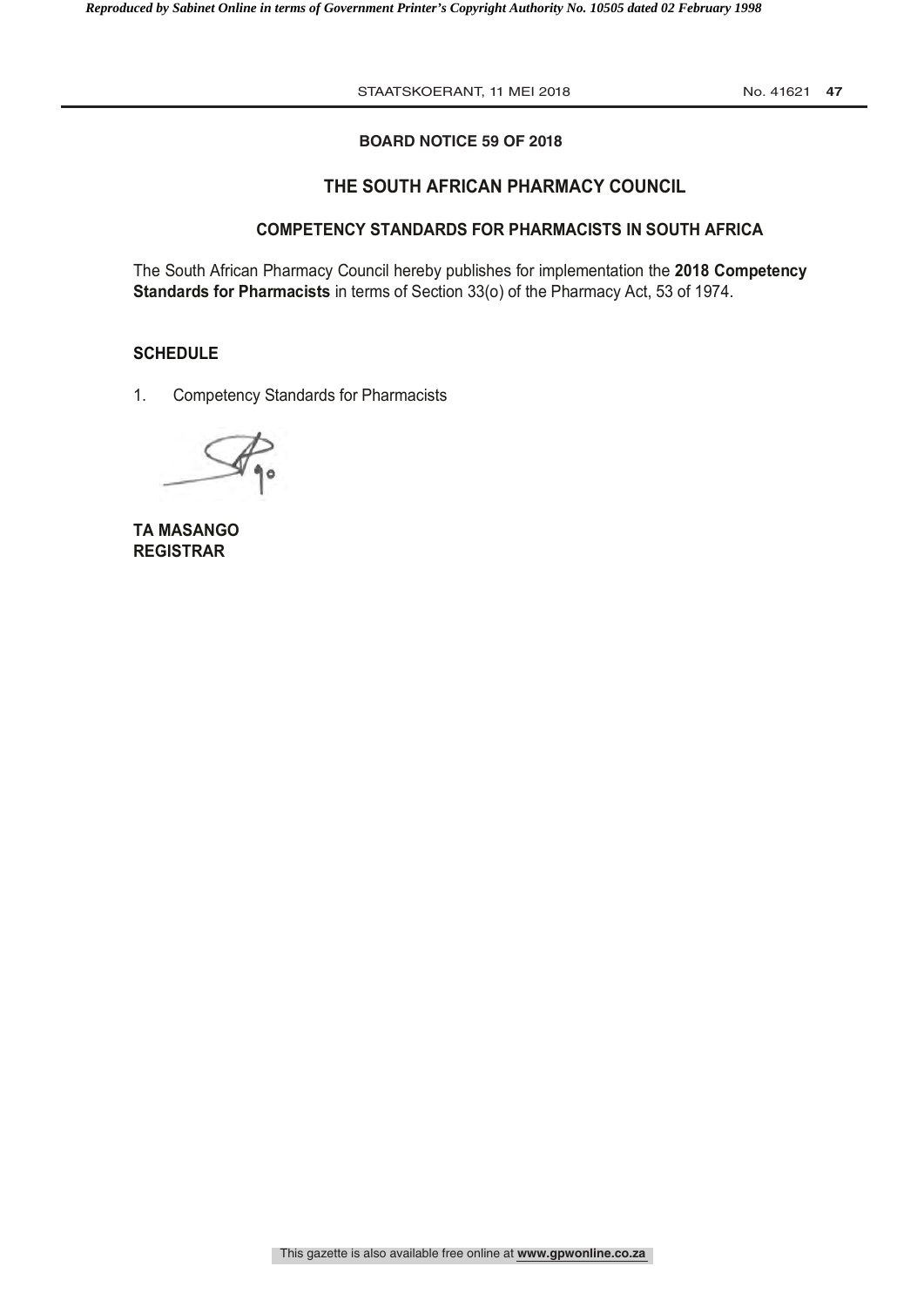**BOARD NOTICE 59 OF 2018**

## THE SOUTH AFRICAN PHARMACY COUNCIL

### COMPETENCY STANDARDS FOR PHARMACISTS IN SOUTH AFRICA

The South African Pharmacy Council hereby publishes for implementation the **2018 Competency Standards for Pharmacists** in terms of Section 33(o) of the Pharmacy Act, 53 of 1974.

**SCHEDULE**

1. Competency Standards for Pharmacists

**TA MASANGO**
**REGISTRAR**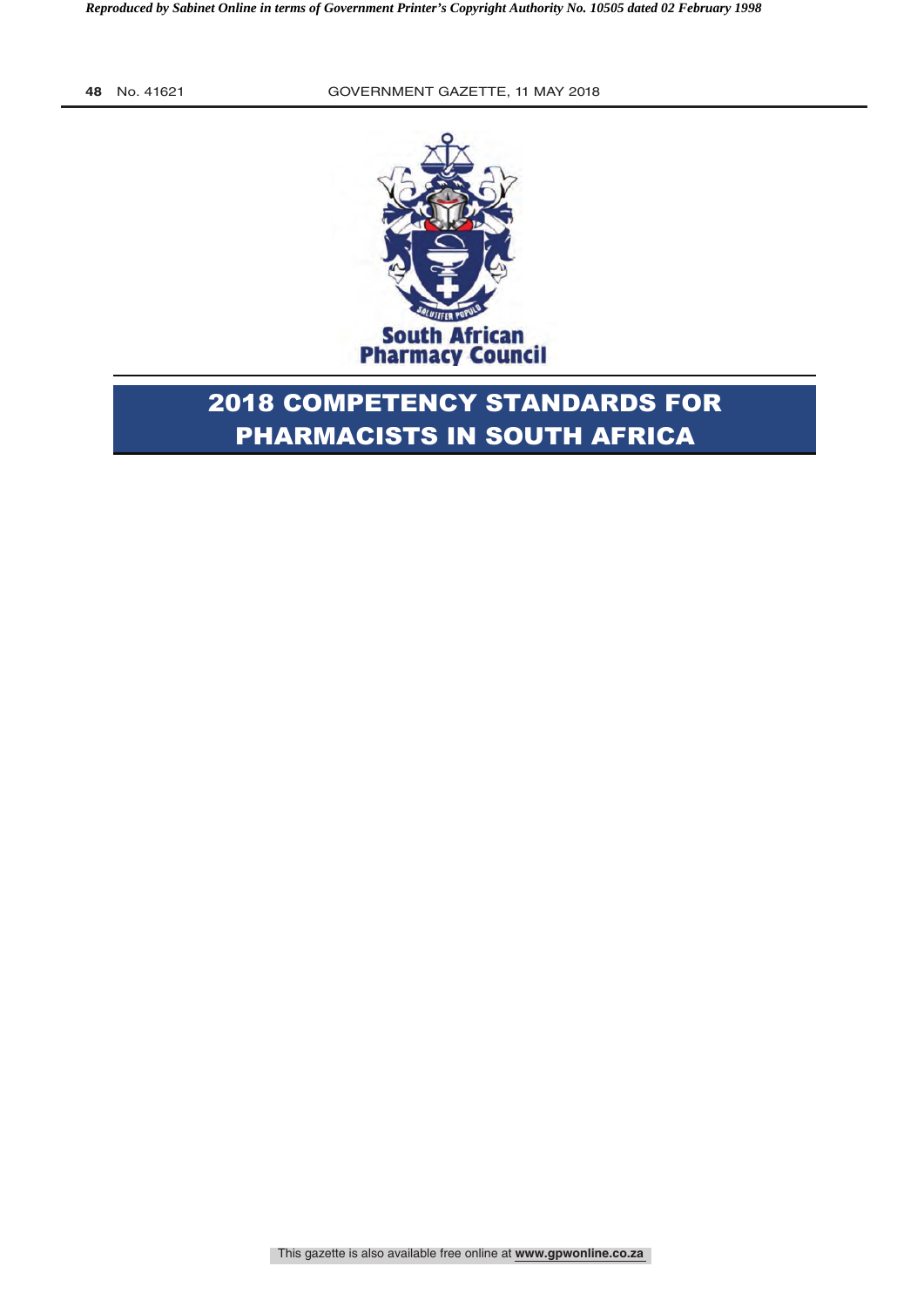South African Pharmacy Council

# 2018 COMPETENCY STANDARDS FOR PHARMACISTS IN SOUTH AFRICA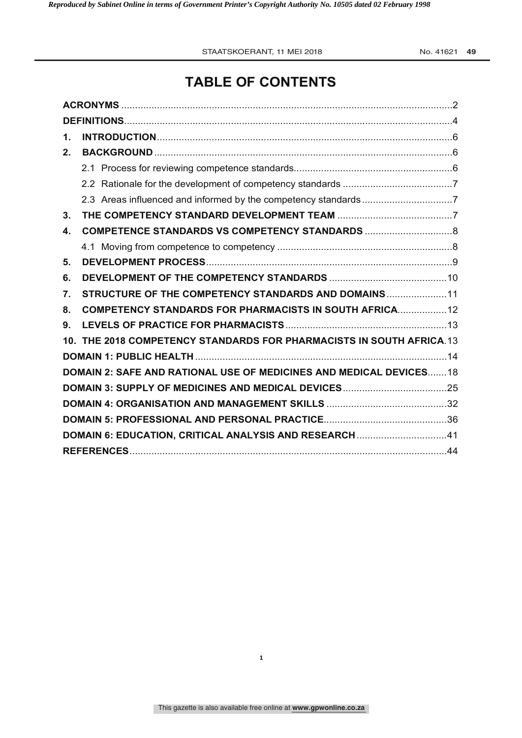# TABLE OF CONTENTS

| | |
|---|---|
| **ACRONYMS** | 2 |
| **DEFINITIONS** | 4 |
| **1. INTRODUCTION** | 6 |
| **2. BACKGROUND** | 6 |
| 2.1 Process for reviewing competence standards | 6 |
| 2.2 Rationale for the development of competency standards | 7 |
| 2.3 Areas influenced and informed by the competency standards | 7 |
| **3. THE COMPETENCY STANDARD DEVELOPMENT TEAM** | 7 |
| **4. COMPETENCE STANDARDS VS COMPETENCY STANDARDS** | 8 |
| 4.1 Moving from competence to competency | 8 |
| **5. DEVELOPMENT PROCESS** | 9 |
| **6. DEVELOPMENT OF THE COMPETENCY STANDARDS** | 10 |
| **7. STRUCTURE OF THE COMPETENCY STANDARDS AND DOMAINS** | 11 |
| **8. COMPETENCY STANDARDS FOR PHARMACISTS IN SOUTH AFRICA** | 12 |
| **9. LEVELS OF PRACTICE FOR PHARMACISTS** | 13 |
| **10. THE 2018 COMPETENCY STANDARDS FOR PHARMACISTS IN SOUTH AFRICA** | 13 |
| **DOMAIN 1: PUBLIC HEALTH** | 14 |
| **DOMAIN 2: SAFE AND RATIONAL USE OF MEDICINES AND MEDICAL DEVICES** | 18 |
| **DOMAIN 3: SUPPLY OF MEDICINES AND MEDICAL DEVICES** | 25 |
| **DOMAIN 4: ORGANISATION AND MANAGEMENT SKILLS** | 32 |
| **DOMAIN 5: PROFESSIONAL AND PERSONAL PRACTICE** | 36 |
| **DOMAIN 6: EDUCATION, CRITICAL ANALYSIS AND RESEARCH** | 41 |
| **REFERENCES** | 44 |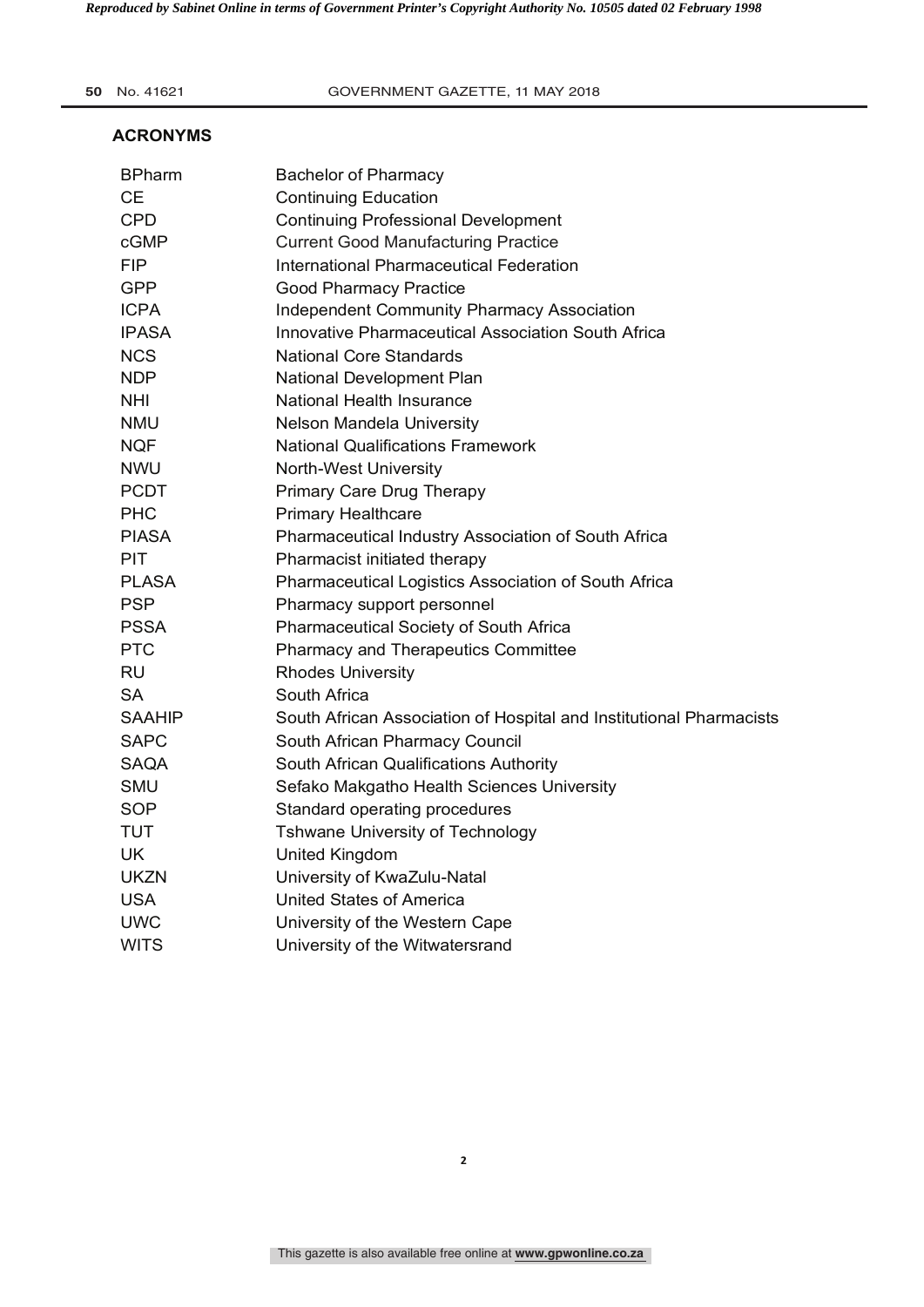## ACRONYMS

| | |
|---|---|
| BPharm | Bachelor of Pharmacy |
| CE | Continuing Education |
| CPD | Continuing Professional Development |
| cGMP | Current Good Manufacturing Practice |
| FIP | International Pharmaceutical Federation |
| GPP | Good Pharmacy Practice |
| ICPA | Independent Community Pharmacy Association |
| IPASA | Innovative Pharmaceutical Association South Africa |
| NCS | National Core Standards |
| NDP | National Development Plan |
| NHI | National Health Insurance |
| NMU | Nelson Mandela University |
| NQF | National Qualifications Framework |
| NWU | North-West University |
| PCDT | Primary Care Drug Therapy |
| PHC | Primary Healthcare |
| PIASA | Pharmaceutical Industry Association of South Africa |
| PIT | Pharmacist initiated therapy |
| PLASA | Pharmaceutical Logistics Association of South Africa |
| PSP | Pharmacy support personnel |
| PSSA | Pharmaceutical Society of South Africa |
| PTC | Pharmacy and Therapeutics Committee |
| RU | Rhodes University |
| SA | South Africa |
| SAAHIP | South African Association of Hospital and Institutional Pharmacists |
| SAPC | South African Pharmacy Council |
| SAQA | South African Qualifications Authority |
| SMU | Sefako Makgatho Health Sciences University |
| SOP | Standard operating procedures |
| TUT | Tshwane University of Technology |
| UK | United Kingdom |
| UKZN | University of KwaZulu-Natal |
| USA | United States of America |
| UWC | University of the Western Cape |
| WITS | University of the Witwatersrand |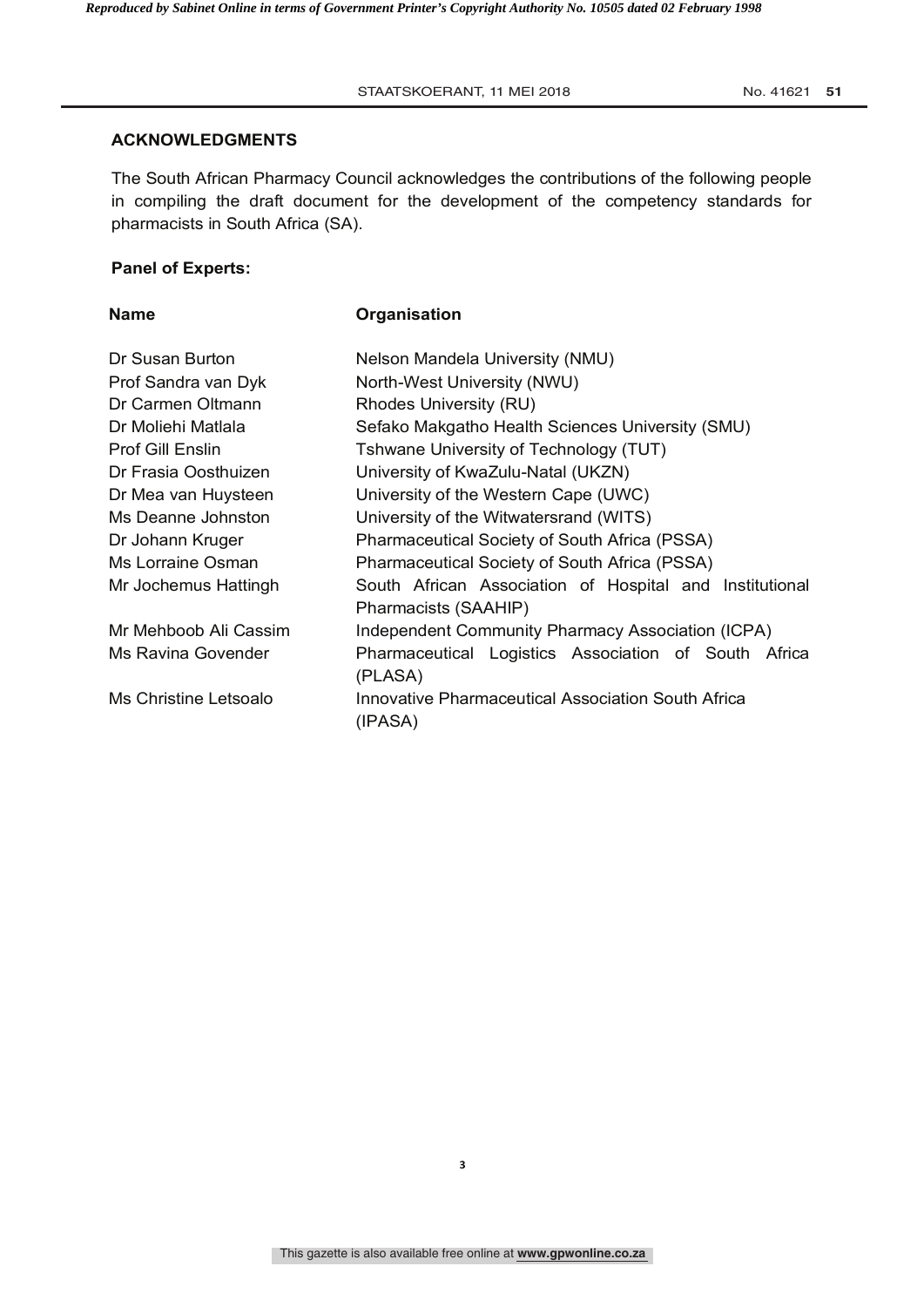## ACKNOWLEDGMENTS

The South African Pharmacy Council acknowledges the contributions of the following people in compiling the draft document for the development of the competency standards for pharmacists in South Africa (SA).

**Panel of Experts:**

| Name | Organisation |
| --- | --- |
| Dr Susan Burton | Nelson Mandela University (NMU) |
| Prof Sandra van Dyk | North-West University (NWU) |
| Dr Carmen Oltmann | Rhodes University (RU) |
| Dr Moliehi Matlala | Sefako Makgatho Health Sciences University (SMU) |
| Prof Gill Enslin | Tshwane University of Technology (TUT) |
| Dr Frasia Oosthuizen | University of KwaZulu-Natal (UKZN) |
| Dr Mea van Huysteen | University of the Western Cape (UWC) |
| Ms Deanne Johnston | University of the Witwatersrand (WITS) |
| Dr Johann Kruger | Pharmaceutical Society of South Africa (PSSA) |
| Ms Lorraine Osman | Pharmaceutical Society of South Africa (PSSA) |
| Mr Jochemus Hattingh | South African Association of Hospital and Institutional Pharmacists (SAAHIP) |
| Mr Mehboob Ali Cassim | Independent Community Pharmacy Association (ICPA) |
| Ms Ravina Govender | Pharmaceutical Logistics Association of South Africa (PLASA) |
| Ms Christine Letsoalo | Innovative Pharmaceutical Association South Africa (IPASA) |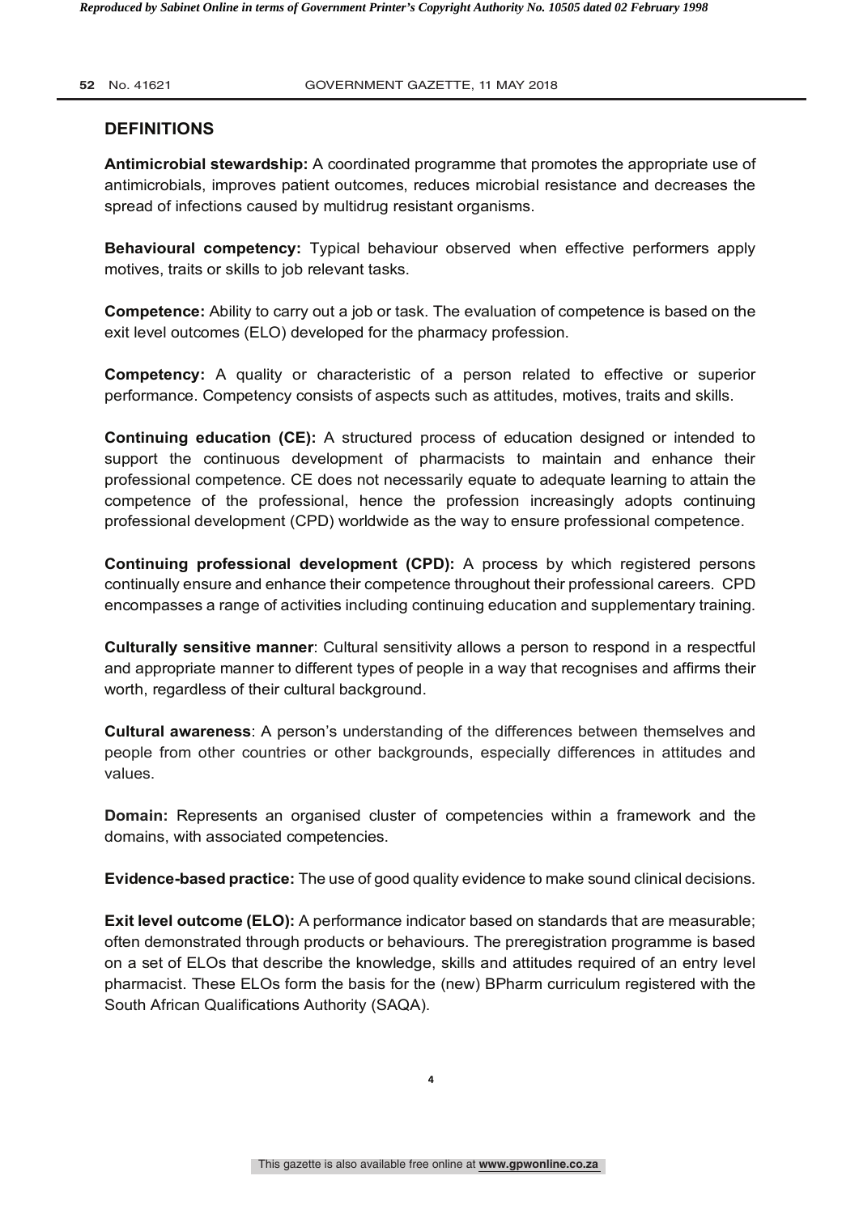## DEFINITIONS

**Antimicrobial stewardship:** A coordinated programme that promotes the appropriate use of antimicrobials, improves patient outcomes, reduces microbial resistance and decreases the spread of infections caused by multidrug resistant organisms.

**Behavioural competency:** Typical behaviour observed when effective performers apply motives, traits or skills to job relevant tasks.

**Competence:** Ability to carry out a job or task. The evaluation of competence is based on the exit level outcomes (ELO) developed for the pharmacy profession.

**Competency:** A quality or characteristic of a person related to effective or superior performance. Competency consists of aspects such as attitudes, motives, traits and skills.

**Continuing education (CE):** A structured process of education designed or intended to support the continuous development of pharmacists to maintain and enhance their professional competence. CE does not necessarily equate to adequate learning to attain the competence of the professional, hence the profession increasingly adopts continuing professional development (CPD) worldwide as the way to ensure professional competence.

**Continuing professional development (CPD):** A process by which registered persons continually ensure and enhance their competence throughout their professional careers. CPD encompasses a range of activities including continuing education and supplementary training.

**Culturally sensitive manner**: Cultural sensitivity allows a person to respond in a respectful and appropriate manner to different types of people in a way that recognises and affirms their worth, regardless of their cultural background.

**Cultural awareness**: A person's understanding of the differences between themselves and people from other countries or other backgrounds, especially differences in attitudes and values.

**Domain:** Represents an organised cluster of competencies within a framework and the domains, with associated competencies.

**Evidence-based practice:** The use of good quality evidence to make sound clinical decisions.

**Exit level outcome (ELO):** A performance indicator based on standards that are measurable; often demonstrated through products or behaviours. The preregistration programme is based on a set of ELOs that describe the knowledge, skills and attitudes required of an entry level pharmacist. These ELOs form the basis for the (new) BPharm curriculum registered with the South African Qualifications Authority (SAQA).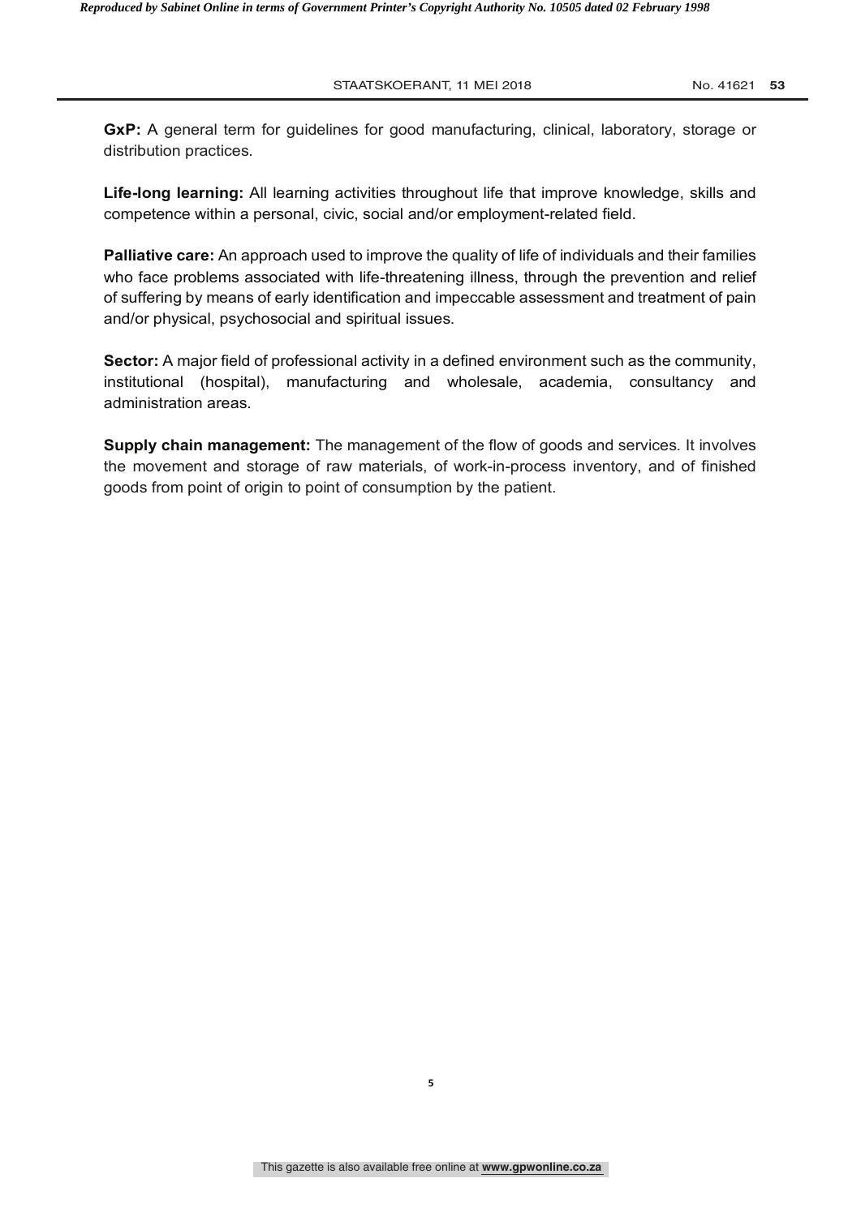**GxP:** A general term for guidelines for good manufacturing, clinical, laboratory, storage or distribution practices.

**Life-long learning:** All learning activities throughout life that improve knowledge, skills and competence within a personal, civic, social and/or employment-related field.

**Palliative care:** An approach used to improve the quality of life of individuals and their families who face problems associated with life-threatening illness, through the prevention and relief of suffering by means of early identification and impeccable assessment and treatment of pain and/or physical, psychosocial and spiritual issues.

**Sector:** A major field of professional activity in a defined environment such as the community, institutional (hospital), manufacturing and wholesale, academia, consultancy and administration areas.

**Supply chain management:** The management of the flow of goods and services. It involves the movement and storage of raw materials, of work-in-process inventory, and of finished goods from point of origin to point of consumption by the patient.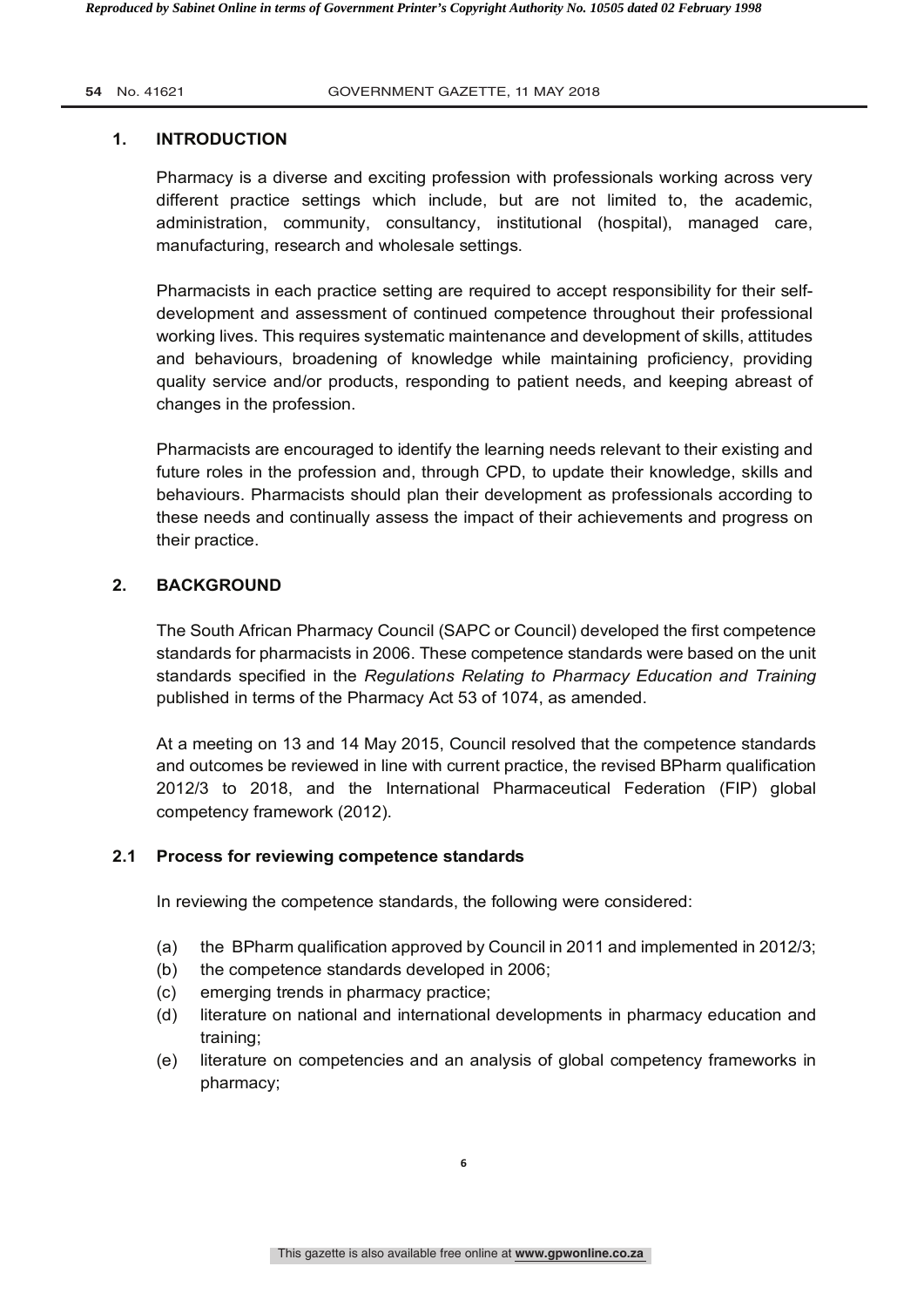## 1. INTRODUCTION

Pharmacy is a diverse and exciting profession with professionals working across very different practice settings which include, but are not limited to, the academic, administration, community, consultancy, institutional (hospital), managed care, manufacturing, research and wholesale settings.

Pharmacists in each practice setting are required to accept responsibility for their self-development and assessment of continued competence throughout their professional working lives. This requires systematic maintenance and development of skills, attitudes and behaviours, broadening of knowledge while maintaining proficiency, providing quality service and/or products, responding to patient needs, and keeping abreast of changes in the profession.

Pharmacists are encouraged to identify the learning needs relevant to their existing and future roles in the profession and, through CPD, to update their knowledge, skills and behaviours. Pharmacists should plan their development as professionals according to these needs and continually assess the impact of their achievements and progress on their practice.

## 2. BACKGROUND

The South African Pharmacy Council (SAPC or Council) developed the first competence standards for pharmacists in 2006. These competence standards were based on the unit standards specified in the *Regulations Relating to Pharmacy Education and Training* published in terms of the Pharmacy Act 53 of 1074, as amended.

At a meeting on 13 and 14 May 2015, Council resolved that the competence standards and outcomes be reviewed in line with current practice, the revised BPharm qualification 2012/3 to 2018, and the International Pharmaceutical Federation (FIP) global competency framework (2012).

### 2.1 Process for reviewing competence standards

In reviewing the competence standards, the following were considered:

(a) the BPharm qualification approved by Council in 2011 and implemented in 2012/3;
(b) the competence standards developed in 2006;
(c) emerging trends in pharmacy practice;
(d) literature on national and international developments in pharmacy education and training;
(e) literature on competencies and an analysis of global competency frameworks in pharmacy;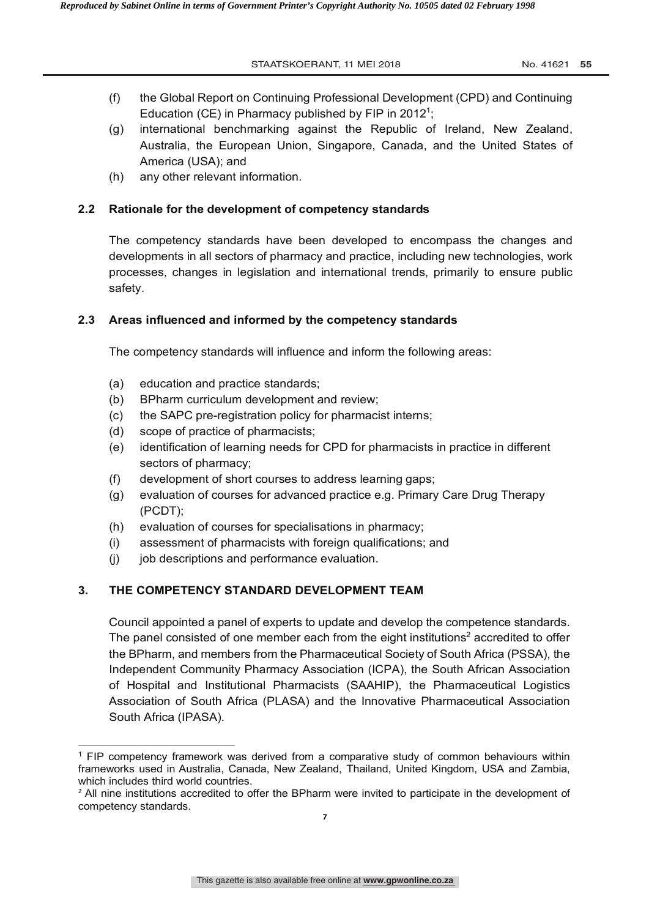(f) the Global Report on Continuing Professional Development (CPD) and Continuing Education (CE) in Pharmacy published by FIP in 2012[1];

(g) international benchmarking against the Republic of Ireland, New Zealand, Australia, the European Union, Singapore, Canada, and the United States of America (USA); and

(h) any other relevant information.

### 2.2 Rationale for the development of competency standards

The competency standards have been developed to encompass the changes and developments in all sectors of pharmacy and practice, including new technologies, work processes, changes in legislation and international trends, primarily to ensure public safety.

### 2.3 Areas influenced and informed by the competency standards

The competency standards will influence and inform the following areas:

(a) education and practice standards;

(b) BPharm curriculum development and review;

(c) the SAPC pre-registration policy for pharmacist interns;

(d) scope of practice of pharmacists;

(e) identification of learning needs for CPD for pharmacists in practice in different sectors of pharmacy;

(f) development of short courses to address learning gaps;

(g) evaluation of courses for advanced practice e.g. Primary Care Drug Therapy (PCDT);

(h) evaluation of courses for specialisations in pharmacy;

(i) assessment of pharmacists with foreign qualifications; and

(j) job descriptions and performance evaluation.

## 3. THE COMPETENCY STANDARD DEVELOPMENT TEAM

Council appointed a panel of experts to update and develop the competence standards. The panel consisted of one member each from the eight institutions[2] accredited to offer the BPharm, and members from the Pharmaceutical Society of South Africa (PSSA), the Independent Community Pharmacy Association (ICPA), the South African Association of Hospital and Institutional Pharmacists (SAAHIP), the Pharmaceutical Logistics Association of South Africa (PLASA) and the Innovative Pharmaceutical Association South Africa (IPASA).

---

[1] FIP competency framework was derived from a comparative study of common behaviours within frameworks used in Australia, Canada, New Zealand, Thailand, United Kingdom, USA and Zambia, which includes third world countries.

[2] All nine institutions accredited to offer the BPharm were invited to participate in the development of competency standards.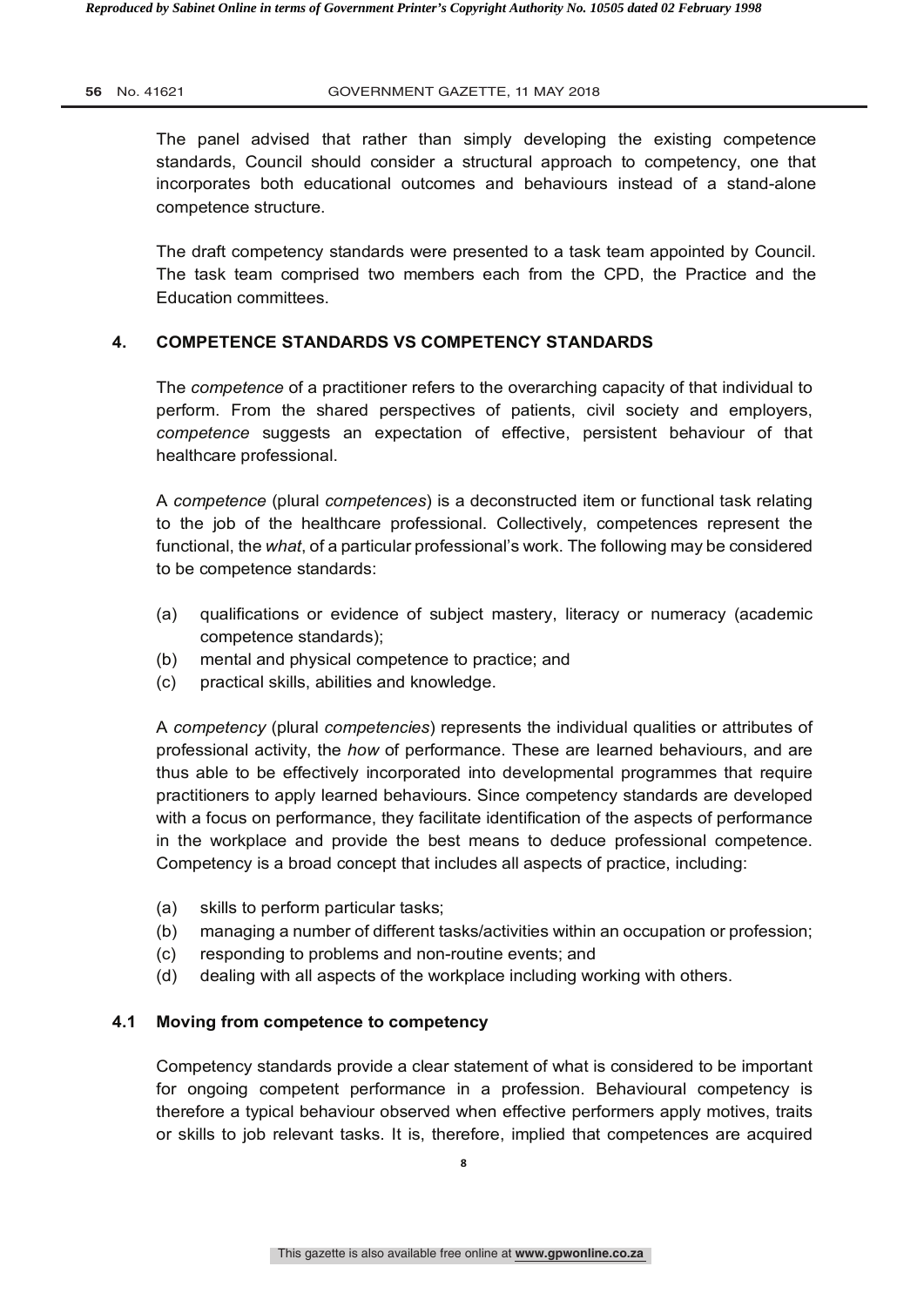The panel advised that rather than simply developing the existing competence standards, Council should consider a structural approach to competency, one that incorporates both educational outcomes and behaviours instead of a stand-alone competence structure.

The draft competency standards were presented to a task team appointed by Council. The task team comprised two members each from the CPD, the Practice and the Education committees.

## 4. COMPETENCE STANDARDS VS COMPETENCY STANDARDS

The *competence* of a practitioner refers to the overarching capacity of that individual to perform. From the shared perspectives of patients, civil society and employers, *competence* suggests an expectation of effective, persistent behaviour of that healthcare professional.

A *competence* (plural *competences*) is a deconstructed item or functional task relating to the job of the healthcare professional. Collectively, competences represent the functional, the *what*, of a particular professional's work. The following may be considered to be competence standards:

(a) qualifications or evidence of subject mastery, literacy or numeracy (academic competence standards);
(b) mental and physical competence to practice; and
(c) practical skills, abilities and knowledge.

A *competency* (plural *competencies*) represents the individual qualities or attributes of professional activity, the *how* of performance. These are learned behaviours, and are thus able to be effectively incorporated into developmental programmes that require practitioners to apply learned behaviours. Since competency standards are developed with a focus on performance, they facilitate identification of the aspects of performance in the workplace and provide the best means to deduce professional competence. Competency is a broad concept that includes all aspects of practice, including:

(a) skills to perform particular tasks;
(b) managing a number of different tasks/activities within an occupation or profession;
(c) responding to problems and non-routine events; and
(d) dealing with all aspects of the workplace including working with others.

### 4.1 Moving from competence to competency

Competency standards provide a clear statement of what is considered to be important for ongoing competent performance in a profession. Behavioural competency is therefore a typical behaviour observed when effective performers apply motives, traits or skills to job relevant tasks. It is, therefore, implied that competences are acquired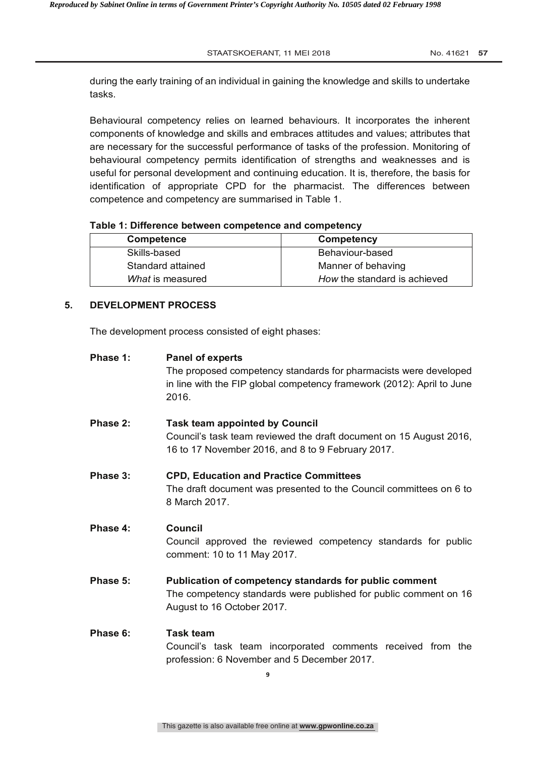during the early training of an individual in gaining the knowledge and skills to undertake tasks.

Behavioural competency relies on learned behaviours. It incorporates the inherent components of knowledge and skills and embraces attitudes and values; attributes that are necessary for the successful performance of tasks of the profession. Monitoring of behavioural competency permits identification of strengths and weaknesses and is useful for personal development and continuing education. It is, therefore, the basis for identification of appropriate CPD for the pharmacist. The differences between competence and competency are summarised in Table 1.

**Table 1: Difference between competence and competency**

| Competence | Competency |
|---|---|
| Skills-based | Behaviour-based |
| Standard attained | Manner of behaving |
| *What* is measured | *How* the standard is achieved |

## 5. DEVELOPMENT PROCESS

The development process consisted of eight phases:

**Phase 1: Panel of experts**
The proposed competency standards for pharmacists were developed in line with the FIP global competency framework (2012): April to June 2016.

**Phase 2: Task team appointed by Council**
Council's task team reviewed the draft document on 15 August 2016, 16 to 17 November 2016, and 8 to 9 February 2017.

**Phase 3: CPD, Education and Practice Committees**
The draft document was presented to the Council committees on 6 to 8 March 2017.

**Phase 4: Council**
Council approved the reviewed competency standards for public comment: 10 to 11 May 2017.

**Phase 5: Publication of competency standards for public comment**
The competency standards were published for public comment on 16 August to 16 October 2017.

**Phase 6: Task team**
Council's task team incorporated comments received from the profession: 6 November and 5 December 2017.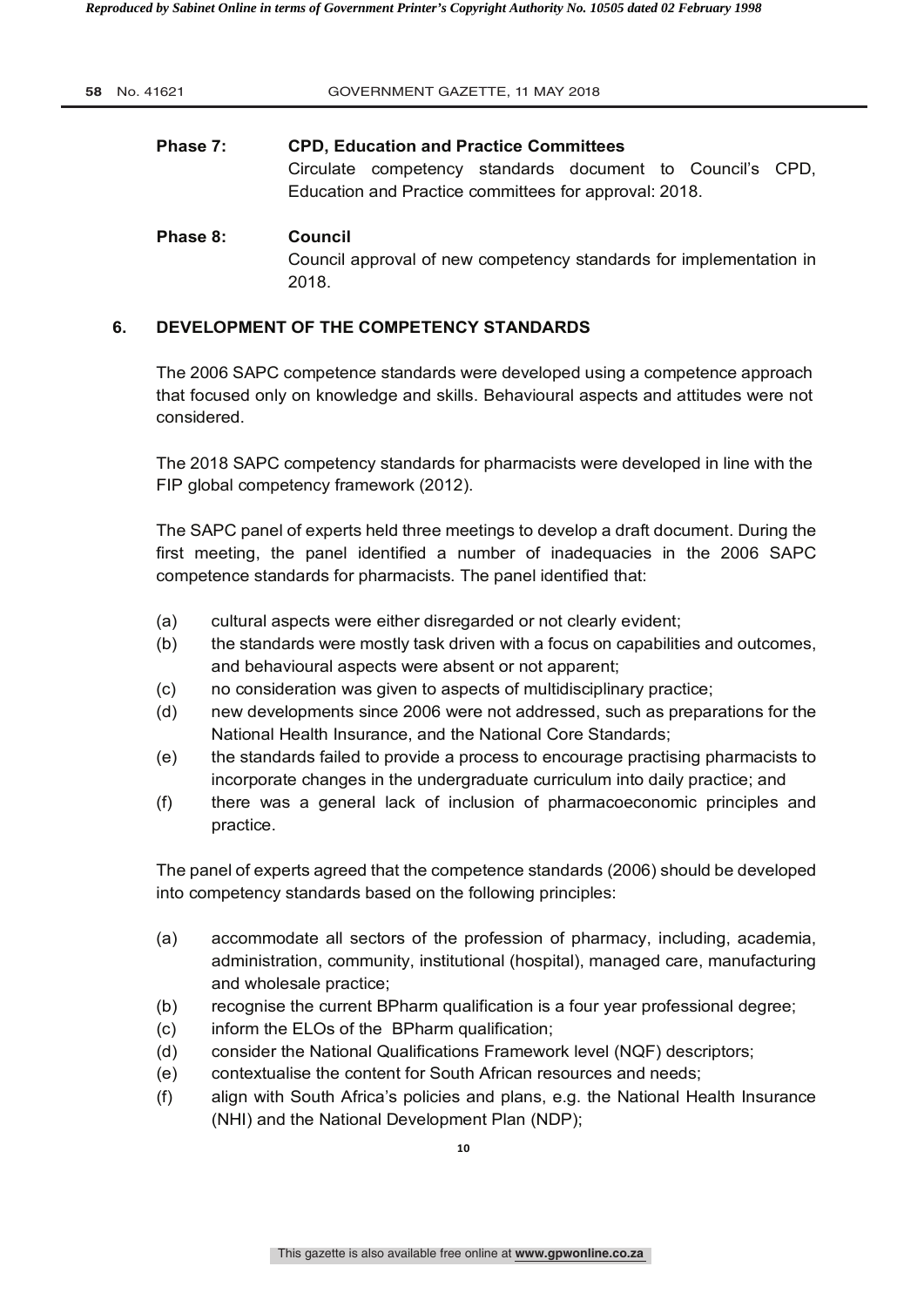**Phase 7: CPD, Education and Practice Committees**

Circulate competency standards document to Council's CPD, Education and Practice committees for approval: 2018.

**Phase 8: Council**

Council approval of new competency standards for implementation in 2018.

## 6. DEVELOPMENT OF THE COMPETENCY STANDARDS

The 2006 SAPC competence standards were developed using a competence approach that focused only on knowledge and skills. Behavioural aspects and attitudes were not considered.

The 2018 SAPC competency standards for pharmacists were developed in line with the FIP global competency framework (2012).

The SAPC panel of experts held three meetings to develop a draft document. During the first meeting, the panel identified a number of inadequacies in the 2006 SAPC competence standards for pharmacists. The panel identified that:

(a) cultural aspects were either disregarded or not clearly evident;
(b) the standards were mostly task driven with a focus on capabilities and outcomes, and behavioural aspects were absent or not apparent;
(c) no consideration was given to aspects of multidisciplinary practice;
(d) new developments since 2006 were not addressed, such as preparations for the National Health Insurance, and the National Core Standards;
(e) the standards failed to provide a process to encourage practising pharmacists to incorporate changes in the undergraduate curriculum into daily practice; and
(f) there was a general lack of inclusion of pharmacoeconomic principles and practice.

The panel of experts agreed that the competence standards (2006) should be developed into competency standards based on the following principles:

(a) accommodate all sectors of the profession of pharmacy, including, academia, administration, community, institutional (hospital), managed care, manufacturing and wholesale practice;
(b) recognise the current BPharm qualification is a four year professional degree;
(c) inform the ELOs of the BPharm qualification;
(d) consider the National Qualifications Framework level (NQF) descriptors;
(e) contextualise the content for South African resources and needs;
(f) align with South Africa's policies and plans, e.g. the National Health Insurance (NHI) and the National Development Plan (NDP);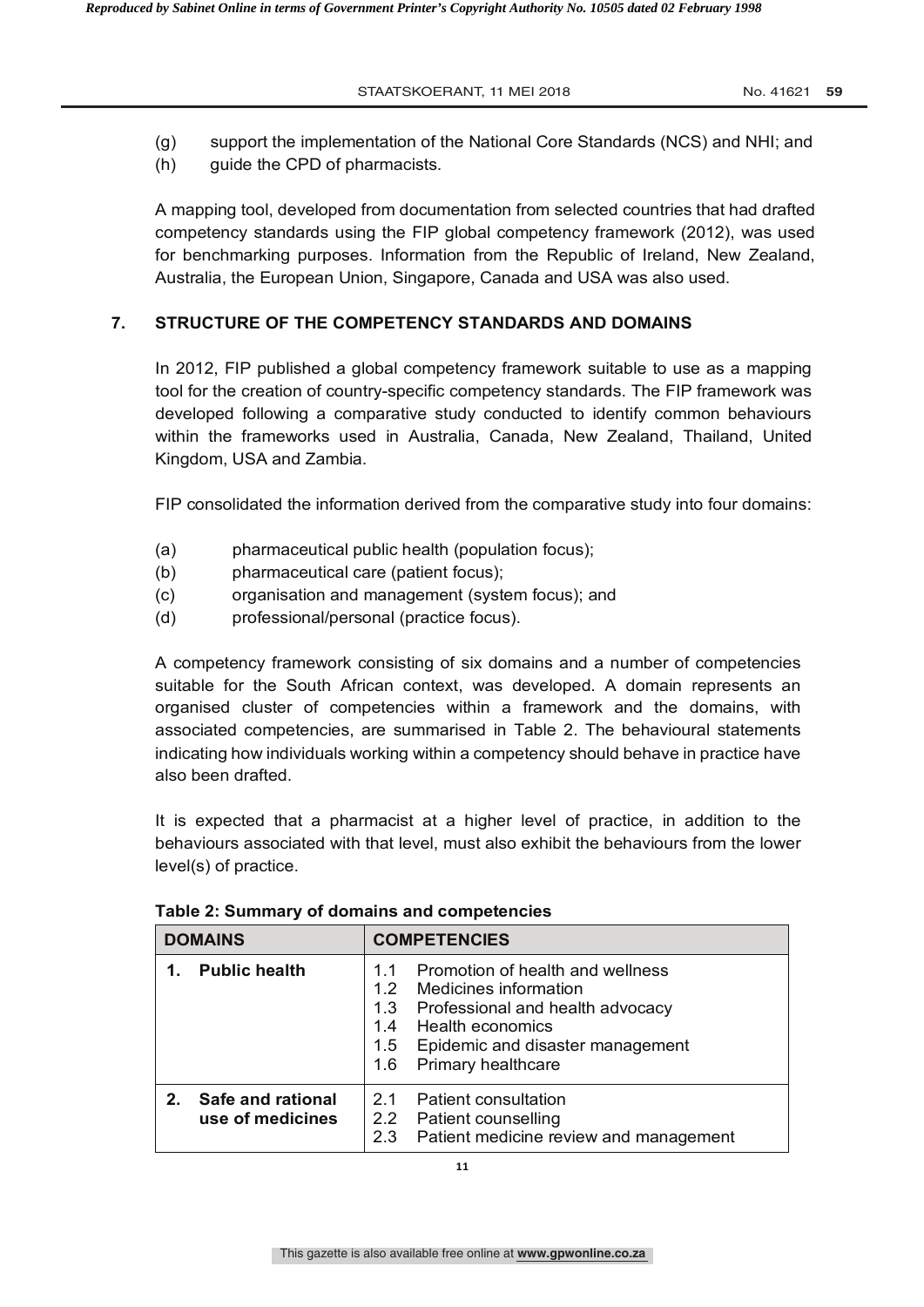(g) support the implementation of the National Core Standards (NCS) and NHI; and

(h) guide the CPD of pharmacists.

A mapping tool, developed from documentation from selected countries that had drafted competency standards using the FIP global competency framework (2012), was used for benchmarking purposes. Information from the Republic of Ireland, New Zealand, Australia, the European Union, Singapore, Canada and USA was also used.

## 7. STRUCTURE OF THE COMPETENCY STANDARDS AND DOMAINS

In 2012, FIP published a global competency framework suitable to use as a mapping tool for the creation of country-specific competency standards. The FIP framework was developed following a comparative study conducted to identify common behaviours within the frameworks used in Australia, Canada, New Zealand, Thailand, United Kingdom, USA and Zambia.

FIP consolidated the information derived from the comparative study into four domains:

(a) pharmaceutical public health (population focus);

(b) pharmaceutical care (patient focus);

(c) organisation and management (system focus); and

(d) professional/personal (practice focus).

A competency framework consisting of six domains and a number of competencies suitable for the South African context, was developed. A domain represents an organised cluster of competencies within a framework and the domains, with associated competencies, are summarised in Table 2. The behavioural statements indicating how individuals working within a competency should behave in practice have also been drafted.

It is expected that a pharmacist at a higher level of practice, in addition to the behaviours associated with that level, must also exhibit the behaviours from the lower level(s) of practice.

**Table 2: Summary of domains and competencies**

| DOMAINS | COMPETENCIES |
|---|---|
| **1. Public health** | 1.1 Promotion of health and wellness<br>1.2 Medicines information<br>1.3 Professional and health advocacy<br>1.4 Health economics<br>1.5 Epidemic and disaster management<br>1.6 Primary healthcare |
| **2. Safe and rational use of medicines** | 2.1 Patient consultation<br>2.2 Patient counselling<br>2.3 Patient medicine review and management |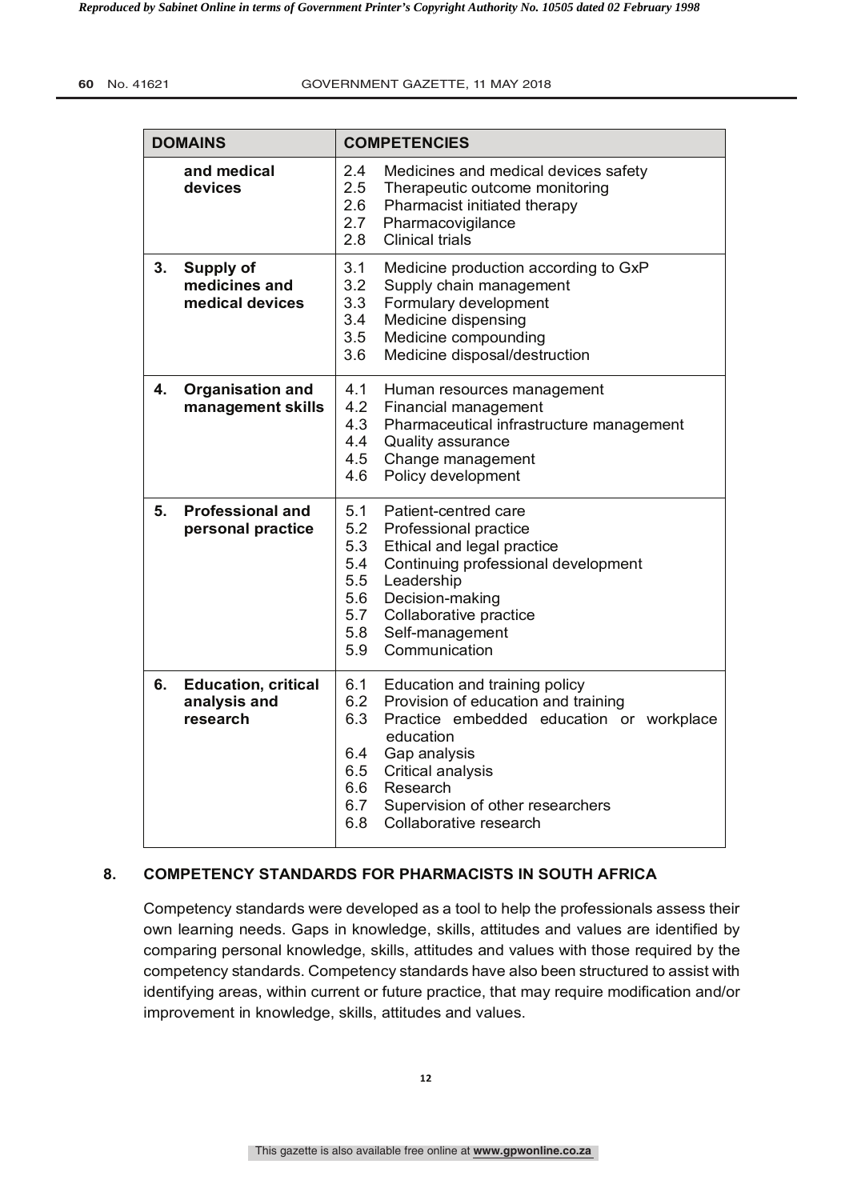| DOMAINS | COMPETENCIES |
|---|---|
| **and medical devices** | 2.4 Medicines and medical devices safety<br>2.5 Therapeutic outcome monitoring<br>2.6 Pharmacist initiated therapy<br>2.7 Pharmacovigilance<br>2.8 Clinical trials |
| **3. Supply of medicines and medical devices** | 3.1 Medicine production according to GxP<br>3.2 Supply chain management<br>3.3 Formulary development<br>3.4 Medicine dispensing<br>3.5 Medicine compounding<br>3.6 Medicine disposal/destruction |
| **4. Organisation and management skills** | 4.1 Human resources management<br>4.2 Financial management<br>4.3 Pharmaceutical infrastructure management<br>4.4 Quality assurance<br>4.5 Change management<br>4.6 Policy development |
| **5. Professional and personal practice** | 5.1 Patient-centred care<br>5.2 Professional practice<br>5.3 Ethical and legal practice<br>5.4 Continuing professional development<br>5.5 Leadership<br>5.6 Decision-making<br>5.7 Collaborative practice<br>5.8 Self-management<br>5.9 Communication |
| **6. Education, critical analysis and research** | 6.1 Education and training policy<br>6.2 Provision of education and training<br>6.3 Practice embedded education or workplace education<br>6.4 Gap analysis<br>6.5 Critical analysis<br>6.6 Research<br>6.7 Supervision of other researchers<br>6.8 Collaborative research |

## 8. COMPETENCY STANDARDS FOR PHARMACISTS IN SOUTH AFRICA

Competency standards were developed as a tool to help the professionals assess their own learning needs. Gaps in knowledge, skills, attitudes and values are identified by comparing personal knowledge, skills, attitudes and values with those required by the competency standards. Competency standards have also been structured to assist with identifying areas, within current or future practice, that may require modification and/or improvement in knowledge, skills, attitudes and values.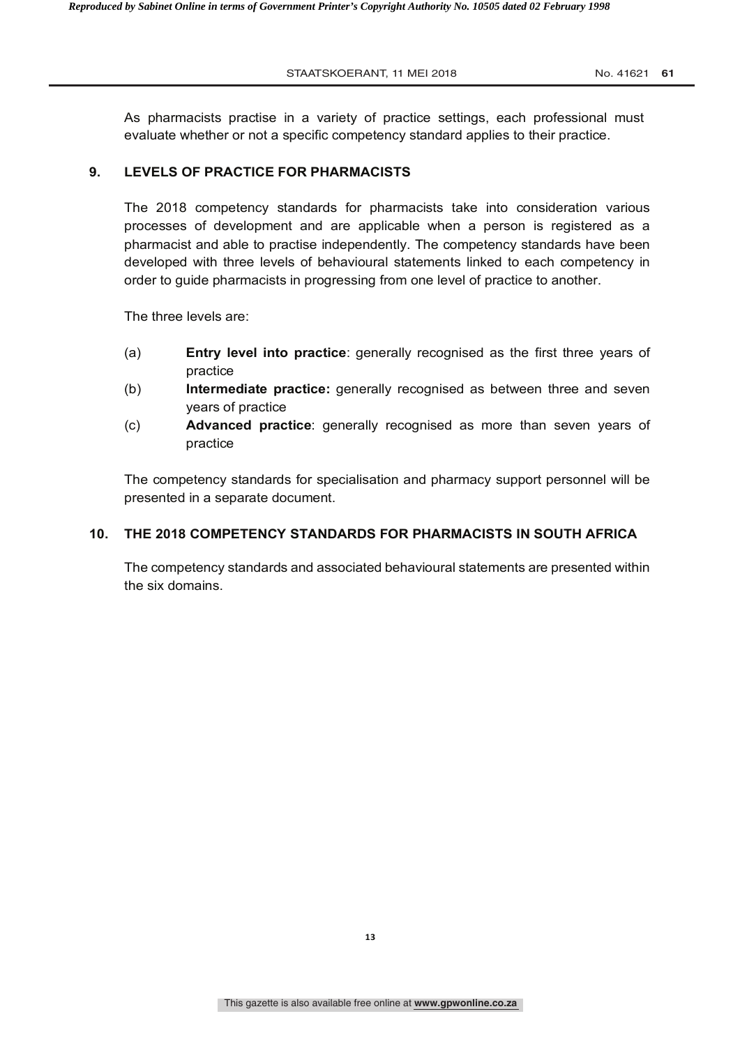As pharmacists practise in a variety of practice settings, each professional must evaluate whether or not a specific competency standard applies to their practice.

## 9. LEVELS OF PRACTICE FOR PHARMACISTS

The 2018 competency standards for pharmacists take into consideration various processes of development and are applicable when a person is registered as a pharmacist and able to practise independently. The competency standards have been developed with three levels of behavioural statements linked to each competency in order to guide pharmacists in progressing from one level of practice to another.

The three levels are:

(a) **Entry level into practice**: generally recognised as the first three years of practice

(b) **Intermediate practice:** generally recognised as between three and seven years of practice

(c) **Advanced practice**: generally recognised as more than seven years of practice

The competency standards for specialisation and pharmacy support personnel will be presented in a separate document.

## 10. THE 2018 COMPETENCY STANDARDS FOR PHARMACISTS IN SOUTH AFRICA

The competency standards and associated behavioural statements are presented within the six domains.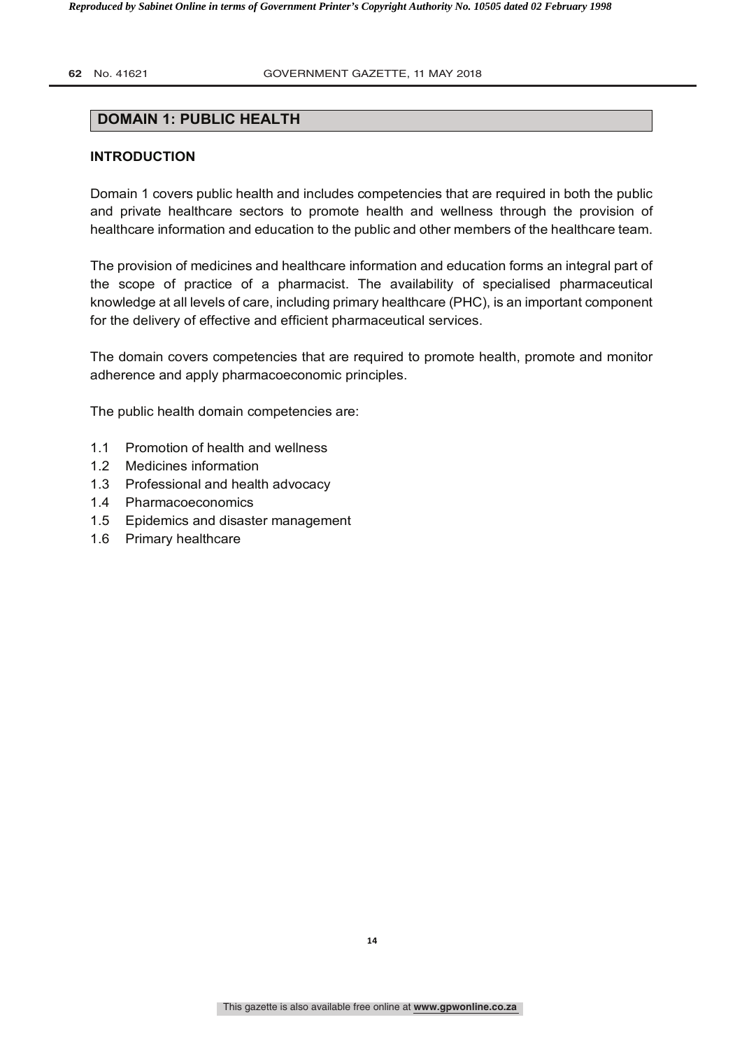## DOMAIN 1: PUBLIC HEALTH

### INTRODUCTION

Domain 1 covers public health and includes competencies that are required in both the public and private healthcare sectors to promote health and wellness through the provision of healthcare information and education to the public and other members of the healthcare team.

The provision of medicines and healthcare information and education forms an integral part of the scope of practice of a pharmacist. The availability of specialised pharmaceutical knowledge at all levels of care, including primary healthcare (PHC), is an important component for the delivery of effective and efficient pharmaceutical services.

The domain covers competencies that are required to promote health, promote and monitor adherence and apply pharmacoeconomic principles.

The public health domain competencies are:

- 1.1 Promotion of health and wellness
- 1.2 Medicines information
- 1.3 Professional and health advocacy
- 1.4 Pharmacoeconomics
- 1.5 Epidemics and disaster management
- 1.6 Primary healthcare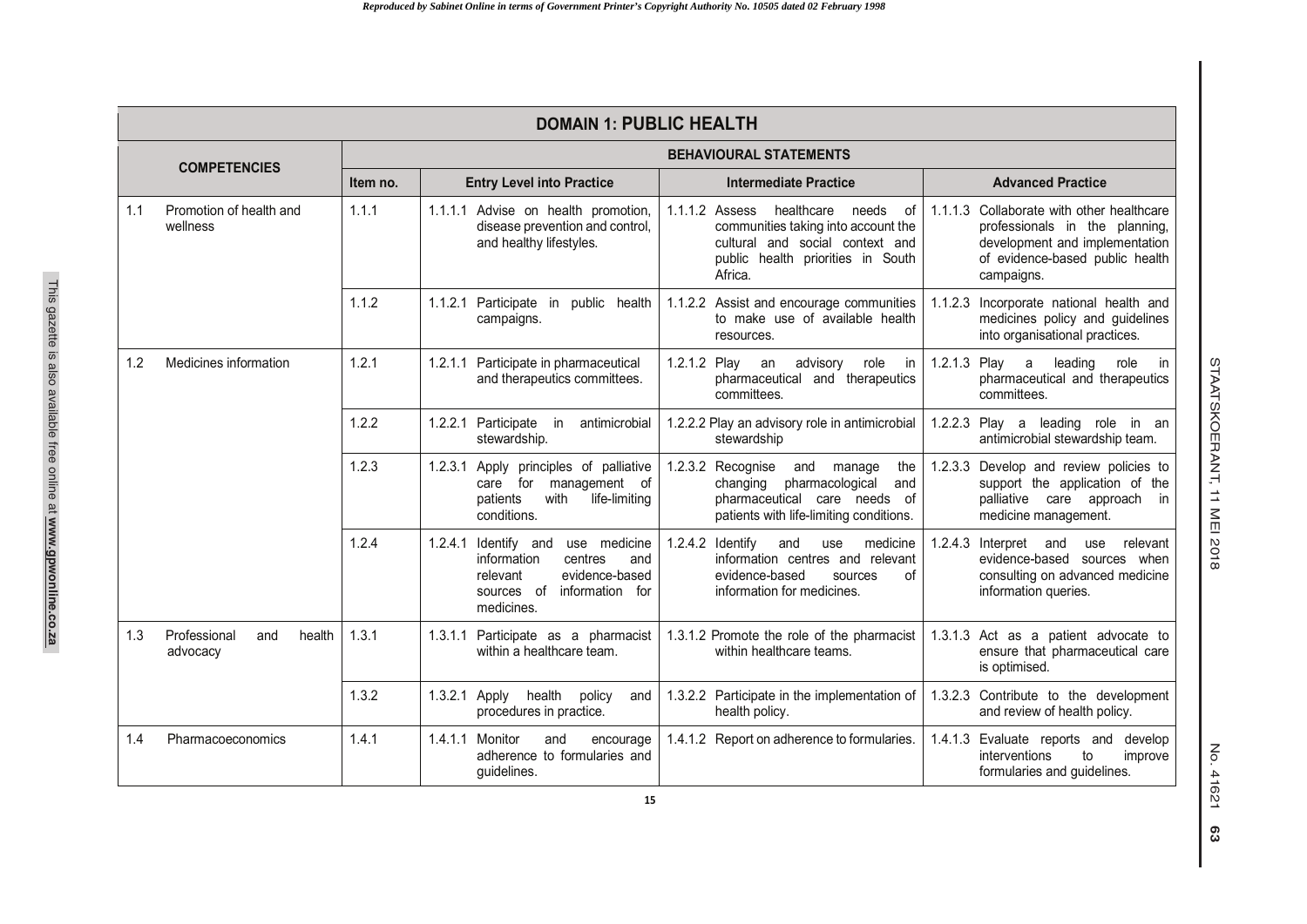## DOMAIN 1: PUBLIC HEALTH

| COMPETENCIES | | BEHAVIOURAL STATEMENTS | | | |
|---|---|---|---|---|---|
| | | Item no. | Entry Level into Practice | Intermediate Practice | Advanced Practice |
| 1.1 | Promotion of health and wellness | 1.1.1 | 1.1.1.1 Advise on health promotion, disease prevention and control, and healthy lifestyles. | 1.1.1.2 Assess healthcare needs of communities taking into account the cultural and social context and public health priorities in South Africa. | 1.1.1.3 Collaborate with other healthcare professionals in the planning, development and implementation of evidence-based public health campaigns. |
| | | 1.1.2 | 1.1.2.1 Participate in public health campaigns. | 1.1.2.2 Assist and encourage communities to make use of available health resources. | 1.1.2.3 Incorporate national health and medicines policy and guidelines into organisational practices. |
| 1.2 | Medicines information | 1.2.1 | 1.2.1.1 Participate in pharmaceutical and therapeutics committees. | 1.2.1.2 Play an advisory role in pharmaceutical and therapeutics committees. | 1.2.1.3 Play a leading role in pharmaceutical and therapeutics committees. |
| | | 1.2.2 | 1.2.2.1 Participate in antimicrobial stewardship. | 1.2.2.2 Play an advisory role in antimicrobial stewardship | 1.2.2.3 Play a leading role in an antimicrobial stewardship team. |
| | | 1.2.3 | 1.2.3.1 Apply principles of palliative care for management of patients with life-limiting conditions. | 1.2.3.2 Recognise and manage the changing pharmacological and pharmaceutical care needs of patients with life-limiting conditions. | 1.2.3.3 Develop and review policies to support the application of the palliative care approach in medicine management. |
| | | 1.2.4 | 1.2.4.1 Identify and use medicine information centres and relevant evidence-based sources of information for medicines. | 1.2.4.2 Identify and use medicine information centres and relevant evidence-based sources of information for medicines. | 1.2.4.3 Interpret and use relevant evidence-based sources when consulting on advanced medicine information queries. |
| 1.3 | Professional and health advocacy | 1.3.1 | 1.3.1.1 Participate as a pharmacist within a healthcare team. | 1.3.1.2 Promote the role of the pharmacist within healthcare teams. | 1.3.1.3 Act as a patient advocate to ensure that pharmaceutical care is optimised. |
| | | 1.3.2 | 1.3.2.1 Apply health policy and procedures in practice. | 1.3.2.2 Participate in the implementation of health policy. | 1.3.2.3 Contribute to the development and review of health policy. |
| 1.4 | Pharmacoeconomics | 1.4.1 | 1.4.1.1 Monitor and encourage adherence to formularies and guidelines. | 1.4.1.2 Report on adherence to formularies. | 1.4.1.3 Evaluate reports and develop interventions to improve formularies and guidelines. |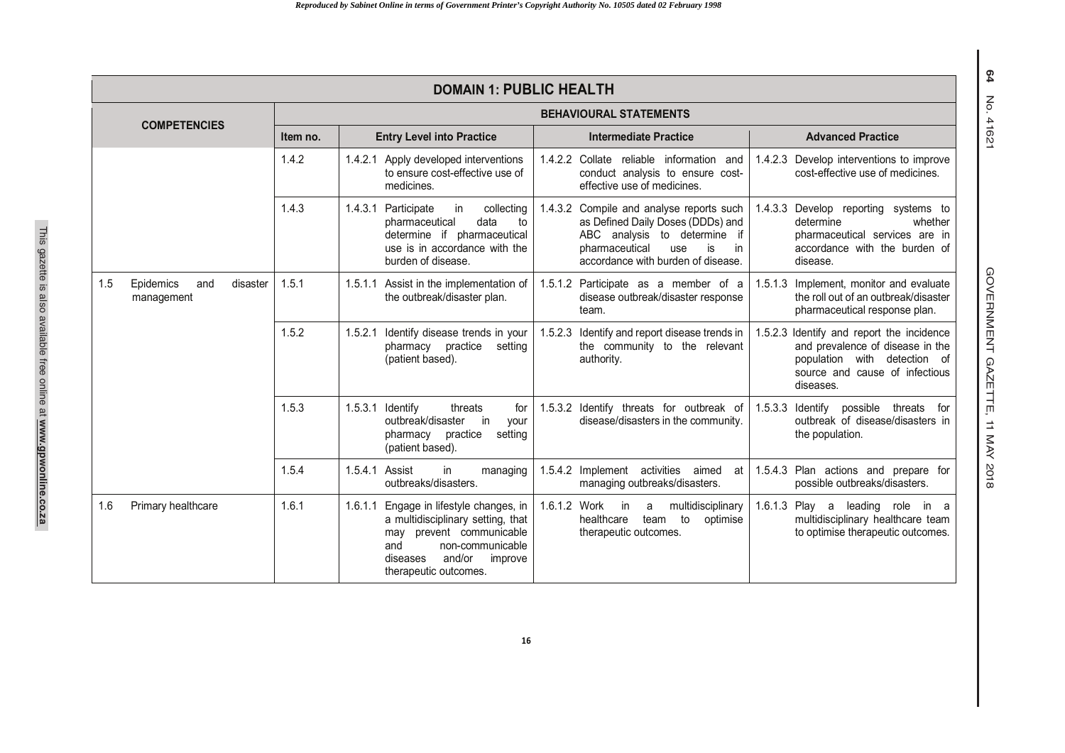| DOMAIN 1: PUBLIC HEALTH | | | | |
|---|---|---|---|---|
| **COMPETENCIES** | **BEHAVIOURAL STATEMENTS** | | | |
| | **Item no.** | **Entry Level into Practice** | **Intermediate Practice** | **Advanced Practice** |
| | 1.4.2 | 1.4.2.1 Apply developed interventions to ensure cost-effective use of medicines. | 1.4.2.2 Collate reliable information and conduct analysis to ensure cost-effective use of medicines. | 1.4.2.3 Develop interventions to improve cost-effective use of medicines. |
| | 1.4.3 | 1.4.3.1 Participate in collecting pharmaceutical data to determine if pharmaceutical use is in accordance with the burden of disease. | 1.4.3.2 Compile and analyse reports such as Defined Daily Doses (DDDs) and ABC analysis to determine if pharmaceutical use is in accordance with burden of disease. | 1.4.3.3 Develop reporting systems to determine whether pharmaceutical services are in accordance with the burden of disease. |
| 1.5 Epidemics and disaster management | 1.5.1 | 1.5.1.1 Assist in the implementation of the outbreak/disaster plan. | 1.5.1.2 Participate as a member of a disease outbreak/disaster response team. | 1.5.1.3 Implement, monitor and evaluate the roll out of an outbreak/disaster pharmaceutical response plan. |
| | 1.5.2 | 1.5.2.1 Identify disease trends in your pharmacy practice setting (patient based). | 1.5.2.3 Identify and report disease trends in the community to the relevant authority. | 1.5.2.3 Identify and report the incidence and prevalence of disease in the population with detection of source and cause of infectious diseases. |
| | 1.5.3 | 1.5.3.1 Identify threats for outbreak/disaster in your pharmacy practice setting (patient based). | 1.5.3.2 Identify threats for outbreak of disease/disasters in the community. | 1.5.3.3 Identify possible threats for outbreak of disease/disasters in the population. |
| | 1.5.4 | 1.5.4.1 Assist in managing outbreaks/disasters. | 1.5.4.2 Implement activities aimed at managing outbreaks/disasters. | 1.5.4.3 Plan actions and prepare for possible outbreaks/disasters. |
| 1.6 Primary healthcare | 1.6.1 | 1.6.1.1 Engage in lifestyle changes, in a multidisciplinary setting, that may prevent communicable and non-communicable diseases and/or improve therapeutic outcomes. | 1.6.1.2 Work in a multidisciplinary healthcare team to optimise therapeutic outcomes. | 1.6.1.3 Play a leading role in a multidisciplinary healthcare team to optimise therapeutic outcomes. |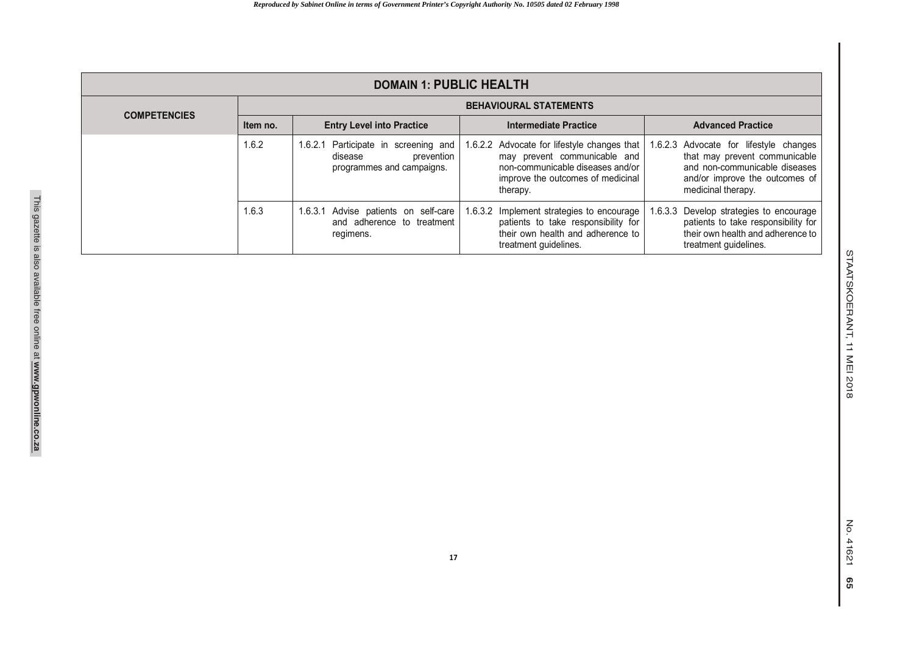| DOMAIN 1: PUBLIC HEALTH | | | | |
|---|---|---|---|---|
| **COMPETENCIES** | **BEHAVIOURAL STATEMENTS** | | | |
| | **Item no.** | **Entry Level into Practice** | **Intermediate Practice** | **Advanced Practice** |
| | 1.6.2 | 1.6.2.1 Participate in screening and disease prevention programmes and campaigns. | 1.6.2.2 Advocate for lifestyle changes that may prevent communicable and non-communicable diseases and/or improve the outcomes of medicinal therapy. | 1.6.2.3 Advocate for lifestyle changes that may prevent communicable and non-communicable diseases and/or improve the outcomes of medicinal therapy. |
| | 1.6.3 | 1.6.3.1 Advise patients on self-care and adherence to treatment regimens. | 1.6.3.2 Implement strategies to encourage patients to take responsibility for their own health and adherence to treatment guidelines. | 1.6.3.3 Develop strategies to encourage patients to take responsibility for their own health and adherence to treatment guidelines. |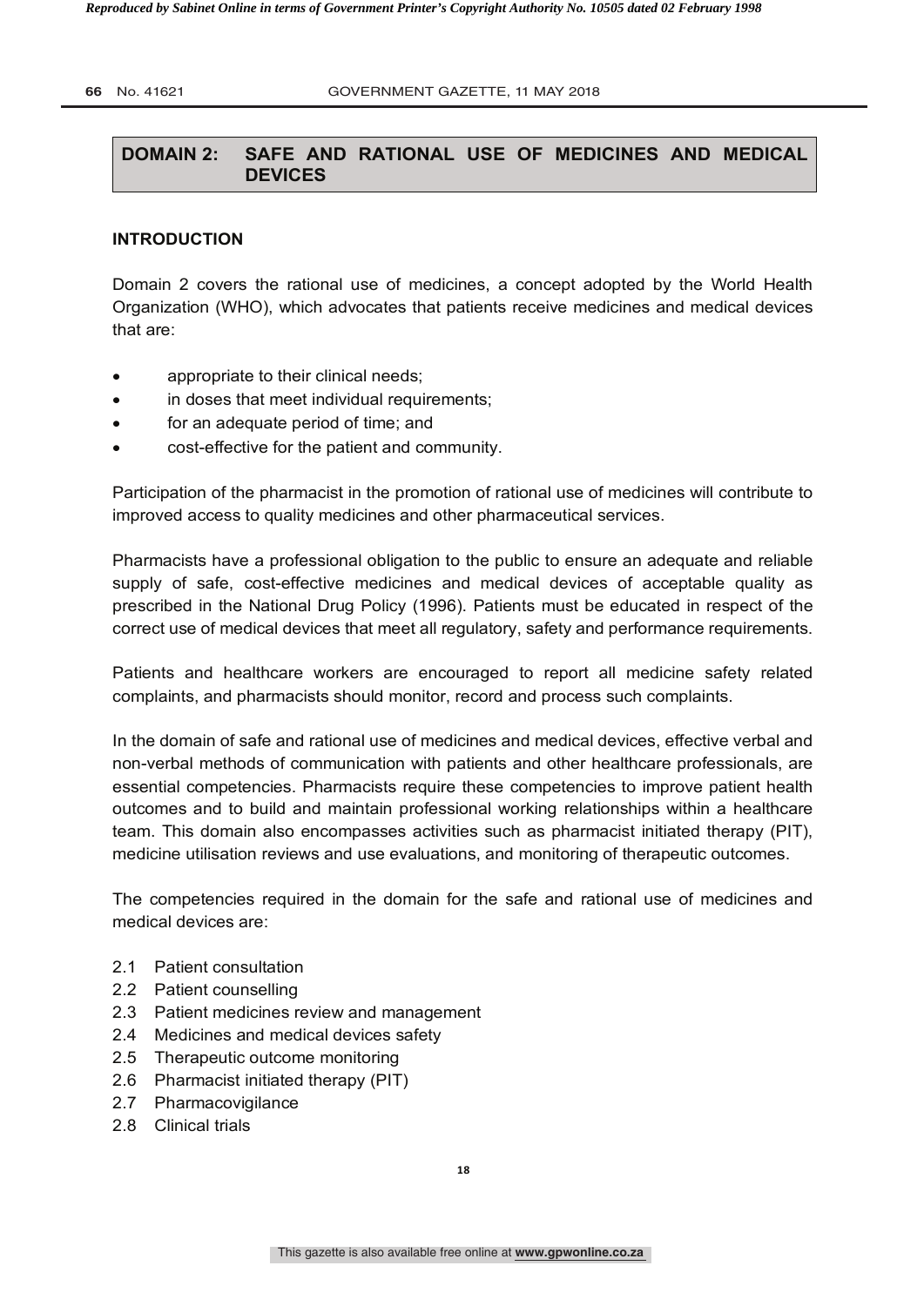## DOMAIN 2: SAFE AND RATIONAL USE OF MEDICINES AND MEDICAL DEVICES

### INTRODUCTION

Domain 2 covers the rational use of medicines, a concept adopted by the World Health Organization (WHO), which advocates that patients receive medicines and medical devices that are:

- appropriate to their clinical needs;
- in doses that meet individual requirements;
- for an adequate period of time; and
- cost-effective for the patient and community.

Participation of the pharmacist in the promotion of rational use of medicines will contribute to improved access to quality medicines and other pharmaceutical services.

Pharmacists have a professional obligation to the public to ensure an adequate and reliable supply of safe, cost-effective medicines and medical devices of acceptable quality as prescribed in the National Drug Policy (1996). Patients must be educated in respect of the correct use of medical devices that meet all regulatory, safety and performance requirements.

Patients and healthcare workers are encouraged to report all medicine safety related complaints, and pharmacists should monitor, record and process such complaints.

In the domain of safe and rational use of medicines and medical devices, effective verbal and non-verbal methods of communication with patients and other healthcare professionals, are essential competencies. Pharmacists require these competencies to improve patient health outcomes and to build and maintain professional working relationships within a healthcare team. This domain also encompasses activities such as pharmacist initiated therapy (PIT), medicine utilisation reviews and use evaluations, and monitoring of therapeutic outcomes.

The competencies required in the domain for the safe and rational use of medicines and medical devices are:

2.1 Patient consultation
2.2 Patient counselling
2.3 Patient medicines review and management
2.4 Medicines and medical devices safety
2.5 Therapeutic outcome monitoring
2.6 Pharmacist initiated therapy (PIT)
2.7 Pharmacovigilance
2.8 Clinical trials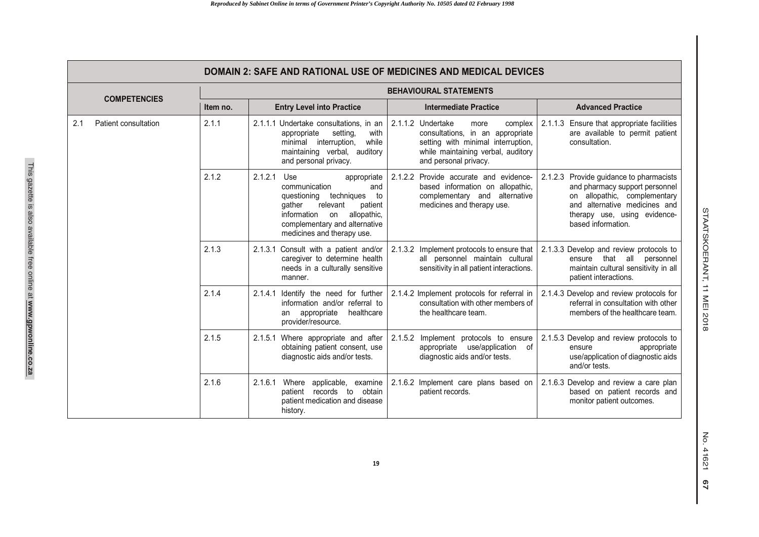| DOMAIN 2: SAFE AND RATIONAL USE OF MEDICINES AND MEDICAL DEVICES | | | | |
|---|---|---|---|---|
| COMPETENCIES | BEHAVIOURAL STATEMENTS | | | |
| | Item no. | Entry Level into Practice | Intermediate Practice | Advanced Practice |
| 2.1 Patient consultation | 2.1.1 | 2.1.1.1 Undertake consultations, in an appropriate setting, with minimal interruption, while maintaining verbal, auditory and personal privacy. | 2.1.1.2 Undertake more complex consultations, in an appropriate setting with minimal interruption, while maintaining verbal, auditory and personal privacy. | 2.1.1.3 Ensure that appropriate facilities are available to permit patient consultation. |
| | 2.1.2 | 2.1.2.1 Use appropriate communication and questioning techniques to gather relevant patient information on allopathic, complementary and alternative medicines and therapy use. | 2.1.2.2 Provide accurate and evidence-based information on allopathic, complementary and alternative medicines and therapy use. | 2.1.2.3 Provide guidance to pharmacists and pharmacy support personnel on allopathic, complementary and alternative medicines and therapy use, using evidence-based information. |
| | 2.1.3 | 2.1.3.1 Consult with a patient and/or caregiver to determine health needs in a culturally sensitive manner. | 2.1.3.2 Implement protocols to ensure that all personnel maintain cultural sensitivity in all patient interactions. | 2.1.3.3 Develop and review protocols to ensure that all personnel maintain cultural sensitivity in all patient interactions. |
| | 2.1.4 | 2.1.4.1 Identify the need for further information and/or referral to an appropriate healthcare provider/resource. | 2.1.4.2 Implement protocols for referral in consultation with other members of the healthcare team. | 2.1.4.3 Develop and review protocols for referral in consultation with other members of the healthcare team. |
| | 2.1.5 | 2.1.5.1 Where appropriate and after obtaining patient consent, use diagnostic aids and/or tests. | 2.1.5.2 Implement protocols to ensure appropriate use/application of diagnostic aids and/or tests. | 2.1.5.3 Develop and review protocols to ensure appropriate use/application of diagnostic aids and/or tests. |
| | 2.1.6 | 2.1.6.1 Where applicable, examine patient records to obtain patient medication and disease history. | 2.1.6.2 Implement care plans based on patient records. | 2.1.6.3 Develop and review a care plan based on patient records and monitor patient outcomes. |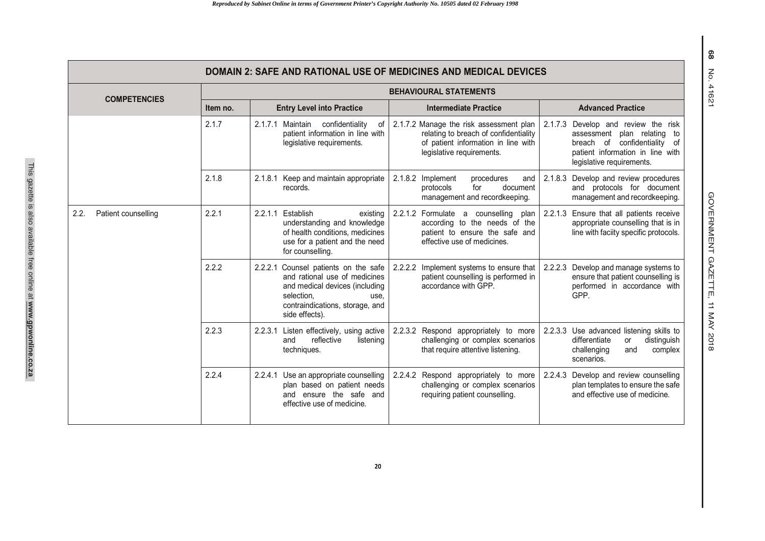| DOMAIN 2: SAFE AND RATIONAL USE OF MEDICINES AND MEDICAL DEVICES | | | | |
|---|---|---|---|---|
| **COMPETENCIES** | **BEHAVIOURAL STATEMENTS** | | | |
| | **Item no.** | **Entry Level into Practice** | **Intermediate Practice** | **Advanced Practice** |
| | 2.1.7 | 2.1.7.1 Maintain confidentiality of patient information in line with legislative requirements. | 2.1.7.2 Manage the risk assessment plan relating to breach of confidentiality of patient information in line with legislative requirements. | 2.1.7.3 Develop and review the risk assessment plan relating to breach of confidentiality of patient information in line with legislative requirements. |
| | 2.1.8 | 2.1.8.1 Keep and maintain appropriate records. | 2.1.8.2 Implement procedures and protocols for document management and recordkeeping. | 2.1.8.3 Develop and review procedures and protocols for document management and recordkeeping. |
| 2.2. Patient counselling | 2.2.1 | 2.2.1.1 Establish existing understanding and knowledge of health conditions, medicines use for a patient and the need for counselling. | 2.2.1.2 Formulate a counselling plan according to the needs of the patient to ensure the safe and effective use of medicines. | 2.2.1.3 Ensure that all patients receive appropriate counselling that is in line with faciity specific protocols. |
| | 2.2.2 | 2.2.2.1 Counsel patients on the safe and rational use of medicines and medical devices (including selection, use, contraindications, storage, and side effects). | 2.2.2.2 Implement systems to ensure that patient counselling is performed in accordance with GPP. | 2.2.2.3 Develop and manage systems to ensure that patient counselling is performed in accordance with GPP. |
| | 2.2.3 | 2.2.3.1 Listen effectively, using active and reflective listening techniques. | 2.2.3.2 Respond appropriately to more challenging or complex scenarios that require attentive listening. | 2.2.3.3 Use advanced listening skills to differentiate or distinguish challenging and complex scenarios. |
| | 2.2.4 | 2.2.4.1 Use an appropriate counselling plan based on patient needs and ensure the safe and effective use of medicine. | 2.2.4.2 Respond appropriately to more challenging or complex scenarios requiring patient counselling. | 2.2.4.3 Develop and review counselling plan templates to ensure the safe and effective use of medicine. |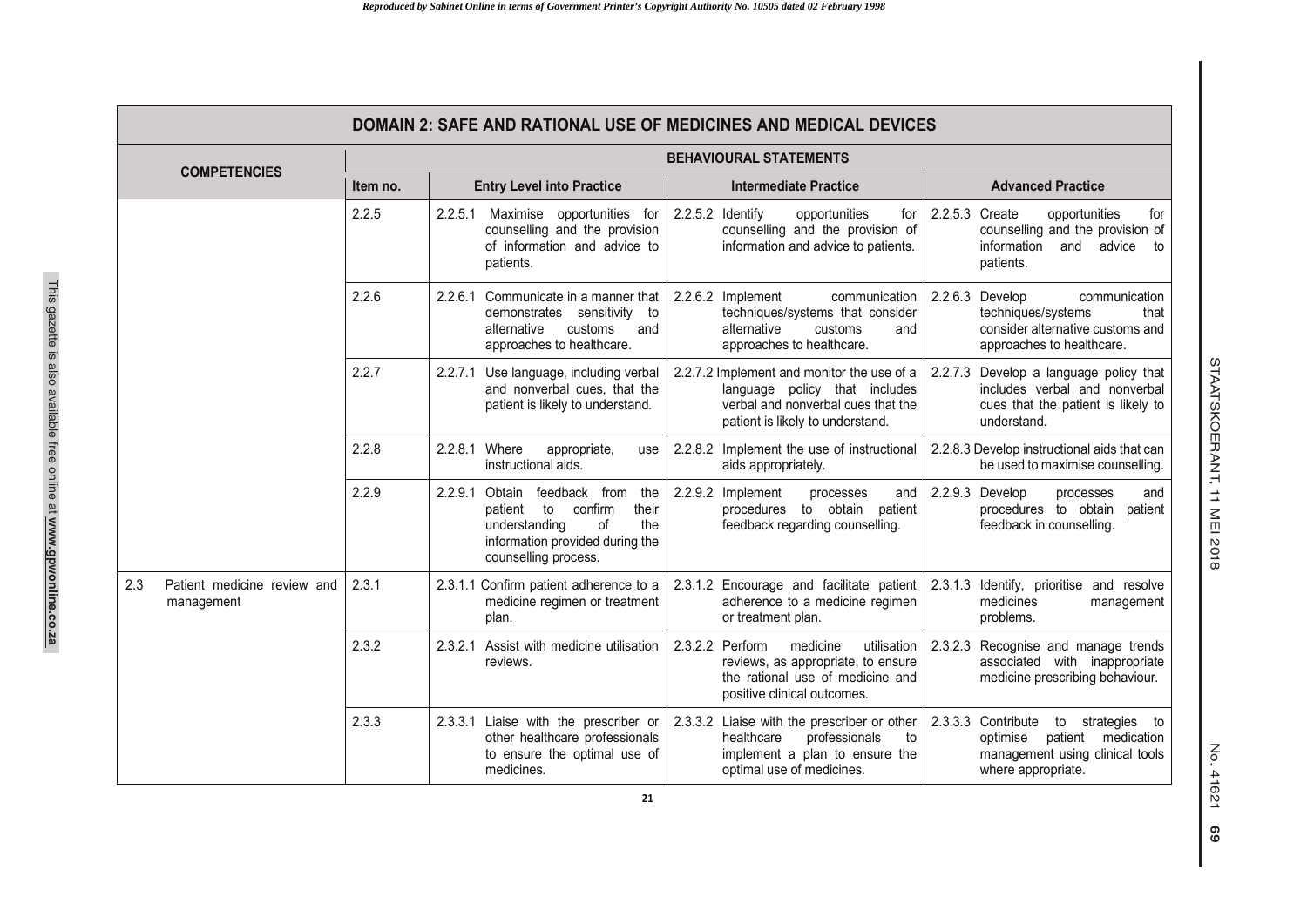| DOMAIN 2: SAFE AND RATIONAL USE OF MEDICINES AND MEDICAL DEVICES | | | | |
|---|---|---|---|---|
| **COMPETENCIES** | **BEHAVIOURAL STATEMENTS** | | | |
| | **Item no.** | **Entry Level into Practice** | **Intermediate Practice** | **Advanced Practice** |
| | 2.2.5 | 2.2.5.1 Maximise opportunities for counselling and the provision of information and advice to patients. | 2.2.5.2 Identify opportunities for counselling and the provision of information and advice to patients. | 2.2.5.3 Create opportunities for counselling and the provision of information and advice to patients. |
| | 2.2.6 | 2.2.6.1 Communicate in a manner that demonstrates sensitivity to alternative customs and approaches to healthcare. | 2.2.6.2 Implement communication techniques/systems that consider alternative customs and approaches to healthcare. | 2.2.6.3 Develop communication techniques/systems that consider alternative customs and approaches to healthcare. |
| | 2.2.7 | 2.2.7.1 Use language, including verbal and nonverbal cues, that the patient is likely to understand. | 2.2.7.2 Implement and monitor the use of a language policy that includes verbal and nonverbal cues that the patient is likely to understand. | 2.2.7.3 Develop a language policy that includes verbal and nonverbal cues that the patient is likely to understand. |
| | 2.2.8 | 2.2.8.1 Where appropriate, use instructional aids. | 2.2.8.2 Implement the use of instructional aids appropriately. | 2.2.8.3 Develop instructional aids that can be used to maximise counselling. |
| | 2.2.9 | 2.2.9.1 Obtain feedback from the patient to confirm their understanding of the information provided during the counselling process. | 2.2.9.2 Implement processes and procedures to obtain patient feedback regarding counselling. | 2.2.9.3 Develop processes and procedures to obtain patient feedback in counselling. |
| 2.3 Patient medicine review and management | 2.3.1 | 2.3.1.1 Confirm patient adherence to a medicine regimen or treatment plan. | 2.3.1.2 Encourage and facilitate patient adherence to a medicine regimen or treatment plan. | 2.3.1.3 Identify, prioritise and resolve medicines management problems. |
| | 2.3.2 | 2.3.2.1 Assist with medicine utilisation reviews. | 2.3.2.2 Perform medicine utilisation reviews, as appropriate, to ensure the rational use of medicine and positive clinical outcomes. | 2.3.2.3 Recognise and manage trends associated with inappropriate medicine prescribing behaviour. |
| | 2.3.3 | 2.3.3.1 Liaise with the prescriber or other healthcare professionals to ensure the optimal use of medicines. | 2.3.3.2 Liaise with the prescriber or other healthcare professionals to implement a plan to ensure the optimal use of medicines. | 2.3.3.3 Contribute to strategies to optimise patient medication management using clinical tools where appropriate. |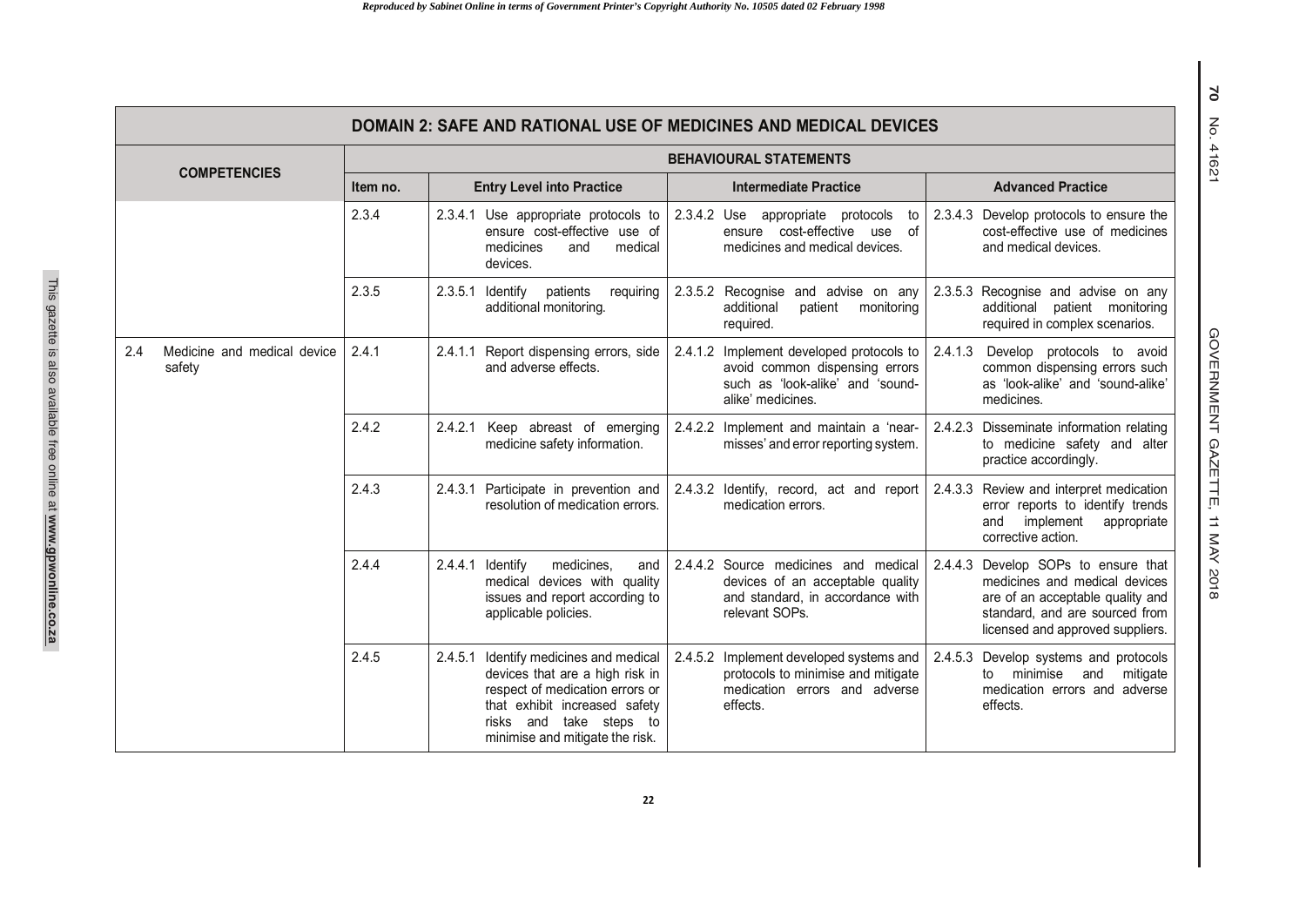| DOMAIN 2: SAFE AND RATIONAL USE OF MEDICINES AND MEDICAL DEVICES | | | | |
|---|---|---|---|---|
| **COMPETENCIES** | **BEHAVIOURAL STATEMENTS** | | | |
| | **Item no.** | **Entry Level into Practice** | **Intermediate Practice** | **Advanced Practice** |
| | 2.3.4 | 2.3.4.1 Use appropriate protocols to ensure cost-effective use of medicines and medical devices. | 2.3.4.2 Use appropriate protocols to ensure cost-effective use of medicines and medical devices. | 2.3.4.3 Develop protocols to ensure the cost-effective use of medicines and medical devices. |
| | 2.3.5 | 2.3.5.1 Identify patients requiring additional monitoring. | 2.3.5.2 Recognise and advise on any additional patient monitoring required. | 2.3.5.3 Recognise and advise on any additional patient monitoring required in complex scenarios. |
| 2.4 Medicine and medical device safety | 2.4.1 | 2.4.1.1 Report dispensing errors, side and adverse effects. | 2.4.1.2 Implement developed protocols to avoid common dispensing errors such as 'look-alike' and 'sound-alike' medicines. | 2.4.1.3 Develop protocols to avoid common dispensing errors such as 'look-alike' and 'sound-alike' medicines. |
| | 2.4.2 | 2.4.2.1 Keep abreast of emerging medicine safety information. | 2.4.2.2 Implement and maintain a 'near-misses' and error reporting system. | 2.4.2.3 Disseminate information relating to medicine safety and alter practice accordingly. |
| | 2.4.3 | 2.4.3.1 Participate in prevention and resolution of medication errors. | 2.4.3.2 Identify, record, act and report medication errors. | 2.4.3.3 Review and interpret medication error reports to identify trends and implement appropriate corrective action. |
| | 2.4.4 | 2.4.4.1 Identify medicines, and medical devices with quality issues and report according to applicable policies. | 2.4.4.2 Source medicines and medical devices of an acceptable quality and standard, in accordance with relevant SOPs. | 2.4.4.3 Develop SOPs to ensure that medicines and medical devices are of an acceptable quality and standard, and are sourced from licensed and approved suppliers. |
| | 2.4.5 | 2.4.5.1 Identify medicines and medical devices that are a high risk in respect of medication errors or that exhibit increased safety risks and take steps to minimise and mitigate the risk. | 2.4.5.2 Implement developed systems and protocols to minimise and mitigate medication errors and adverse effects. | 2.4.5.3 Develop systems and protocols to minimise and mitigate medication errors and adverse effects. |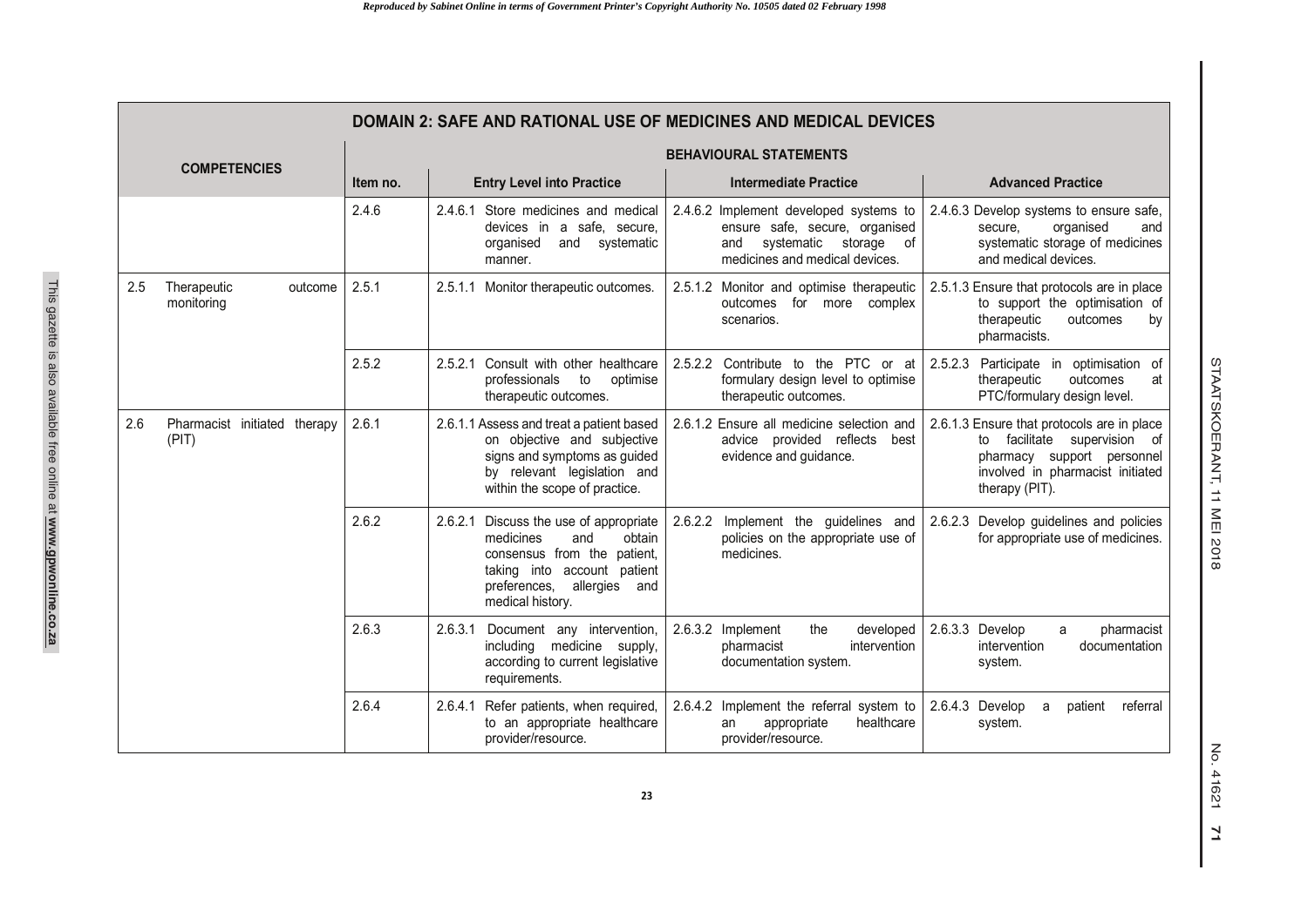| **DOMAIN 2: SAFE AND RATIONAL USE OF MEDICINES AND MEDICAL DEVICES** | | | | | |
|---|---|---|---|---|---|
| **COMPETENCIES** | **BEHAVIOURAL STATEMENTS** | | | | |
| | **Item no.** | **Entry Level into Practice** | **Intermediate Practice** | **Advanced Practice** |
| | 2.4.6 | 2.4.6.1 Store medicines and medical devices in a safe, secure, organised and systematic manner. | 2.4.6.2 Implement developed systems to ensure safe, secure, organised and systematic storage of medicines and medical devices. | 2.4.6.3 Develop systems to ensure safe, secure, organised and systematic storage of medicines and medical devices. |
| 2.5 Therapeutic outcome monitoring | 2.5.1 | 2.5.1.1 Monitor therapeutic outcomes. | 2.5.1.2 Monitor and optimise therapeutic outcomes for more complex scenarios. | 2.5.1.3 Ensure that protocols are in place to support the optimisation of therapeutic outcomes by pharmacists. |
| | 2.5.2 | 2.5.2.1 Consult with other healthcare professionals to optimise therapeutic outcomes. | 2.5.2.2 Contribute to the PTC or at formulary design level to optimise therapeutic outcomes. | 2.5.2.3 Participate in optimisation of therapeutic outcomes at PTC/formulary design level. |
| 2.6 Pharmacist initiated therapy (PIT) | 2.6.1 | 2.6.1.1 Assess and treat a patient based on objective and subjective signs and symptoms as guided by relevant legislation and within the scope of practice. | 2.6.1.2 Ensure all medicine selection and advice provided reflects best evidence and guidance. | 2.6.1.3 Ensure that protocols are in place to facilitate supervision of pharmacy support personnel involved in pharmacist initiated therapy (PIT). |
| | 2.6.2 | 2.6.2.1 Discuss the use of appropriate medicines and obtain consensus from the patient, taking into account patient preferences, allergies and medical history. | 2.6.2.2 Implement the guidelines and policies on the appropriate use of medicines. | 2.6.2.3 Develop guidelines and policies for appropriate use of medicines. |
| | 2.6.3 | 2.6.3.1 Document any intervention, including medicine supply, according to current legislative requirements. | 2.6.3.2 Implement the developed pharmacist intervention documentation system. | 2.6.3.3 Develop a pharmacist intervention documentation system. |
| | 2.6.4 | 2.6.4.1 Refer patients, when required, to an appropriate healthcare provider/resource. | 2.6.4.2 Implement the referral system to an appropriate healthcare provider/resource. | 2.6.4.3 Develop a patient referral system. |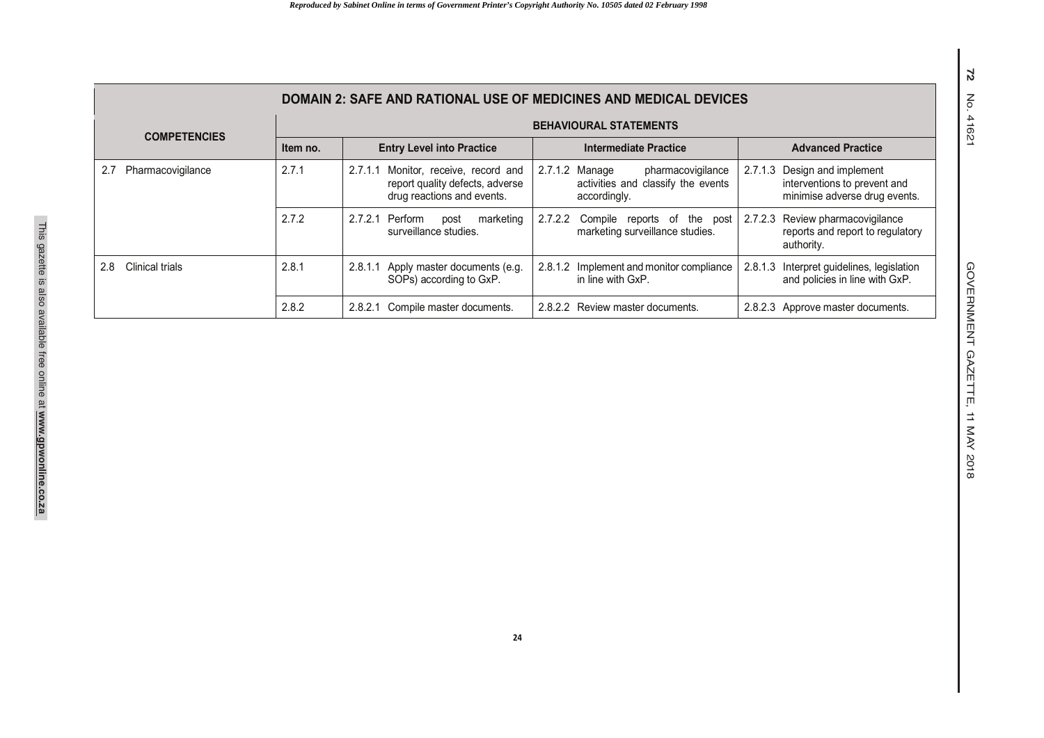| COMPETENCIES | DOMAIN 2: SAFE AND RATIONAL USE OF MEDICINES AND MEDICAL DEVICES | | | |
|---|---|---|---|---|
| | BEHAVIOURAL STATEMENTS | | | |
| | Item no. | Entry Level into Practice | Intermediate Practice | Advanced Practice |
| 2.7 Pharmacovigilance | 2.7.1 | 2.7.1.1 Monitor, receive, record and report quality defects, adverse drug reactions and events. | 2.7.1.2 Manage pharmacovigilance activities and classify the events accordingly. | 2.7.1.3 Design and implement interventions to prevent and minimise adverse drug events. |
| | 2.7.2 | 2.7.2.1 Perform post marketing surveillance studies. | 2.7.2.2 Compile reports of the post marketing surveillance studies. | 2.7.2.3 Review pharmacovigilance reports and report to regulatory authority. |
| 2.8 Clinical trials | 2.8.1 | 2.8.1.1 Apply master documents (e.g. SOPs) according to GxP. | 2.8.1.2 Implement and monitor compliance in line with GxP. | 2.8.1.3 Interpret guidelines, legislation and policies in line with GxP. |
| | 2.8.2 | 2.8.2.1 Compile master documents. | 2.8.2.2 Review master documents. | 2.8.2.3 Approve master documents. |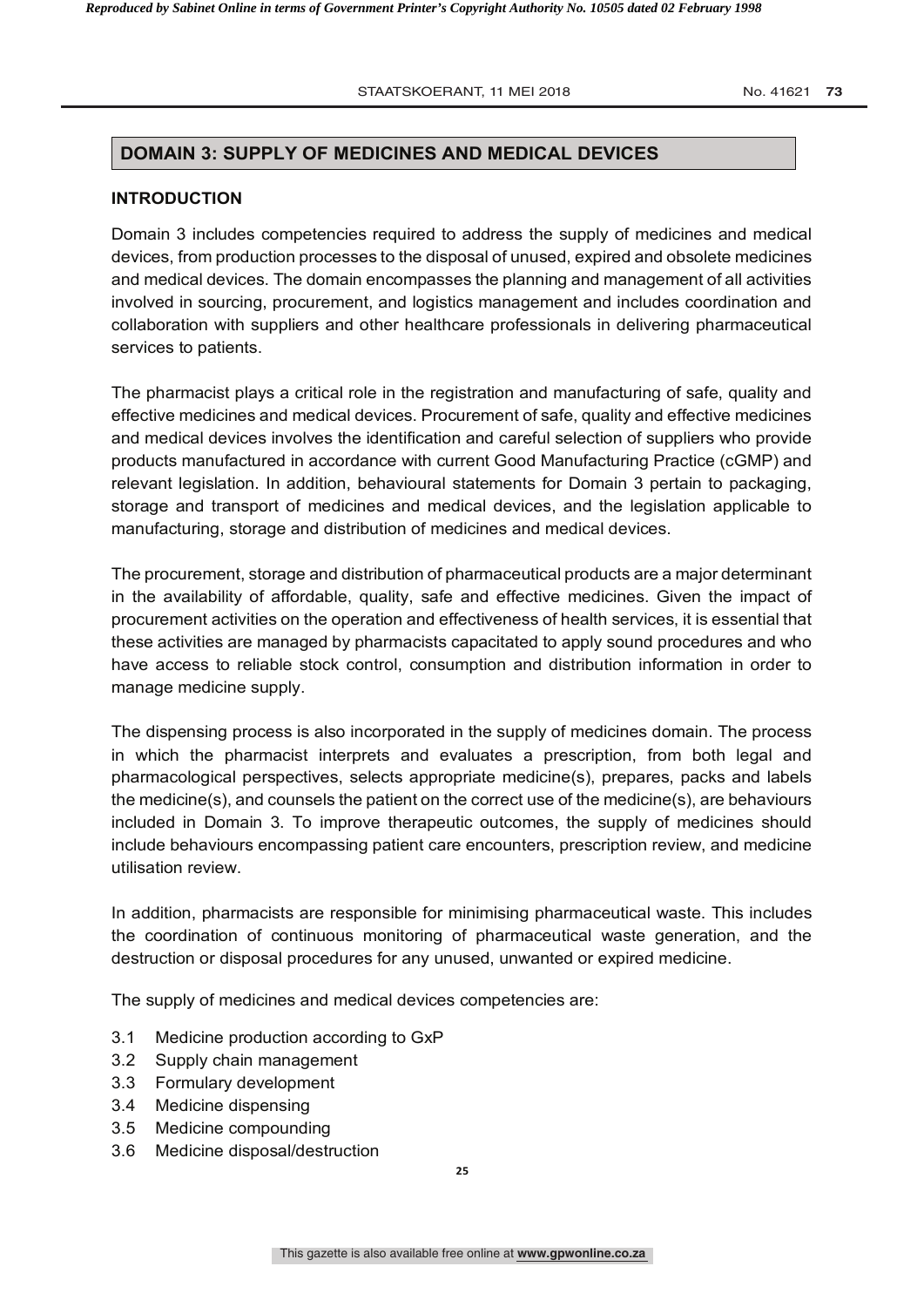## DOMAIN 3: SUPPLY OF MEDICINES AND MEDICAL DEVICES

### INTRODUCTION

Domain 3 includes competencies required to address the supply of medicines and medical devices, from production processes to the disposal of unused, expired and obsolete medicines and medical devices. The domain encompasses the planning and management of all activities involved in sourcing, procurement, and logistics management and includes coordination and collaboration with suppliers and other healthcare professionals in delivering pharmaceutical services to patients.

The pharmacist plays a critical role in the registration and manufacturing of safe, quality and effective medicines and medical devices. Procurement of safe, quality and effective medicines and medical devices involves the identification and careful selection of suppliers who provide products manufactured in accordance with current Good Manufacturing Practice (cGMP) and relevant legislation. In addition, behavioural statements for Domain 3 pertain to packaging, storage and transport of medicines and medical devices, and the legislation applicable to manufacturing, storage and distribution of medicines and medical devices.

The procurement, storage and distribution of pharmaceutical products are a major determinant in the availability of affordable, quality, safe and effective medicines. Given the impact of procurement activities on the operation and effectiveness of health services, it is essential that these activities are managed by pharmacists capacitated to apply sound procedures and who have access to reliable stock control, consumption and distribution information in order to manage medicine supply.

The dispensing process is also incorporated in the supply of medicines domain. The process in which the pharmacist interprets and evaluates a prescription, from both legal and pharmacological perspectives, selects appropriate medicine(s), prepares, packs and labels the medicine(s), and counsels the patient on the correct use of the medicine(s), are behaviours included in Domain 3. To improve therapeutic outcomes, the supply of medicines should include behaviours encompassing patient care encounters, prescription review, and medicine utilisation review.

In addition, pharmacists are responsible for minimising pharmaceutical waste. This includes the coordination of continuous monitoring of pharmaceutical waste generation, and the destruction or disposal procedures for any unused, unwanted or expired medicine.

The supply of medicines and medical devices competencies are:

- 3.1 Medicine production according to GxP
- 3.2 Supply chain management
- 3.3 Formulary development
- 3.4 Medicine dispensing
- 3.5 Medicine compounding
- 3.6 Medicine disposal/destruction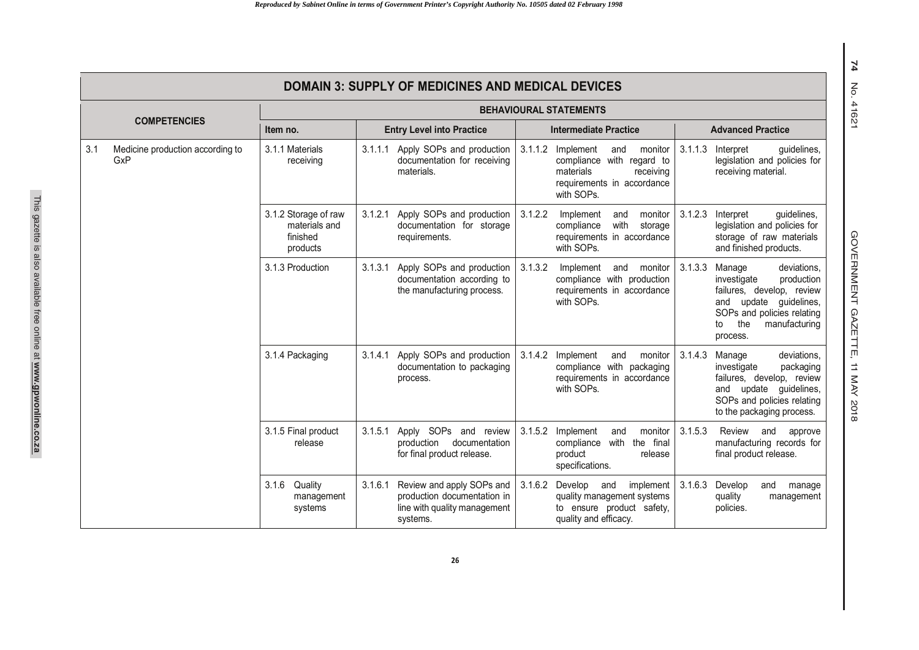| DOMAIN 3: SUPPLY OF MEDICINES AND MEDICAL DEVICES | | | | |
|---|---|---|---|---|
| **COMPETENCIES** | **BEHAVIOURAL STATEMENTS** | | | |
| | **Item no.** | **Entry Level into Practice** | **Intermediate Practice** | **Advanced Practice** |
| 3.1 Medicine production according to GxP | 3.1.1 Materials receiving | 3.1.1.1 Apply SOPs and production documentation for receiving materials. | 3.1.1.2 Implement and monitor compliance with regard to materials receiving requirements in accordance with SOPs. | 3.1.1.3 Interpret guidelines, legislation and policies for receiving material. |
| | 3.1.2 Storage of raw materials and finished products | 3.1.2.1 Apply SOPs and production documentation for storage requirements. | 3.1.2.2 Implement and monitor compliance with storage requirements in accordance with SOPs. | 3.1.2.3 Interpret guidelines, legislation and policies for storage of raw materials and finished products. |
| | 3.1.3 Production | 3.1.3.1 Apply SOPs and production documentation according to the manufacturing process. | 3.1.3.2 Implement and monitor compliance with production requirements in accordance with SOPs. | 3.1.3.3 Manage deviations, investigate production failures, develop, review and update guidelines, SOPs and policies relating to the manufacturing process. |
| | 3.1.4 Packaging | 3.1.4.1 Apply SOPs and production documentation to packaging process. | 3.1.4.2 Implement and monitor compliance with packaging requirements in accordance with SOPs. | 3.1.4.3 Manage deviations, investigate packaging failures, develop, review and update guidelines, SOPs and policies relating to the packaging process. |
| | 3.1.5 Final product release | 3.1.5.1 Apply SOPs and review production documentation for final product release. | 3.1.5.2 Implement and monitor compliance with the final product release specifications. | 3.1.5.3 Review and approve manufacturing records for final product release. |
| | 3.1.6 Quality management systems | 3.1.6.1 Review and apply SOPs and production documentation in line with quality management systems. | 3.1.6.2 Develop and implement quality management systems to ensure product safety, quality and efficacy. | 3.1.6.3 Develop and manage quality management policies. |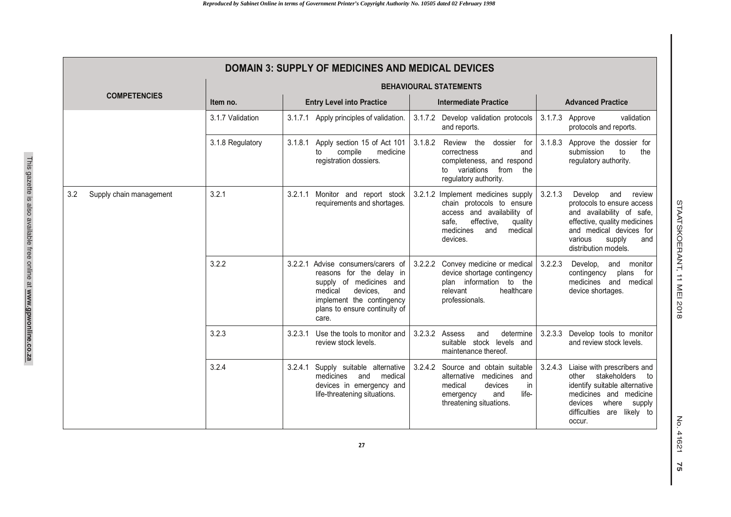| DOMAIN 3: SUPPLY OF MEDICINES AND MEDICAL DEVICES | | | | |
|---|---|---|---|---|
| **COMPETENCIES** | **BEHAVIOURAL STATEMENTS** | | | |
| | **Item no.** | **Entry Level into Practice** | **Intermediate Practice** | **Advanced Practice** |
| | 3.1.7 Validation | 3.1.7.1 Apply principles of validation. | 3.1.7.2 Develop validation protocols and reports. | 3.1.7.3 Approve validation protocols and reports. |
| | 3.1.8 Regulatory | 3.1.8.1 Apply section 15 of Act 101 to compile medicine registration dossiers. | 3.1.8.2 Review the dossier for correctness and completeness, and respond to variations from the regulatory authority. | 3.1.8.3 Approve the dossier for submission to the regulatory authority. |
| 3.2 Supply chain management | 3.2.1 | 3.2.1.1 Monitor and report stock requirements and shortages. | 3.2.1.2 Implement medicines supply chain protocols to ensure access and availability of safe, effective, quality medicines and medical devices. | 3.2.1.3 Develop and review protocols to ensure access and availability of safe, effective, quality medicines and medical devices for various supply and distribution models. |
| | 3.2.2 | 3.2.2.1 Advise consumers/carers of reasons for the delay in supply of medicines and medical devices, and implement the contingency plans to ensure continuity of care. | 3.2.2.2 Convey medicine or medical device shortage contingency plan information to the relevant healthcare professionals. | 3.2.2.3 Develop, and monitor contingency plans for medicines and medical device shortages. |
| | 3.2.3 | 3.2.3.1 Use the tools to monitor and review stock levels. | 3.2.3.2 Assess and determine suitable stock levels and maintenance thereof. | 3.2.3.3 Develop tools to monitor and review stock levels. |
| | 3.2.4 | 3.2.4.1 Supply suitable alternative medicines and medical devices in emergency and life-threatening situations. | 3.2.4.2 Source and obtain suitable alternative medicines and medical devices in emergency and life-threatening situations. | 3.2.4.3 Liaise with prescribers and other stakeholders to identify suitable alternative medicines and medicine devices where supply difficulties are likely to occur. |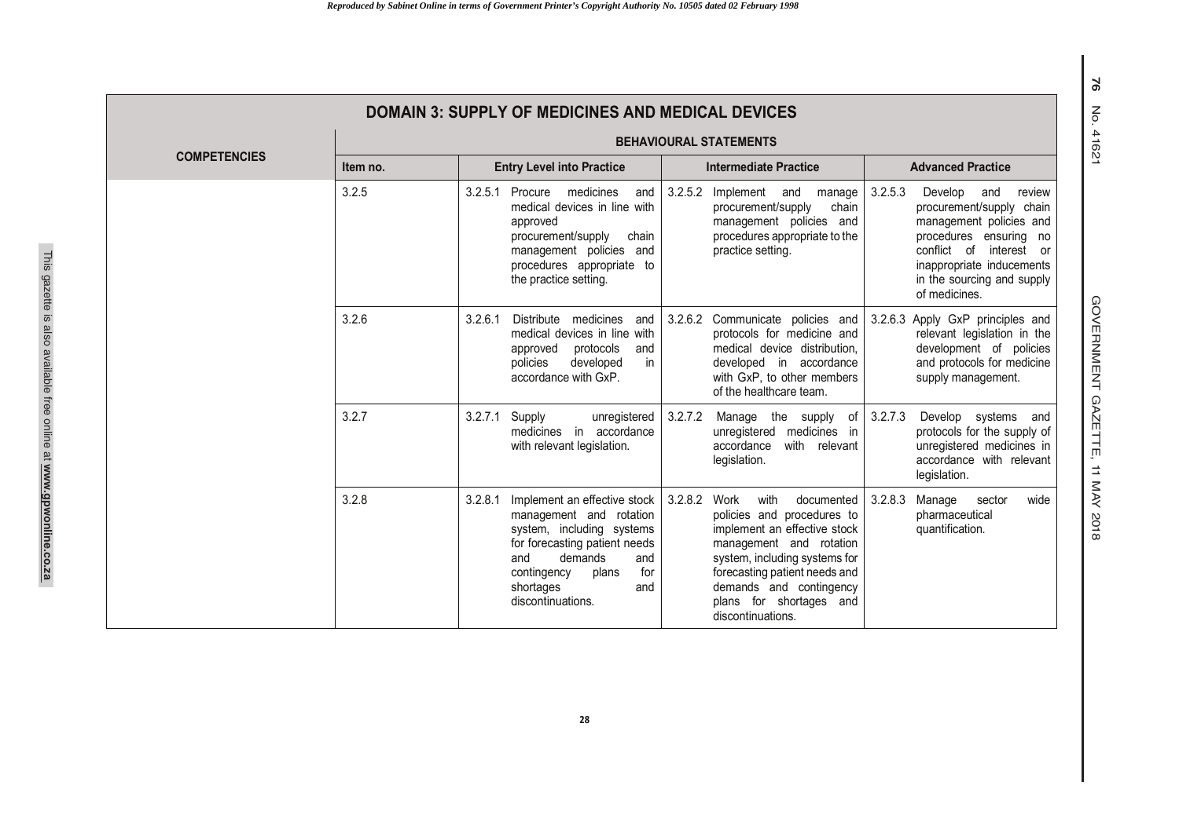| DOMAIN 3: SUPPLY OF MEDICINES AND MEDICAL DEVICES | | | | |
|---|---|---|---|---|
| **COMPETENCIES** | **BEHAVIOURAL STATEMENTS** | | | |
| | **Item no.** | **Entry Level into Practice** | **Intermediate Practice** | **Advanced Practice** |
| | 3.2.5 | 3.2.5.1 Procure medicines and medical devices in line with approved procurement/supply chain management policies and procedures appropriate to the practice setting. | 3.2.5.2 Implement and manage procurement/supply chain management policies and procedures appropriate to the practice setting. | 3.2.5.3 Develop and review procurement/supply chain management policies and procedures ensuring no conflict of interest or inappropriate inducements in the sourcing and supply of medicines. |
| | 3.2.6 | 3.2.6.1 Distribute medicines and medical devices in line with approved protocols and policies developed in accordance with GxP. | 3.2.6.2 Communicate policies and protocols for medicine and medical device distribution, developed in accordance with GxP, to other members of the healthcare team. | 3.2.6.3 Apply GxP principles and relevant legislation in the development of policies and protocols for medicine supply management. |
| | 3.2.7 | 3.2.7.1 Supply unregistered medicines in accordance with relevant legislation. | 3.2.7.2 Manage the supply of unregistered medicines in accordance with relevant legislation. | 3.2.7.3 Develop systems and protocols for the supply of unregistered medicines in accordance with relevant legislation. |
| | 3.2.8 | 3.2.8.1 Implement an effective stock management and rotation system, including systems for forecasting patient needs and demands and contingency plans for shortages and discontinuations. | 3.2.8.2 Work with documented policies and procedures to implement an effective stock management and rotation system, including systems for forecasting patient needs and demands and contingency plans for shortages and discontinuations. | 3.2.8.3 Manage sector wide pharmaceutical quantification. |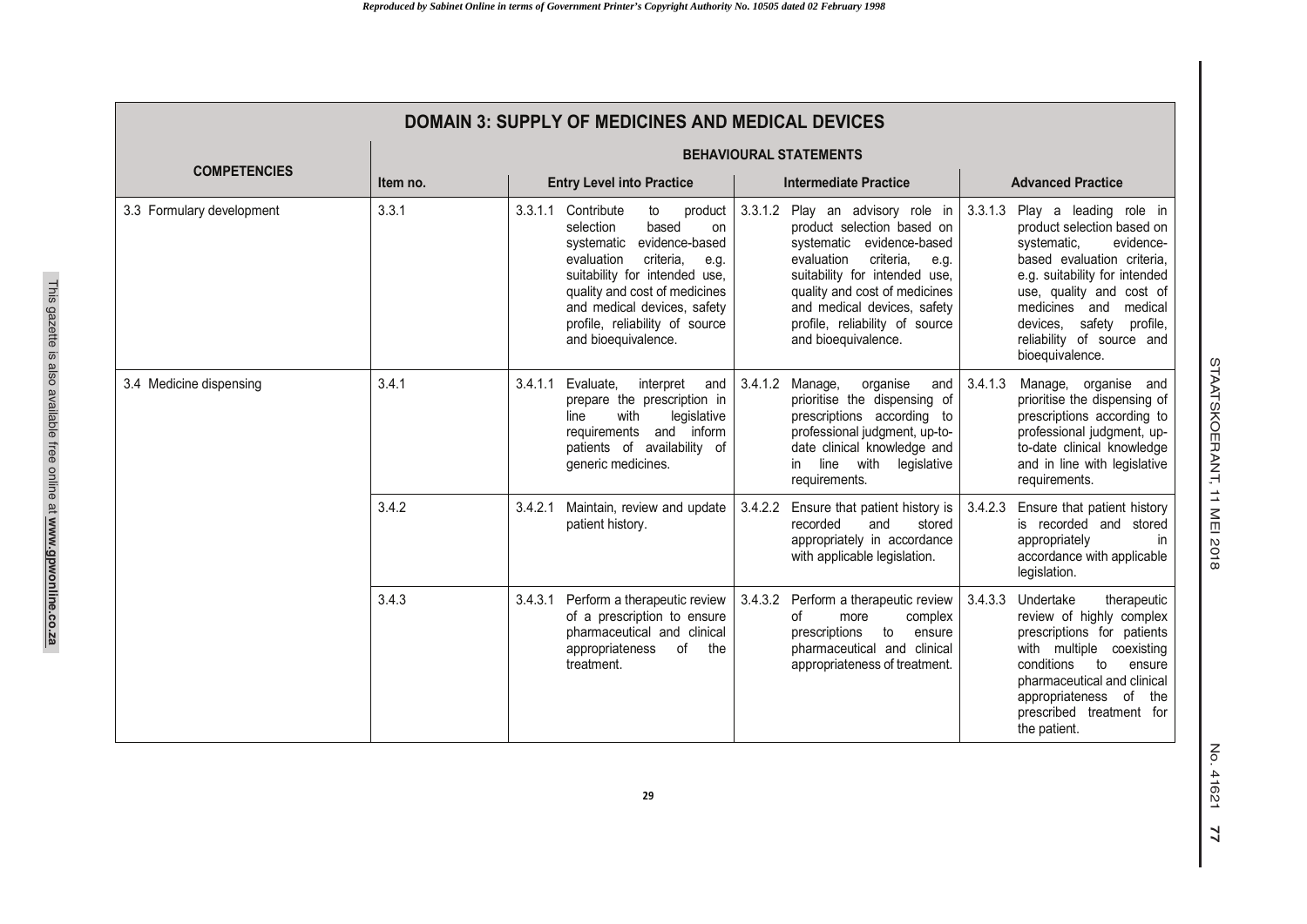| DOMAIN 3: SUPPLY OF MEDICINES AND MEDICAL DEVICES | | | | |
|---|---|---|---|---|
| **COMPETENCIES** | **BEHAVIOURAL STATEMENTS** | | | |
| | **Item no.** | **Entry Level into Practice** | **Intermediate Practice** | **Advanced Practice** |
| 3.3 Formulary development | 3.3.1 | 3.3.1.1 Contribute to product selection based on systematic evidence-based evaluation criteria, e.g. suitability for intended use, quality and cost of medicines and medical devices, safety profile, reliability of source and bioequivalence. | 3.3.1.2 Play an advisory role in product selection based on systematic evidence-based evaluation criteria, e.g. suitability for intended use, quality and cost of medicines and medical devices, safety profile, reliability of source and bioequivalence. | 3.3.1.3 Play a leading role in product selection based on systematic, evidence-based evaluation criteria, e.g. suitability for intended use, quality and cost of medicines and medical devices, safety profile, reliability of source and bioequivalence. |
| 3.4 Medicine dispensing | 3.4.1 | 3.4.1.1 Evaluate, interpret and prepare the prescription in line with legislative requirements and inform patients of availability of generic medicines. | 3.4.1.2 Manage, organise and prioritise the dispensing of prescriptions according to professional judgment, up-to-date clinical knowledge and in line with legislative requirements. | 3.4.1.3 Manage, organise and prioritise the dispensing of prescriptions according to professional judgment, up-to-date clinical knowledge and in line with legislative requirements. |
| | 3.4.2 | 3.4.2.1 Maintain, review and update patient history. | 3.4.2.2 Ensure that patient history is recorded and stored appropriately in accordance with applicable legislation. | 3.4.2.3 Ensure that patient history is recorded and stored appropriately in accordance with applicable legislation. |
| | 3.4.3 | 3.4.3.1 Perform a therapeutic review of a prescription to ensure pharmaceutical and clinical appropriateness of the treatment. | 3.4.3.2 Perform a therapeutic review of more complex prescriptions to ensure pharmaceutical and clinical appropriateness of treatment. | 3.4.3.3 Undertake therapeutic review of highly complex prescriptions for patients with multiple coexisting conditions to ensure pharmaceutical and clinical appropriateness of the prescribed treatment for the patient. |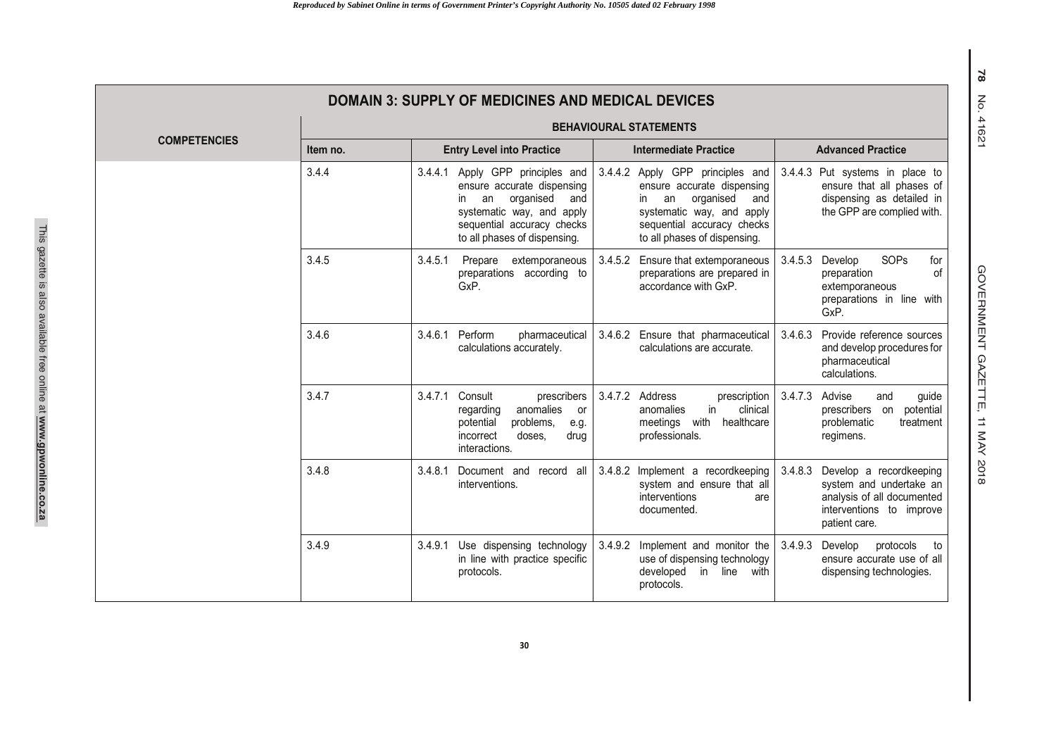| **DOMAIN 3: SUPPLY OF MEDICINES AND MEDICAL DEVICES** | | | | |
|---|---|---|---|---|
| **COMPETENCIES** | **BEHAVIOURAL STATEMENTS** | | | |
| | **Item no.** | **Entry Level into Practice** | **Intermediate Practice** | **Advanced Practice** |
| | 3.4.4 | 3.4.4.1 Apply GPP principles and ensure accurate dispensing in an organised and systematic way, and apply sequential accuracy checks to all phases of dispensing. | 3.4.4.2 Apply GPP principles and ensure accurate dispensing in an organised and systematic way, and apply sequential accuracy checks to all phases of dispensing. | 3.4.4.3 Put systems in place to ensure that all phases of dispensing as detailed in the GPP are complied with. |
| | 3.4.5 | 3.4.5.1 Prepare extemporaneous preparations according to GxP. | 3.4.5.2 Ensure that extemporaneous preparations are prepared in accordance with GxP. | 3.4.5.3 Develop SOPs for preparation of extemporaneous preparations in line with GxP. |
| | 3.4.6 | 3.4.6.1 Perform pharmaceutical calculations accurately. | 3.4.6.2 Ensure that pharmaceutical calculations are accurate. | 3.4.6.3 Provide reference sources and develop procedures for pharmaceutical calculations. |
| | 3.4.7 | 3.4.7.1 Consult prescribers regarding anomalies or potential problems, e.g. incorrect doses, drug interactions. | 3.4.7.2 Address prescription anomalies in clinical meetings with healthcare professionals. | 3.4.7.3 Advise and guide prescribers on potential problematic treatment regimens. |
| | 3.4.8 | 3.4.8.1 Document and record all interventions. | 3.4.8.2 Implement a recordkeeping system and ensure that all interventions are documented. | 3.4.8.3 Develop a recordkeeping system and undertake an analysis of all documented interventions to improve patient care. |
| | 3.4.9 | 3.4.9.1 Use dispensing technology in line with practice specific protocols. | 3.4.9.2 Implement and monitor the use of dispensing technology developed in line with protocols. | 3.4.9.3 Develop protocols to ensure accurate use of all dispensing technologies. |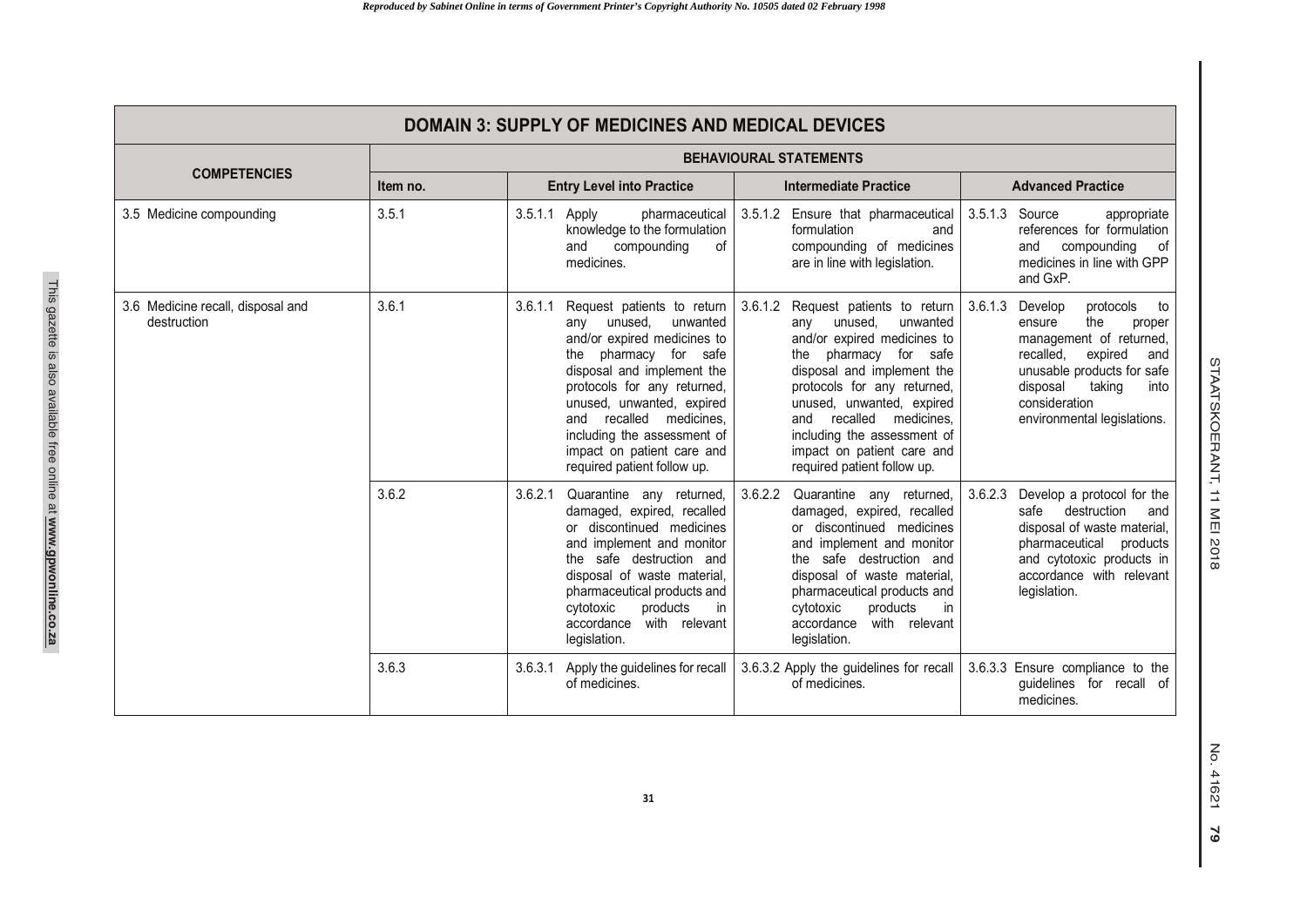| **DOMAIN 3: SUPPLY OF MEDICINES AND MEDICAL DEVICES** | | | | |
|---|---|---|---|---|
| **COMPETENCIES** | **BEHAVIOURAL STATEMENTS** | | | |
| | **Item no.** | **Entry Level into Practice** | **Intermediate Practice** | **Advanced Practice** |
| 3.5 Medicine compounding | 3.5.1 | 3.5.1.1 Apply pharmaceutical knowledge to the formulation and compounding of medicines. | 3.5.1.2 Ensure that pharmaceutical formulation and compounding of medicines are in line with legislation. | 3.5.1.3 Source appropriate references for formulation and compounding of medicines in line with GPP and GxP. |
| 3.6 Medicine recall, disposal and destruction | 3.6.1 | 3.6.1.1 Request patients to return any unused, unwanted and/or expired medicines to the pharmacy for safe disposal and implement the protocols for any returned, unused, unwanted, expired and recalled medicines, including the assessment of impact on patient care and required patient follow up. | 3.6.1.2 Request patients to return any unused, unwanted and/or expired medicines to the pharmacy for safe disposal and implement the protocols for any returned, unused, unwanted, expired and recalled medicines, including the assessment of impact on patient care and required patient follow up. | 3.6.1.3 Develop protocols to ensure the proper management of returned, recalled, expired and unusable products for safe disposal taking into consideration environmental legislations. |
| | 3.6.2 | 3.6.2.1 Quarantine any returned, damaged, expired, recalled or discontinued medicines and implement and monitor the safe destruction and disposal of waste material, pharmaceutical products and cytotoxic products in accordance with relevant legislation. | 3.6.2.2 Quarantine any returned, damaged, expired, recalled or discontinued medicines and implement and monitor the safe destruction and disposal of waste material, pharmaceutical products and cytotoxic products in accordance with relevant legislation. | 3.6.2.3 Develop a protocol for the safe destruction and disposal of waste material, pharmaceutical products and cytotoxic products in accordance with relevant legislation. |
| | 3.6.3 | 3.6.3.1 Apply the guidelines for recall of medicines. | 3.6.3.2 Apply the guidelines for recall of medicines. | 3.6.3.3 Ensure compliance to the guidelines for recall of medicines. |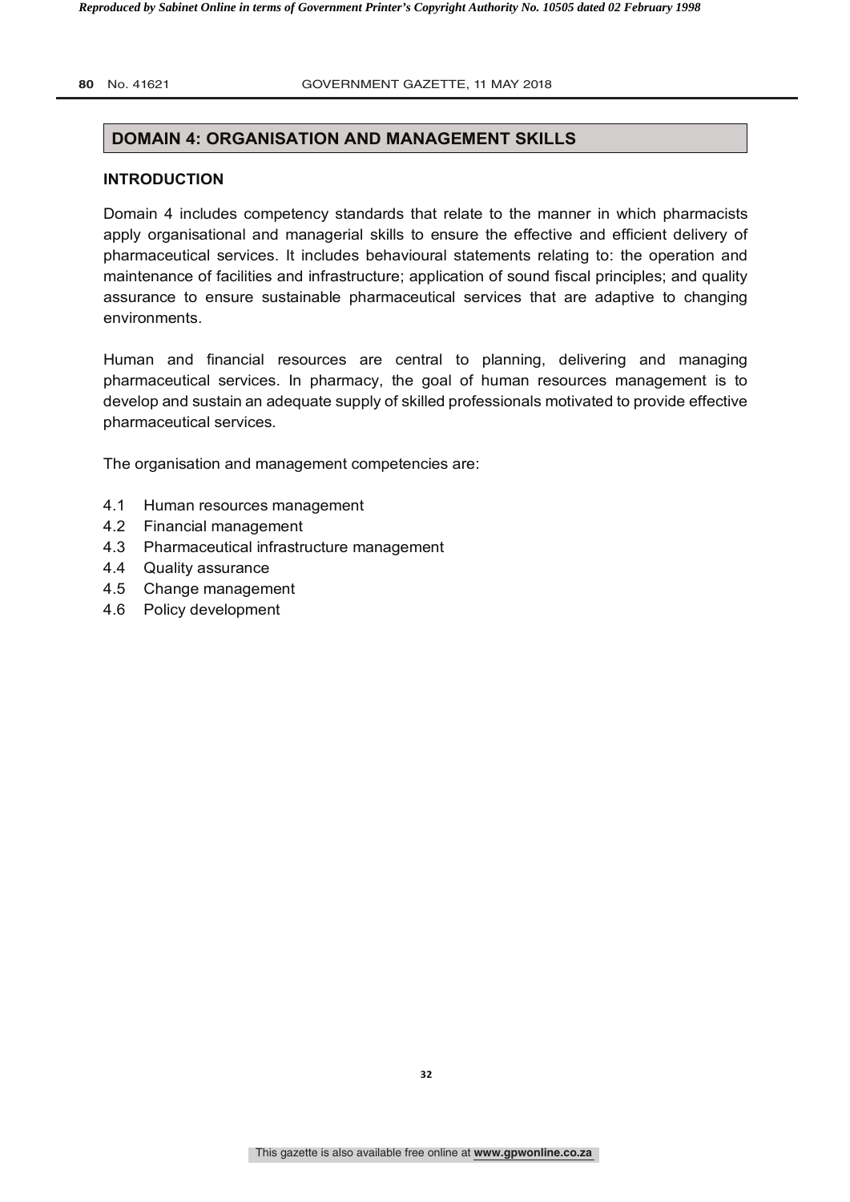## DOMAIN 4: ORGANISATION AND MANAGEMENT SKILLS

### INTRODUCTION

Domain 4 includes competency standards that relate to the manner in which pharmacists apply organisational and managerial skills to ensure the effective and efficient delivery of pharmaceutical services. It includes behavioural statements relating to: the operation and maintenance of facilities and infrastructure; application of sound fiscal principles; and quality assurance to ensure sustainable pharmaceutical services that are adaptive to changing environments.

Human and financial resources are central to planning, delivering and managing pharmaceutical services. In pharmacy, the goal of human resources management is to develop and sustain an adequate supply of skilled professionals motivated to provide effective pharmaceutical services.

The organisation and management competencies are:

- 4.1 Human resources management
- 4.2 Financial management
- 4.3 Pharmaceutical infrastructure management
- 4.4 Quality assurance
- 4.5 Change management
- 4.6 Policy development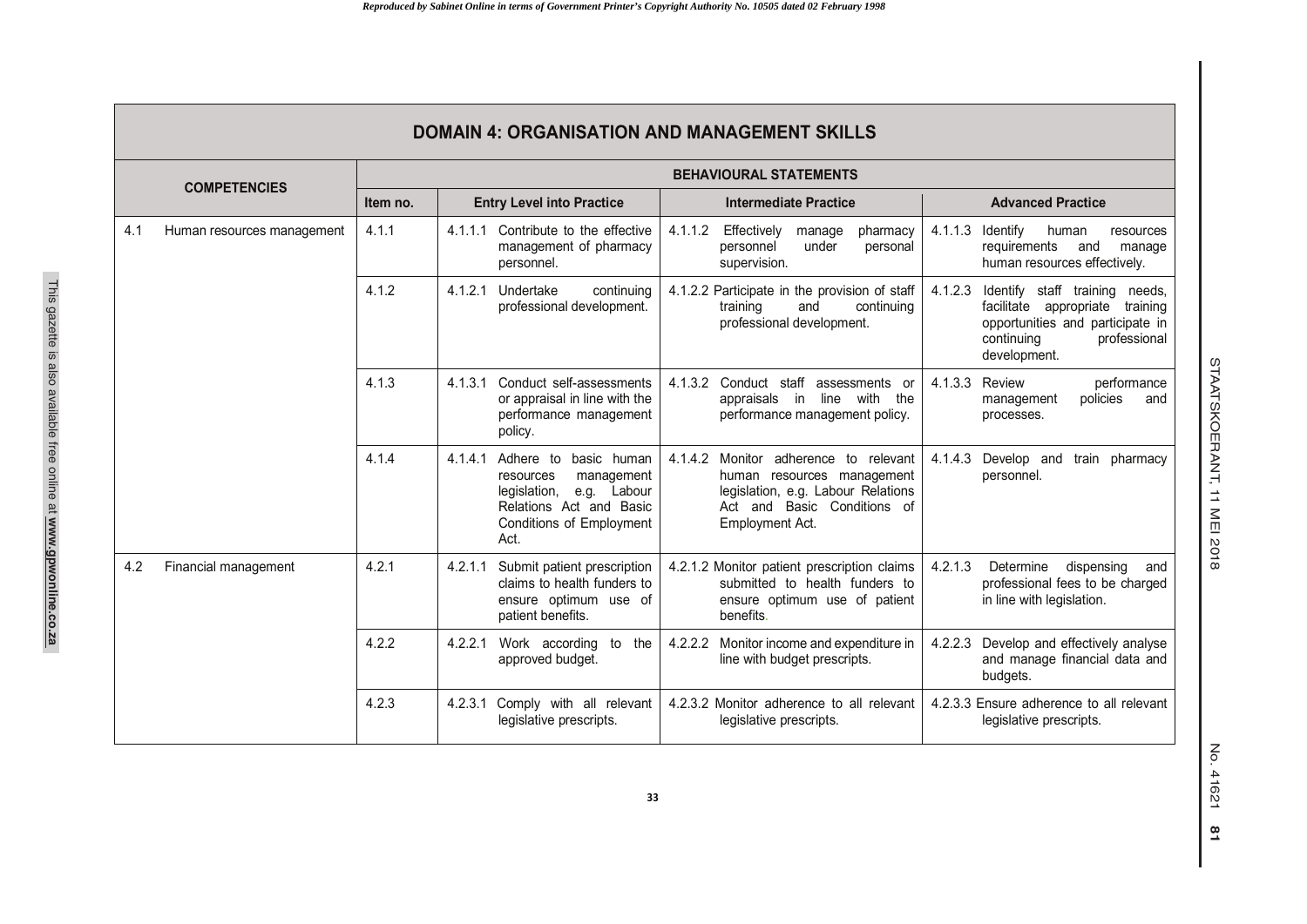## DOMAIN 4: ORGANISATION AND MANAGEMENT SKILLS

| COMPETENCIES | BEHAVIOURAL STATEMENTS | | | |
|---|---|---|---|---|
| | Item no. | Entry Level into Practice | Intermediate Practice | Advanced Practice |
| 4.1 Human resources management | 4.1.1 | 4.1.1.1 Contribute to the effective management of pharmacy personnel. | 4.1.1.2 Effectively manage pharmacy personnel under personal supervision. | 4.1.1.3 Identify human resources requirements and manage human resources effectively. |
| | 4.1.2 | 4.1.2.1 Undertake continuing professional development. | 4.1.2.2 Participate in the provision of staff training and continuing professional development. | 4.1.2.3 Identify staff training needs, facilitate appropriate training opportunities and participate in continuing professional development. |
| | 4.1.3 | 4.1.3.1 Conduct self-assessments or appraisal in line with the performance management policy. | 4.1.3.2 Conduct staff assessments or appraisals in line with the performance management policy. | 4.1.3.3 Review performance management policies and processes. |
| | 4.1.4 | 4.1.4.1 Adhere to basic human resources management legislation, e.g. Labour Relations Act and Basic Conditions of Employment Act. | 4.1.4.2 Monitor adherence to relevant human resources management legislation, e.g. Labour Relations Act and Basic Conditions of Employment Act. | 4.1.4.3 Develop and train pharmacy personnel. |
| 4.2 Financial management | 4.2.1 | 4.2.1.1 Submit patient prescription claims to health funders to ensure optimum use of patient benefits. | 4.2.1.2 Monitor patient prescription claims submitted to health funders to ensure optimum use of patient benefits. | 4.2.1.3 Determine dispensing and professional fees to be charged in line with legislation. |
| | 4.2.2 | 4.2.2.1 Work according to the approved budget. | 4.2.2.2 Monitor income and expenditure in line with budget prescripts. | 4.2.2.3 Develop and effectively analyse and manage financial data and budgets. |
| | 4.2.3 | 4.2.3.1 Comply with all relevant legislative prescripts. | 4.2.3.2 Monitor adherence to all relevant legislative prescripts. | 4.2.3.3 Ensure adherence to all relevant legislative prescripts. |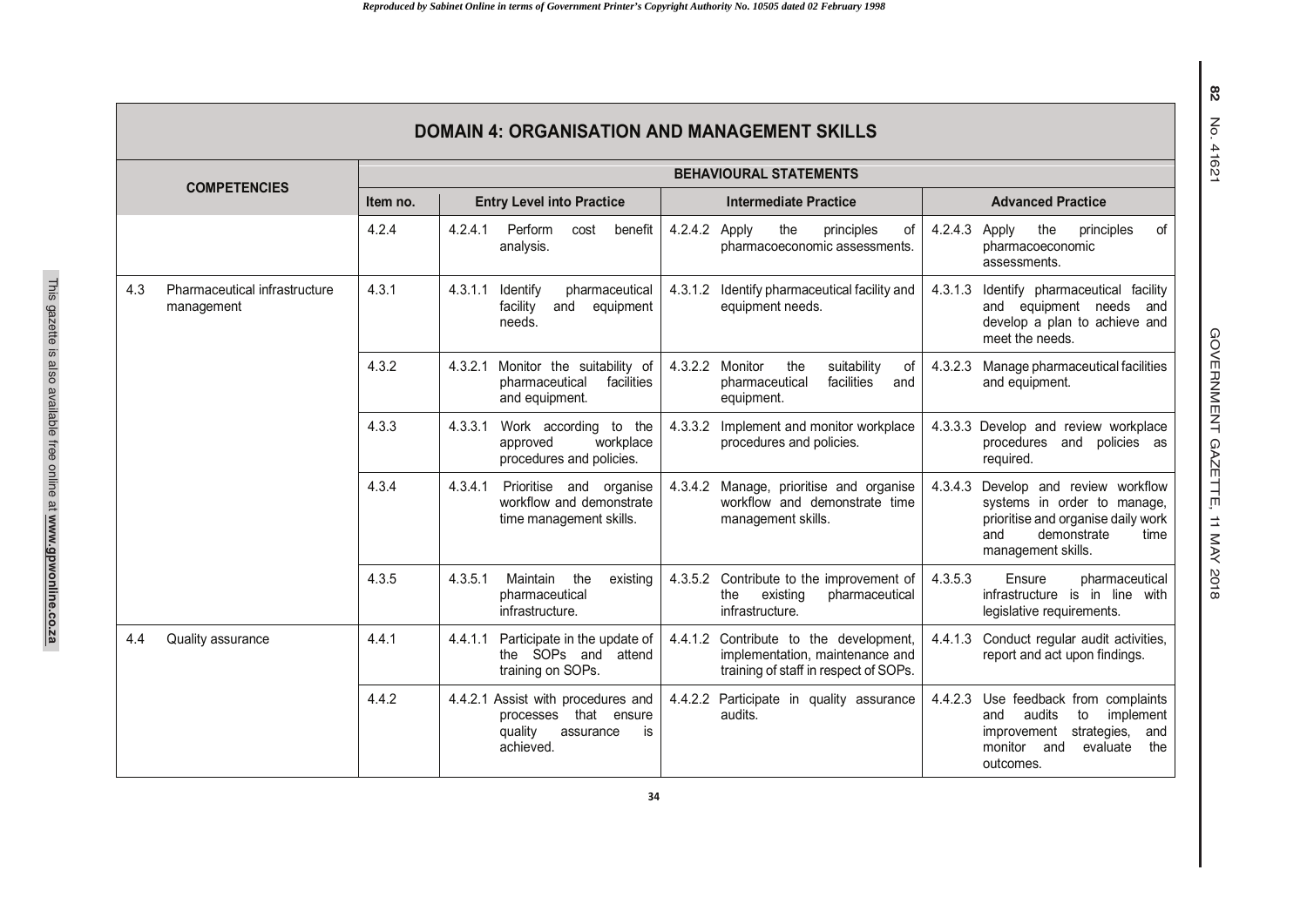## DOMAIN 4: ORGANISATION AND MANAGEMENT SKILLS

| COMPETENCIES | BEHAVIOURAL STATEMENTS | | | |
|---|---|---|---|---|
| | Item no. | Entry Level into Practice | Intermediate Practice | Advanced Practice |
| | 4.2.4 | 4.2.4.1 Perform cost benefit analysis. | 4.2.4.2 Apply the principles of pharmacoeconomic assessments. | 4.2.4.3 Apply the principles of pharmacoeconomic assessments. |
| 4.3 Pharmaceutical infrastructure management | 4.3.1 | 4.3.1.1 Identify pharmaceutical facility and equipment needs. | 4.3.1.2 Identify pharmaceutical facility and equipment needs. | 4.3.1.3 Identify pharmaceutical facility and equipment needs and develop a plan to achieve and meet the needs. |
| | 4.3.2 | 4.3.2.1 Monitor the suitability of pharmaceutical facilities and equipment. | 4.3.2.2 Monitor the suitability of pharmaceutical facilities and equipment. | 4.3.2.3 Manage pharmaceutical facilities and equipment. |
| | 4.3.3 | 4.3.3.1 Work according to the approved workplace procedures and policies. | 4.3.3.2 Implement and monitor workplace procedures and policies. | 4.3.3.3 Develop and review workplace procedures and policies as required. |
| | 4.3.4 | 4.3.4.1 Prioritise and organise workflow and demonstrate time management skills. | 4.3.4.2 Manage, prioritise and organise workflow and demonstrate time management skills. | 4.3.4.3 Develop and review workflow systems in order to manage, prioritise and organise daily work and demonstrate time management skills. |
| | 4.3.5 | 4.3.5.1 Maintain the existing pharmaceutical infrastructure. | 4.3.5.2 Contribute to the improvement of the existing pharmaceutical infrastructure. | 4.3.5.3 Ensure pharmaceutical infrastructure is in line with legislative requirements. |
| 4.4 Quality assurance | 4.4.1 | 4.4.1.1 Participate in the update of the SOPs and attend training on SOPs. | 4.4.1.2 Contribute to the development, implementation, maintenance and training of staff in respect of SOPs. | 4.4.1.3 Conduct regular audit activities, report and act upon findings. |
| | 4.4.2 | 4.4.2.1 Assist with procedures and processes that ensure quality assurance is achieved. | 4.4.2.2 Participate in quality assurance audits. | 4.4.2.3 Use feedback from complaints and audits to implement improvement strategies, and monitor and evaluate the outcomes. |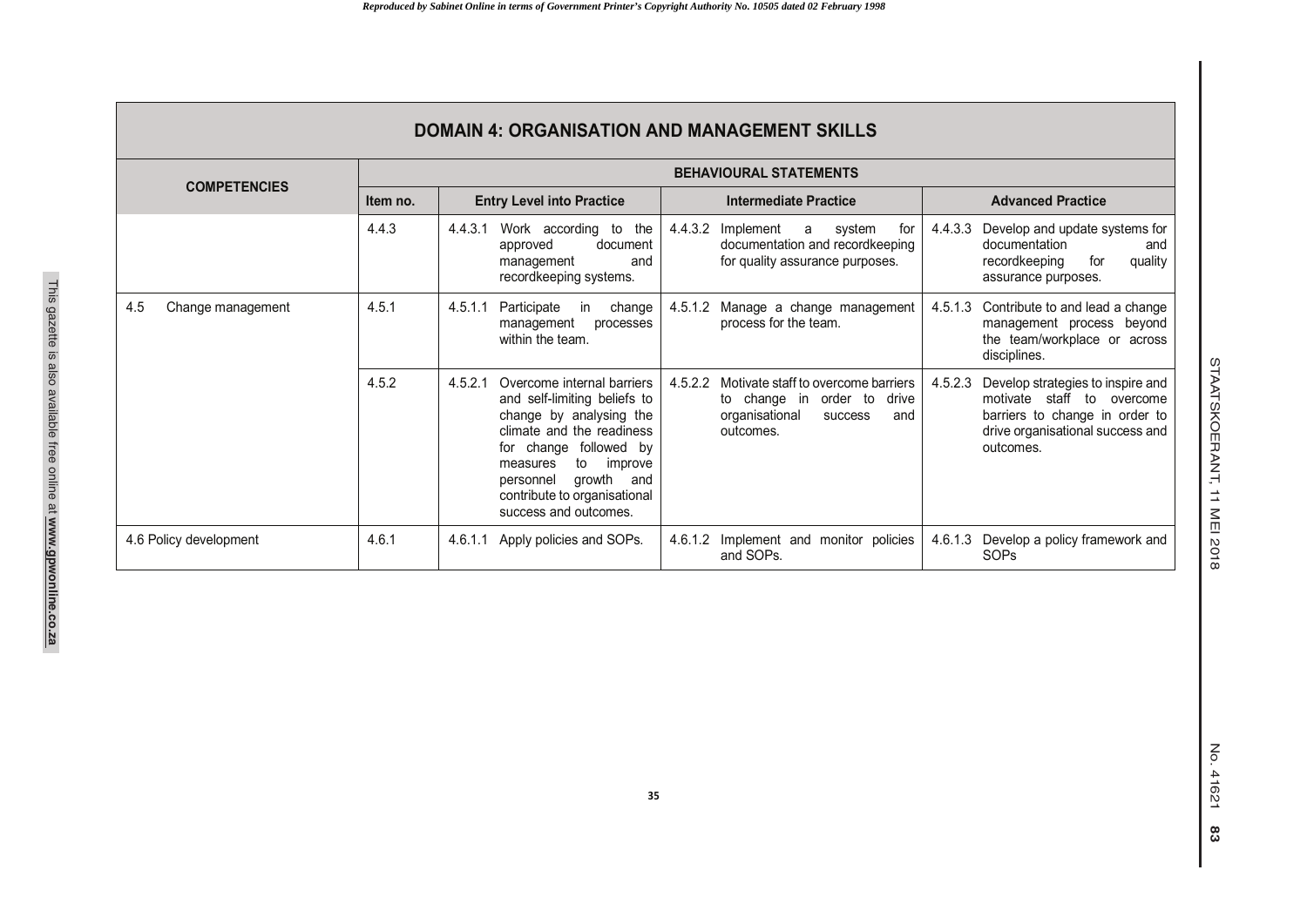| **DOMAIN 4: ORGANISATION AND MANAGEMENT SKILLS** | | | | |
|---|---|---|---|---|
| **COMPETENCIES** | **BEHAVIOURAL STATEMENTS** | | | |
| | **Item no.** | **Entry Level into Practice** | **Intermediate Practice** | **Advanced Practice** |
| | 4.4.3 | 4.4.3.1 Work according to the approved document management and recordkeeping systems. | 4.4.3.2 Implement a system for documentation and recordkeeping for quality assurance purposes. | 4.4.3.3 Develop and update systems for documentation and recordkeeping for quality assurance purposes. |
| 4.5 Change management | 4.5.1 | 4.5.1.1 Participate in change management processes within the team. | 4.5.1.2 Manage a change management process for the team. | 4.5.1.3 Contribute to and lead a change management process beyond the team/workplace or across disciplines. |
| | 4.5.2 | 4.5.2.1 Overcome internal barriers and self-limiting beliefs to change by analysing the climate and the readiness for change followed by measures to improve personnel growth and contribute to organisational success and outcomes. | 4.5.2.2 Motivate staff to overcome barriers to change in order to drive organisational success and outcomes. | 4.5.2.3 Develop strategies to inspire and motivate staff to overcome barriers to change in order to drive organisational success and outcomes. |
| 4.6 Policy development | 4.6.1 | 4.6.1.1 Apply policies and SOPs. | 4.6.1.2 Implement and monitor policies and SOPs. | 4.6.1.3 Develop a policy framework and SOPs |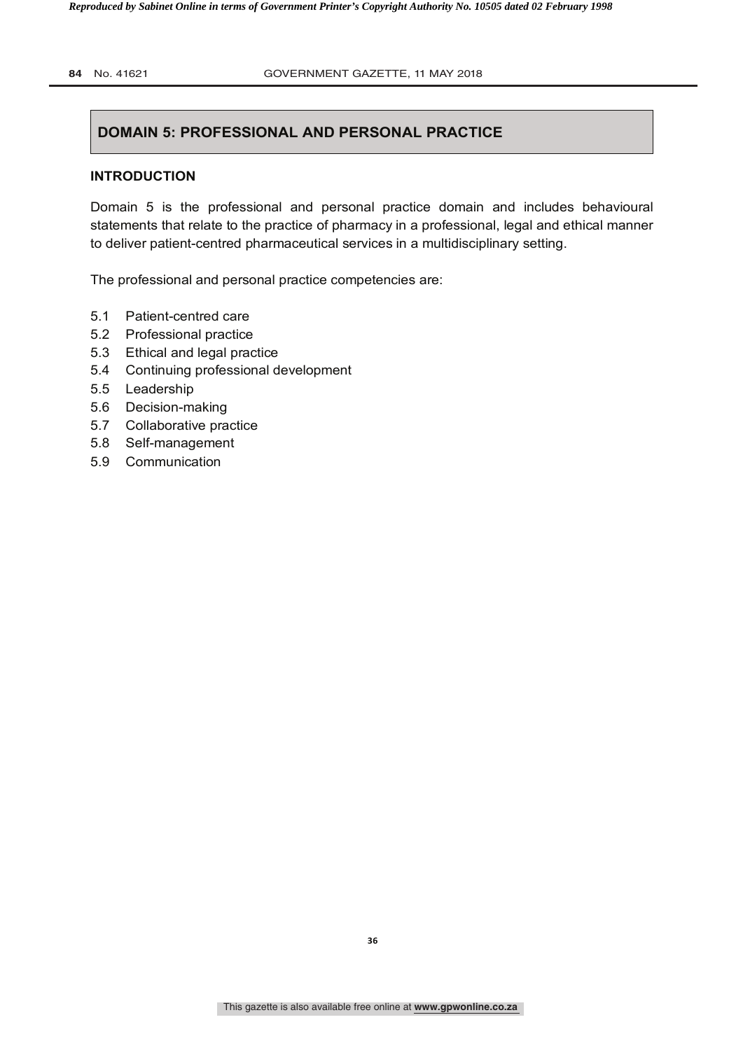## DOMAIN 5: PROFESSIONAL AND PERSONAL PRACTICE

### INTRODUCTION

Domain 5 is the professional and personal practice domain and includes behavioural statements that relate to the practice of pharmacy in a professional, legal and ethical manner to deliver patient-centred pharmaceutical services in a multidisciplinary setting.

The professional and personal practice competencies are:

- 5.1 Patient-centred care
- 5.2 Professional practice
- 5.3 Ethical and legal practice
- 5.4 Continuing professional development
- 5.5 Leadership
- 5.6 Decision-making
- 5.7 Collaborative practice
- 5.8 Self-management
- 5.9 Communication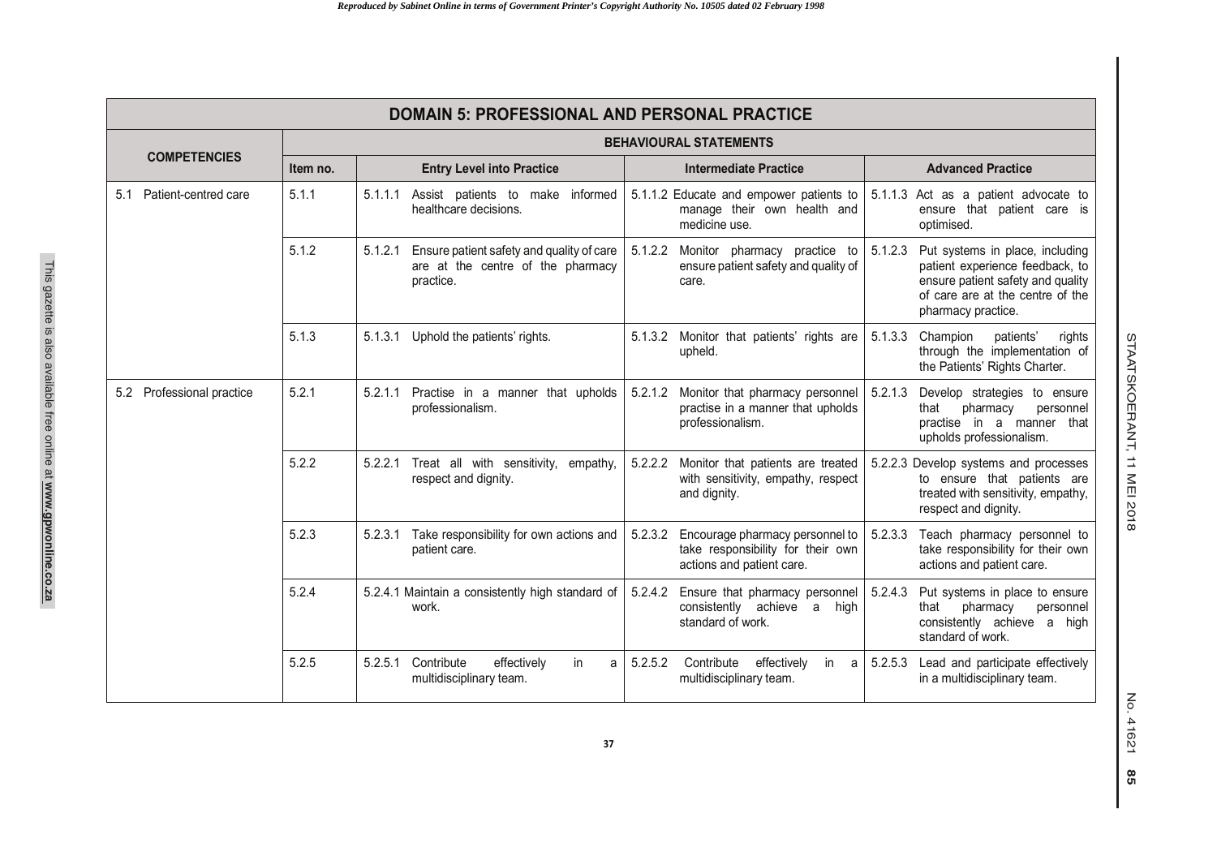| DOMAIN 5: PROFESSIONAL AND PERSONAL PRACTICE | | | | |
|---|---|---|---|---|
| **COMPETENCIES** | **BEHAVIOURAL STATEMENTS** | | | |
| | **Item no.** | **Entry Level into Practice** | **Intermediate Practice** | **Advanced Practice** |
| 5.1 Patient-centred care | 5.1.1 | 5.1.1.1 Assist patients to make informed healthcare decisions. | 5.1.1.2 Educate and empower patients to manage their own health and medicine use. | 5.1.1.3 Act as a patient advocate to ensure that patient care is optimised. |
| | 5.1.2 | 5.1.2.1 Ensure patient safety and quality of care are at the centre of the pharmacy practice. | 5.1.2.2 Monitor pharmacy practice to ensure patient safety and quality of care. | 5.1.2.3 Put systems in place, including patient experience feedback, to ensure patient safety and quality of care are at the centre of the pharmacy practice. |
| | 5.1.3 | 5.1.3.1 Uphold the patients' rights. | 5.1.3.2 Monitor that patients' rights are upheld. | 5.1.3.3 Champion patients' rights through the implementation of the Patients' Rights Charter. |
| 5.2 Professional practice | 5.2.1 | 5.2.1.1 Practise in a manner that upholds professionalism. | 5.2.1.2 Monitor that pharmacy personnel practise in a manner that upholds professionalism. | 5.2.1.3 Develop strategies to ensure that pharmacy personnel practise in a manner that upholds professionalism. |
| | 5.2.2 | 5.2.2.1 Treat all with sensitivity, empathy, respect and dignity. | 5.2.2.2 Monitor that patients are treated with sensitivity, empathy, respect and dignity. | 5.2.2.3 Develop systems and processes to ensure that patients are treated with sensitivity, empathy, respect and dignity. |
| | 5.2.3 | 5.2.3.1 Take responsibility for own actions and patient care. | 5.2.3.2 Encourage pharmacy personnel to take responsibility for their own actions and patient care. | 5.2.3.3 Teach pharmacy personnel to take responsibility for their own actions and patient care. |
| | 5.2.4 | 5.2.4.1 Maintain a consistently high standard of work. | 5.2.4.2 Ensure that pharmacy personnel consistently achieve a high standard of work. | 5.2.4.3 Put systems in place to ensure that pharmacy personnel consistently achieve a high standard of work. |
| | 5.2.5 | 5.2.5.1 Contribute effectively in a multidisciplinary team. | 5.2.5.2 Contribute effectively in a multidisciplinary team. | 5.2.5.3 Lead and participate effectively in a multidisciplinary team. |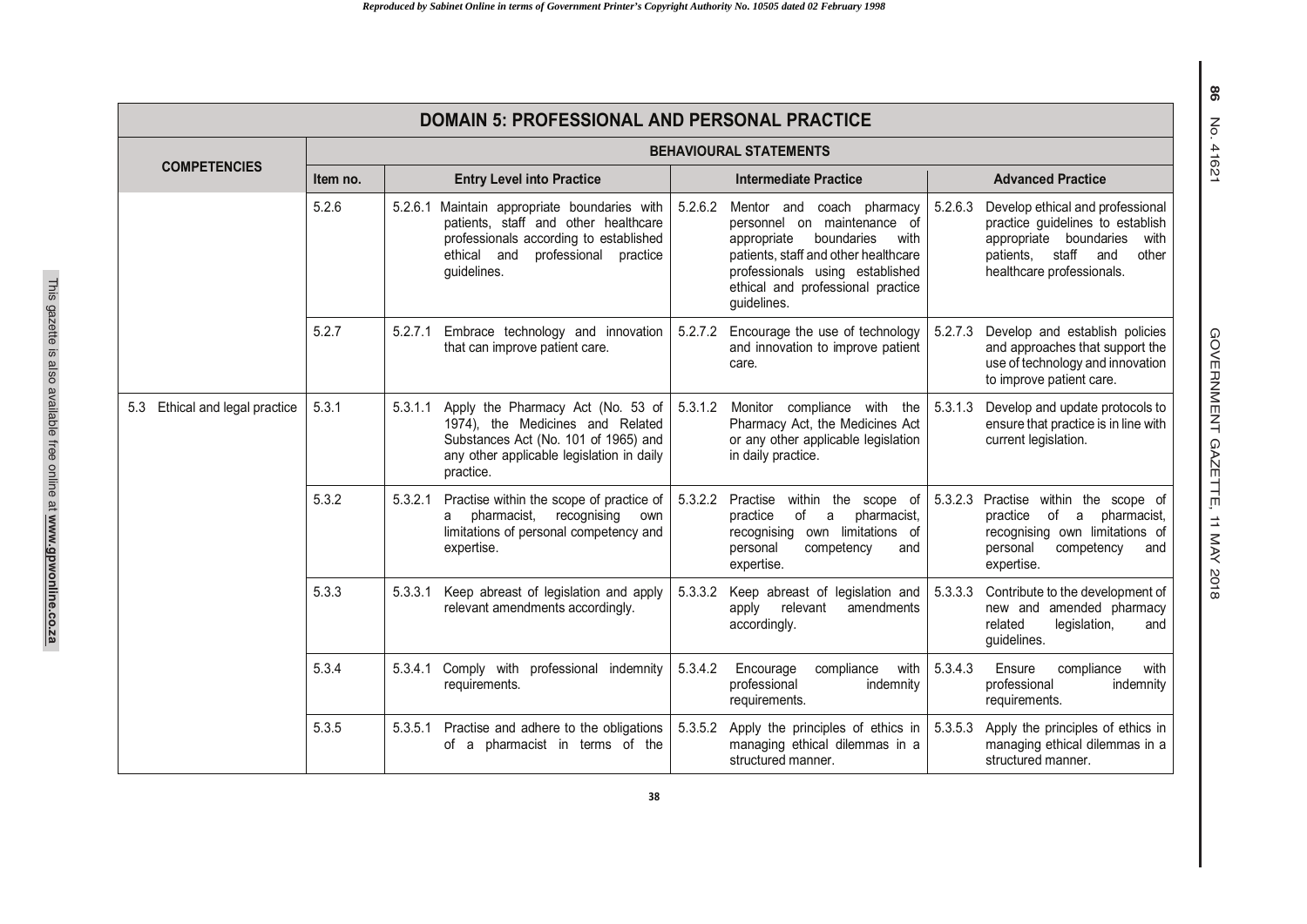| DOMAIN 5: PROFESSIONAL AND PERSONAL PRACTICE | | | | |
|---|---|---|---|---|
| **COMPETENCIES** | **BEHAVIOURAL STATEMENTS** | | | |
| | **Item no.** | **Entry Level into Practice** | **Intermediate Practice** | **Advanced Practice** |
| | 5.2.6 | 5.2.6.1 Maintain appropriate boundaries with patients, staff and other healthcare professionals according to established ethical and professional practice guidelines. | 5.2.6.2 Mentor and coach pharmacy personnel on maintenance of appropriate boundaries with patients, staff and other healthcare professionals using established ethical and professional practice guidelines. | 5.2.6.3 Develop ethical and professional practice guidelines to establish appropriate boundaries with patients, staff and other healthcare professionals. |
| | 5.2.7 | 5.2.7.1 Embrace technology and innovation that can improve patient care. | 5.2.7.2 Encourage the use of technology and innovation to improve patient care. | 5.2.7.3 Develop and establish policies and approaches that support the use of technology and innovation to improve patient care. |
| 5.3 Ethical and legal practice | 5.3.1 | 5.3.1.1 Apply the Pharmacy Act (No. 53 of 1974), the Medicines and Related Substances Act (No. 101 of 1965) and any other applicable legislation in daily practice. | 5.3.1.2 Monitor compliance with the Pharmacy Act, the Medicines Act or any other applicable legislation in daily practice. | 5.3.1.3 Develop and update protocols to ensure that practice is in line with current legislation. |
| | 5.3.2 | 5.3.2.1 Practise within the scope of practice of a pharmacist, recognising own limitations of personal competency and expertise. | 5.3.2.2 Practise within the scope of practice of a pharmacist, recognising own limitations of personal competency and expertise. | 5.3.2.3 Practise within the scope of practice of a pharmacist, recognising own limitations of personal competency and expertise. |
| | 5.3.3 | 5.3.3.1 Keep abreast of legislation and apply relevant amendments accordingly. | 5.3.3.2 Keep abreast of legislation and apply relevant amendments accordingly. | 5.3.3.3 Contribute to the development of new and amended pharmacy related legislation, and guidelines. |
| | 5.3.4 | 5.3.4.1 Comply with professional indemnity requirements. | 5.3.4.2 Encourage compliance with professional indemnity requirements. | 5.3.4.3 Ensure compliance with professional indemnity requirements. |
| | 5.3.5 | 5.3.5.1 Practise and adhere to the obligations of a pharmacist in terms of the | 5.3.5.2 Apply the principles of ethics in managing ethical dilemmas in a structured manner. | 5.3.5.3 Apply the principles of ethics in managing ethical dilemmas in a structured manner. |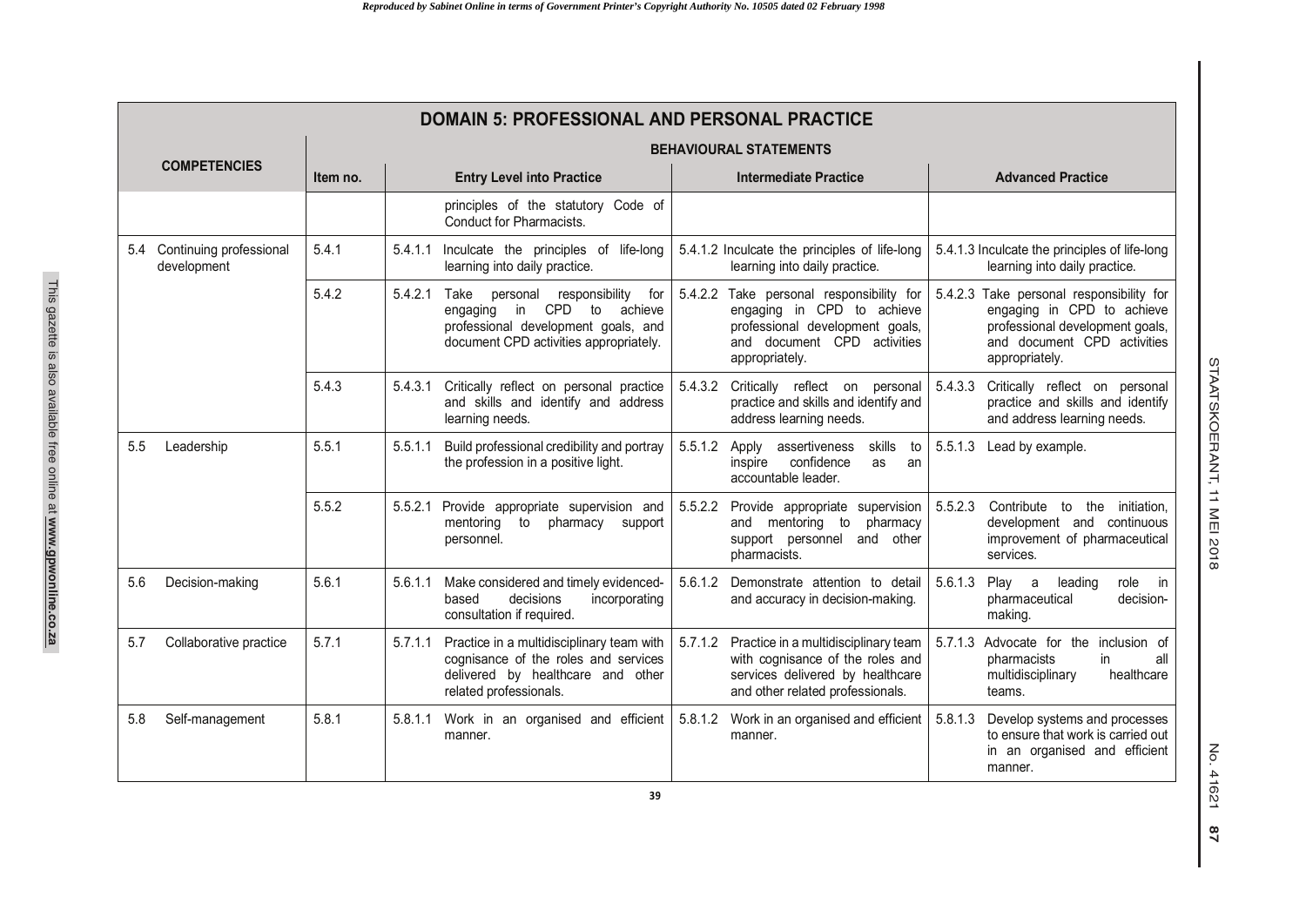| DOMAIN 5: PROFESSIONAL AND PERSONAL PRACTICE | | | | |
|---|---|---|---|---|
| **COMPETENCIES** | **BEHAVIOURAL STATEMENTS** | | | |
| | **Item no.** | **Entry Level into Practice** | **Intermediate Practice** | **Advanced Practice** |
| | | principles of the statutory Code of Conduct for Pharmacists. | | |
| 5.4 Continuing professional development | 5.4.1 | 5.4.1.1 Inculcate the principles of life-long learning into daily practice. | 5.4.1.2 Inculcate the principles of life-long learning into daily practice. | 5.4.1.3 Inculcate the principles of life-long learning into daily practice. |
| | 5.4.2 | 5.4.2.1 Take personal responsibility for engaging in CPD to achieve professional development goals, and document CPD activities appropriately. | 5.4.2.2 Take personal responsibility for engaging in CPD to achieve professional development goals, and document CPD activities appropriately. | 5.4.2.3 Take personal responsibility for engaging in CPD to achieve professional development goals, and document CPD activities appropriately. |
| | 5.4.3 | 5.4.3.1 Critically reflect on personal practice and skills and identify and address learning needs. | 5.4.3.2 Critically reflect on personal practice and skills and identify and address learning needs. | 5.4.3.3 Critically reflect on personal practice and skills and identify and address learning needs. |
| 5.5 Leadership | 5.5.1 | 5.5.1.1 Build professional credibility and portray the profession in a positive light. | 5.5.1.2 Apply assertiveness skills to inspire confidence as an accountable leader. | 5.5.1.3 Lead by example. |
| | 5.5.2 | 5.5.2.1 Provide appropriate supervision and mentoring to pharmacy support personnel. | 5.5.2.2 Provide appropriate supervision and mentoring to pharmacy support personnel and other pharmacists. | 5.5.2.3 Contribute to the initiation, development and continuous improvement of pharmaceutical services. |
| 5.6 Decision-making | 5.6.1 | 5.6.1.1 Make considered and timely evidenced-based decisions incorporating consultation if required. | 5.6.1.2 Demonstrate attention to detail and accuracy in decision-making. | 5.6.1.3 Play a leading role in pharmaceutical decision-making. |
| 5.7 Collaborative practice | 5.7.1 | 5.7.1.1 Practice in a multidisciplinary team with cognisance of the roles and services delivered by healthcare and other related professionals. | 5.7.1.2 Practice in a multidisciplinary team with cognisance of the roles and services delivered by healthcare and other related professionals. | 5.7.1.3 Advocate for the inclusion of pharmacists in all multidisciplinary healthcare teams. |
| 5.8 Self-management | 5.8.1 | 5.8.1.1 Work in an organised and efficient manner. | 5.8.1.2 Work in an organised and efficient manner. | 5.8.1.3 Develop systems and processes to ensure that work is carried out in an organised and efficient manner. |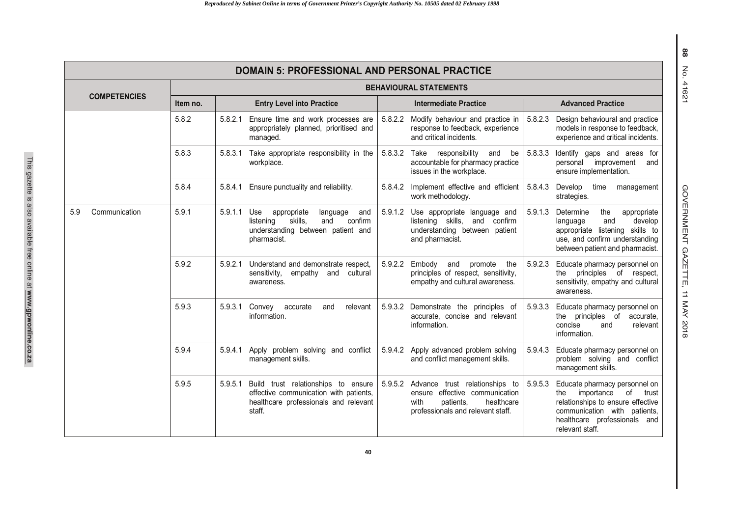| DOMAIN 5: PROFESSIONAL AND PERSONAL PRACTICE | | | | |
|---|---|---|---|---|
| **COMPETENCIES** | **BEHAVIOURAL STATEMENTS** | | | |
| | **Item no.** | **Entry Level into Practice** | **Intermediate Practice** | **Advanced Practice** |
| | 5.8.2 | 5.8.2.1 Ensure time and work processes are appropriately planned, prioritised and managed. | 5.8.2.2 Modify behaviour and practice in response to feedback, experience and critical incidents. | 5.8.2.3 Design behavioural and practice models in response to feedback, experience and critical incidents. |
| | 5.8.3 | 5.8.3.1 Take appropriate responsibility in the workplace. | 5.8.3.2 Take responsibility and be accountable for pharmacy practice issues in the workplace. | 5.8.3.3 Identify gaps and areas for personal improvement and ensure implementation. |
| | 5.8.4 | 5.8.4.1 Ensure punctuality and reliability. | 5.8.4.2 Implement effective and efficient work methodology. | 5.8.4.3 Develop time management strategies. |
| 5.9 Communication | 5.9.1 | 5.9.1.1 Use appropriate language and listening skills, and confirm understanding between patient and pharmacist. | 5.9.1.2 Use appropriate language and listening skills, and confirm understanding between patient and pharmacist. | 5.9.1.3 Determine the appropriate language and develop appropriate listening skills to use, and confirm understanding between patient and pharmacist. |
| | 5.9.2 | 5.9.2.1 Understand and demonstrate respect, sensitivity, empathy and cultural awareness. | 5.9.2.2 Embody and promote the principles of respect, sensitivity, empathy and cultural awareness. | 5.9.2.3 Educate pharmacy personnel on the principles of respect, sensitivity, empathy and cultural awareness. |
| | 5.9.3 | 5.9.3.1 Convey accurate and relevant information. | 5.9.3.2 Demonstrate the principles of accurate, concise and relevant information. | 5.9.3.3 Educate pharmacy personnel on the principles of accurate, concise and relevant information. |
| | 5.9.4 | 5.9.4.1 Apply problem solving and conflict management skills. | 5.9.4.2 Apply advanced problem solving and conflict management skills. | 5.9.4.3 Educate pharmacy personnel on problem solving and conflict management skills. |
| | 5.9.5 | 5.9.5.1 Build trust relationships to ensure effective communication with patients, healthcare professionals and relevant staff. | 5.9.5.2 Advance trust relationships to ensure effective communication with patients, healthcare professionals and relevant staff. | 5.9.5.3 Educate pharmacy personnel on the importance of trust relationships to ensure effective communication with patients, healthcare professionals and relevant staff. |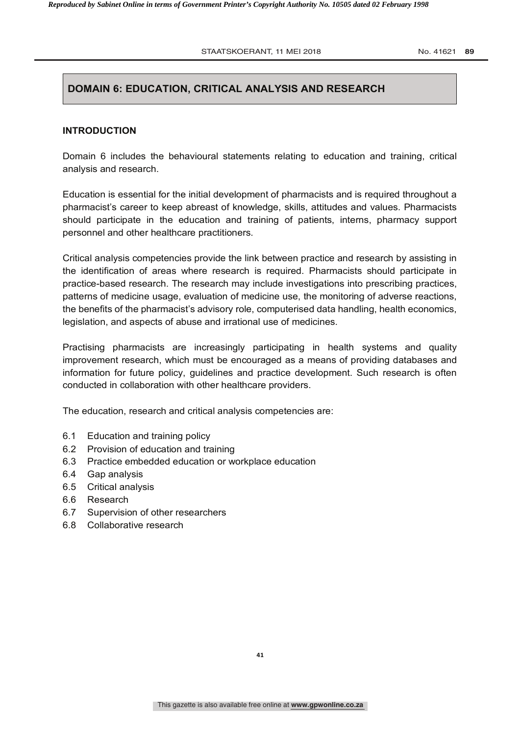## DOMAIN 6: EDUCATION, CRITICAL ANALYSIS AND RESEARCH

### INTRODUCTION

Domain 6 includes the behavioural statements relating to education and training, critical analysis and research.

Education is essential for the initial development of pharmacists and is required throughout a pharmacist's career to keep abreast of knowledge, skills, attitudes and values. Pharmacists should participate in the education and training of patients, interns, pharmacy support personnel and other healthcare practitioners.

Critical analysis competencies provide the link between practice and research by assisting in the identification of areas where research is required. Pharmacists should participate in practice-based research. The research may include investigations into prescribing practices, patterns of medicine usage, evaluation of medicine use, the monitoring of adverse reactions, the benefits of the pharmacist's advisory role, computerised data handling, health economics, legislation, and aspects of abuse and irrational use of medicines.

Practising pharmacists are increasingly participating in health systems and quality improvement research, which must be encouraged as a means of providing databases and information for future policy, guidelines and practice development. Such research is often conducted in collaboration with other healthcare providers.

The education, research and critical analysis competencies are:

- 6.1 Education and training policy
- 6.2 Provision of education and training
- 6.3 Practice embedded education or workplace education
- 6.4 Gap analysis
- 6.5 Critical analysis
- 6.6 Research
- 6.7 Supervision of other researchers
- 6.8 Collaborative research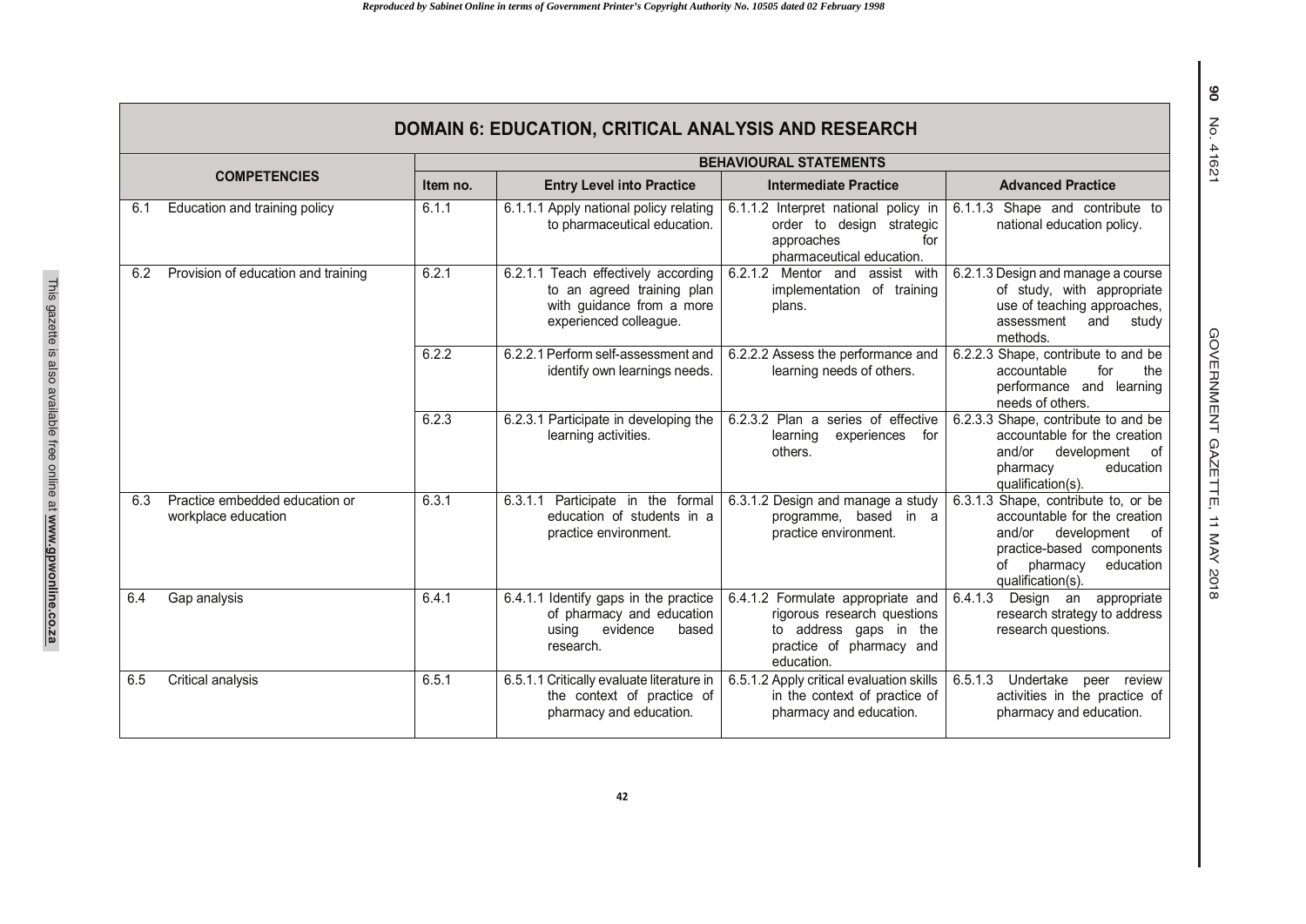## DOMAIN 6: EDUCATION, CRITICAL ANALYSIS AND RESEARCH

| COMPETENCIES | | BEHAVIOURAL STATEMENTS | | | |
|---|---|---|---|---|---|
| | | Item no. | Entry Level into Practice | Intermediate Practice | Advanced Practice |
| 6.1 | Education and training policy | 6.1.1 | 6.1.1.1 Apply national policy relating to pharmaceutical education. | 6.1.1.2 Interpret national policy in order to design strategic approaches for pharmaceutical education. | 6.1.1.3 Shape and contribute to national education policy. |
| 6.2 | Provision of education and training | 6.2.1 | 6.2.1.1 Teach effectively according to an agreed training plan with guidance from a more experienced colleague. | 6.2.1.2 Mentor and assist with implementation of training plans. | 6.2.1.3 Design and manage a course of study, with appropriate use of teaching approaches, assessment and study methods. |
| | | 6.2.2 | 6.2.2.1 Perform self-assessment and identify own learnings needs. | 6.2.2.2 Assess the performance and learning needs of others. | 6.2.2.3 Shape, contribute to and be accountable for the performance and learning needs of others. |
| | | 6.2.3 | 6.2.3.1 Participate in developing the learning activities. | 6.2.3.2 Plan a series of effective learning experiences for others. | 6.2.3.3 Shape, contribute to and be accountable for the creation and/or development of pharmacy education qualification(s). |
| 6.3 | Practice embedded education or workplace education | 6.3.1 | 6.3.1.1 Participate in the formal education of students in a practice environment. | 6.3.1.2 Design and manage a study programme, based in a practice environment. | 6.3.1.3 Shape, contribute to, or be accountable for the creation and/or development of practice-based components of pharmacy education qualification(s). |
| 6.4 | Gap analysis | 6.4.1 | 6.4.1.1 Identify gaps in the practice of pharmacy and education using evidence based research. | 6.4.1.2 Formulate appropriate and rigorous research questions to address gaps in the practice of pharmacy and education. | 6.4.1.3 Design an appropriate research strategy to address research questions. |
| 6.5 | Critical analysis | 6.5.1 | 6.5.1.1 Critically evaluate literature in the context of practice of pharmacy and education. | 6.5.1.2 Apply critical evaluation skills in the context of practice of pharmacy and education. | 6.5.1.3 Undertake peer review activities in the practice of pharmacy and education. |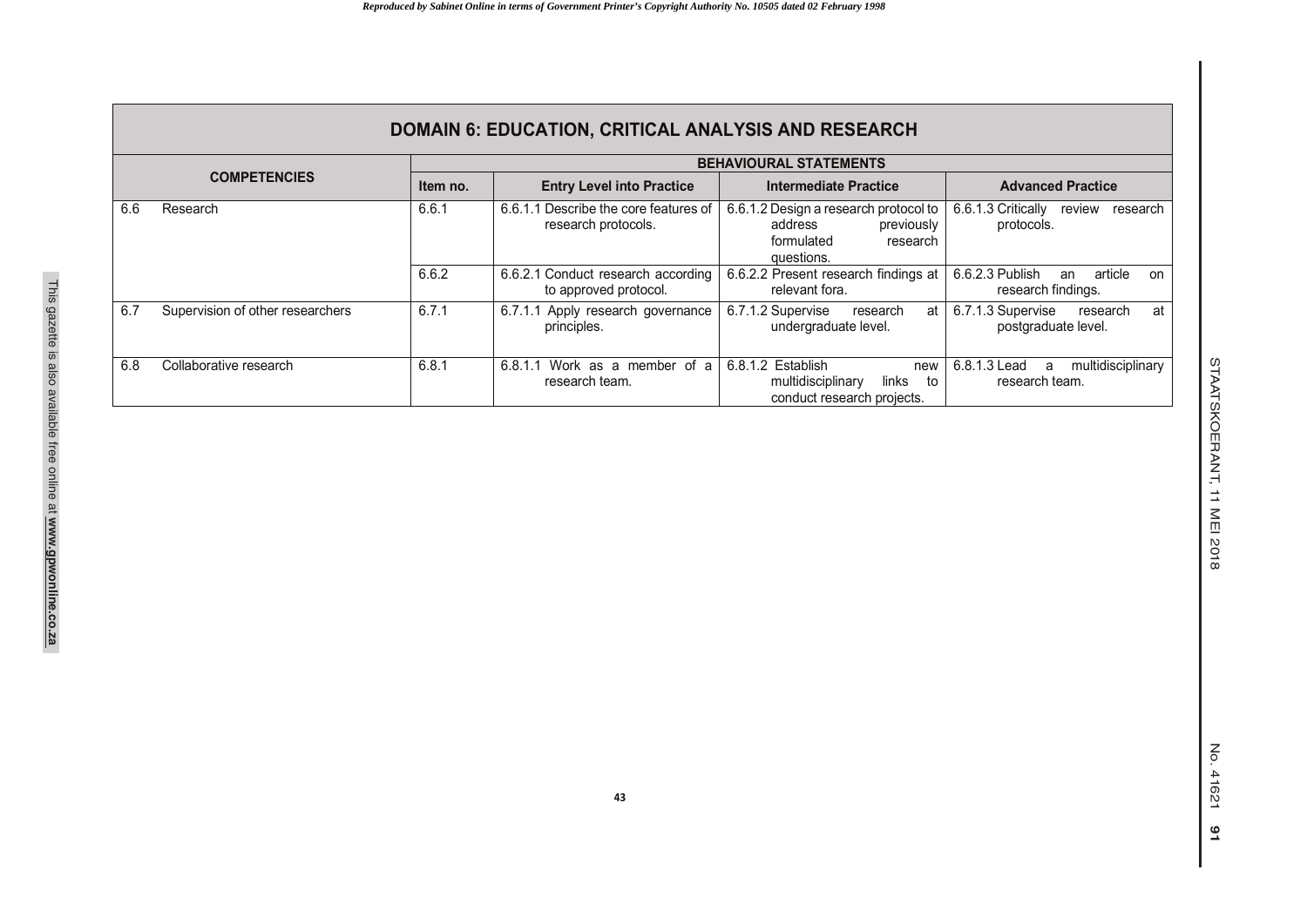| DOMAIN 6: EDUCATION, CRITICAL ANALYSIS AND RESEARCH | | | | | |
|---|---|---|---|---|---|
| **COMPETENCIES** | | **BEHAVIOURAL STATEMENTS** | | | |
| | | **Item no.** | **Entry Level into Practice** | **Intermediate Practice** | **Advanced Practice** |
| 6.6 | Research | 6.6.1 | 6.6.1.1 Describe the core features of research protocols. | 6.6.1.2 Design a research protocol to address previously formulated research questions. | 6.6.1.3 Critically review research protocols. |
| | | 6.6.2 | 6.6.2.1 Conduct research according to approved protocol. | 6.6.2.2 Present research findings at relevant fora. | 6.6.2.3 Publish an article on research findings. |
| 6.7 | Supervision of other researchers | 6.7.1 | 6.7.1.1 Apply research governance principles. | 6.7.1.2 Supervise research at undergraduate level. | 6.7.1.3 Supervise research at postgraduate level. |
| 6.8 | Collaborative research | 6.8.1 | 6.8.1.1 Work as a member of a research team. | 6.8.1.2 Establish new multidisciplinary links to conduct research projects. | 6.8.1.3 Lead a multidisciplinary research team. |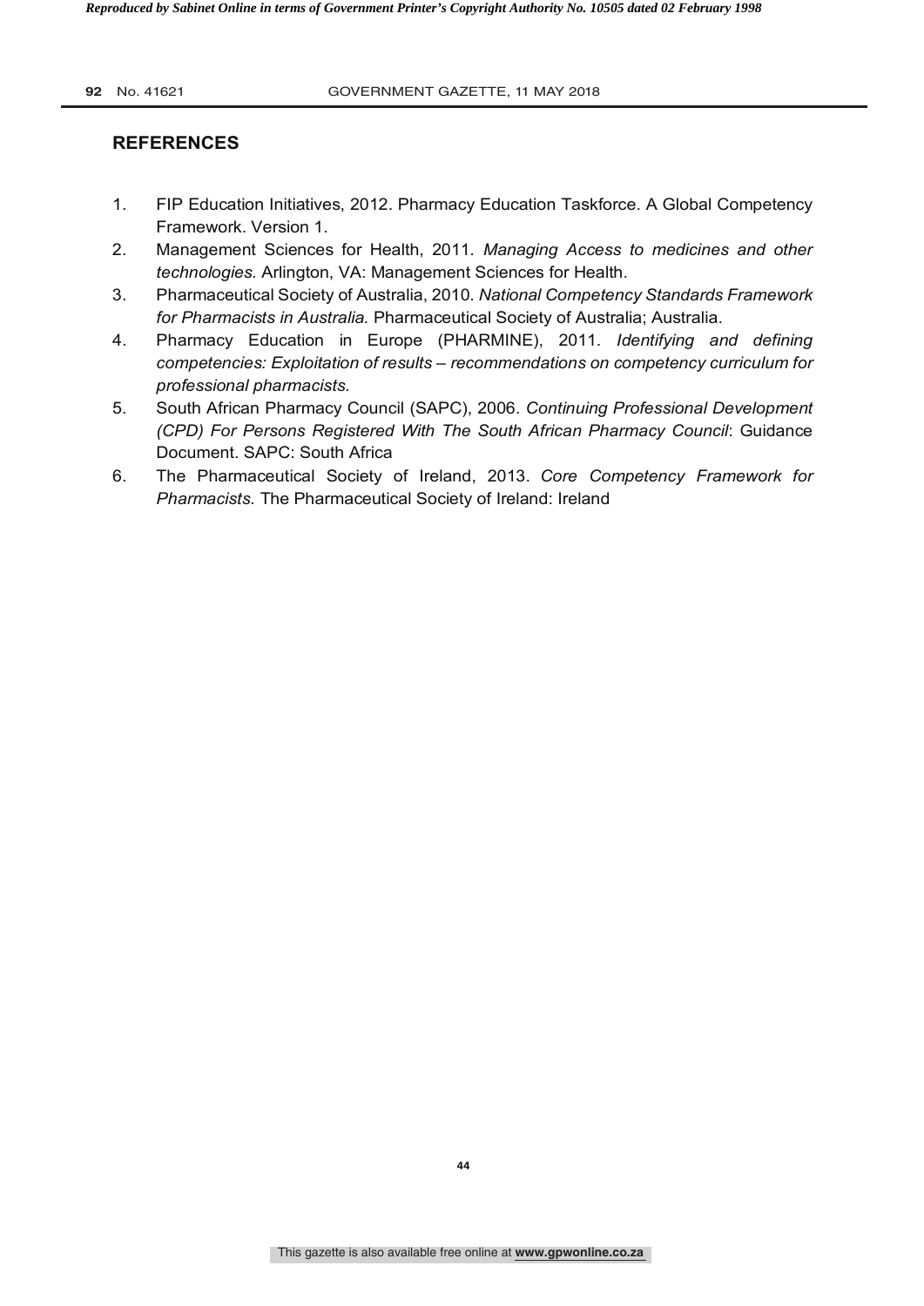## REFERENCES

1. FIP Education Initiatives, 2012. Pharmacy Education Taskforce. A Global Competency Framework. Version 1.
2. Management Sciences for Health, 2011. *Managing Access to medicines and other technologies.* Arlington, VA: Management Sciences for Health.
3. Pharmaceutical Society of Australia, 2010. *National Competency Standards Framework for Pharmacists in Australia.* Pharmaceutical Society of Australia; Australia.
4. Pharmacy Education in Europe (PHARMINE), 2011. *Identifying and defining competencies: Exploitation of results – recommendations on competency curriculum for professional pharmacists.*
5. South African Pharmacy Council (SAPC), 2006. *Continuing Professional Development (CPD) For Persons Registered With The South African Pharmacy Council*: Guidance Document. SAPC: South Africa
6. The Pharmaceutical Society of Ireland, 2013. *Core Competency Framework for Pharmacists*. The Pharmaceutical Society of Ireland: Ireland